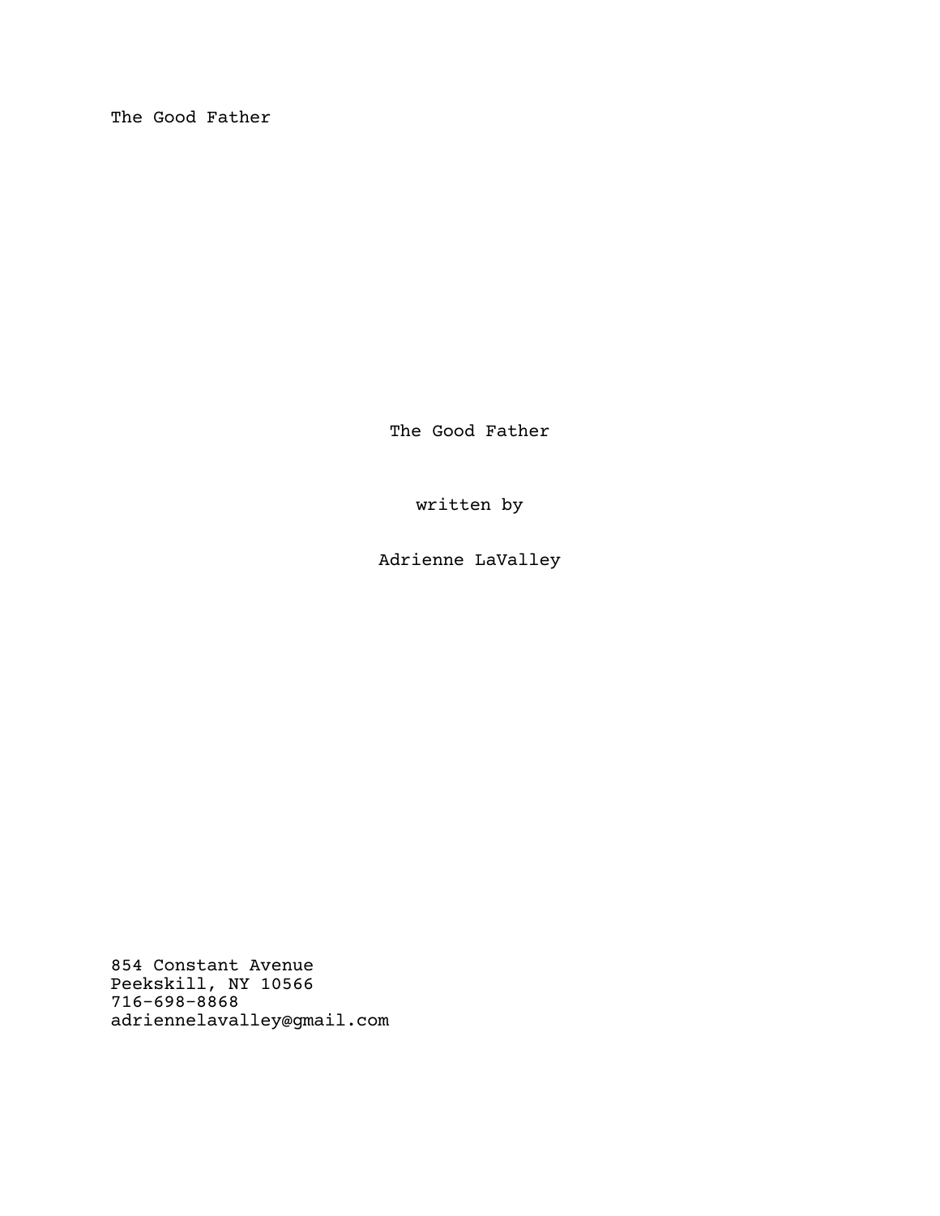The Good Father

# The Good Father

written by

Adrienne LaValley

854 Constant Avenue
Peekskill, NY 10566
716-698-8868
adriennelavalley@gmail.com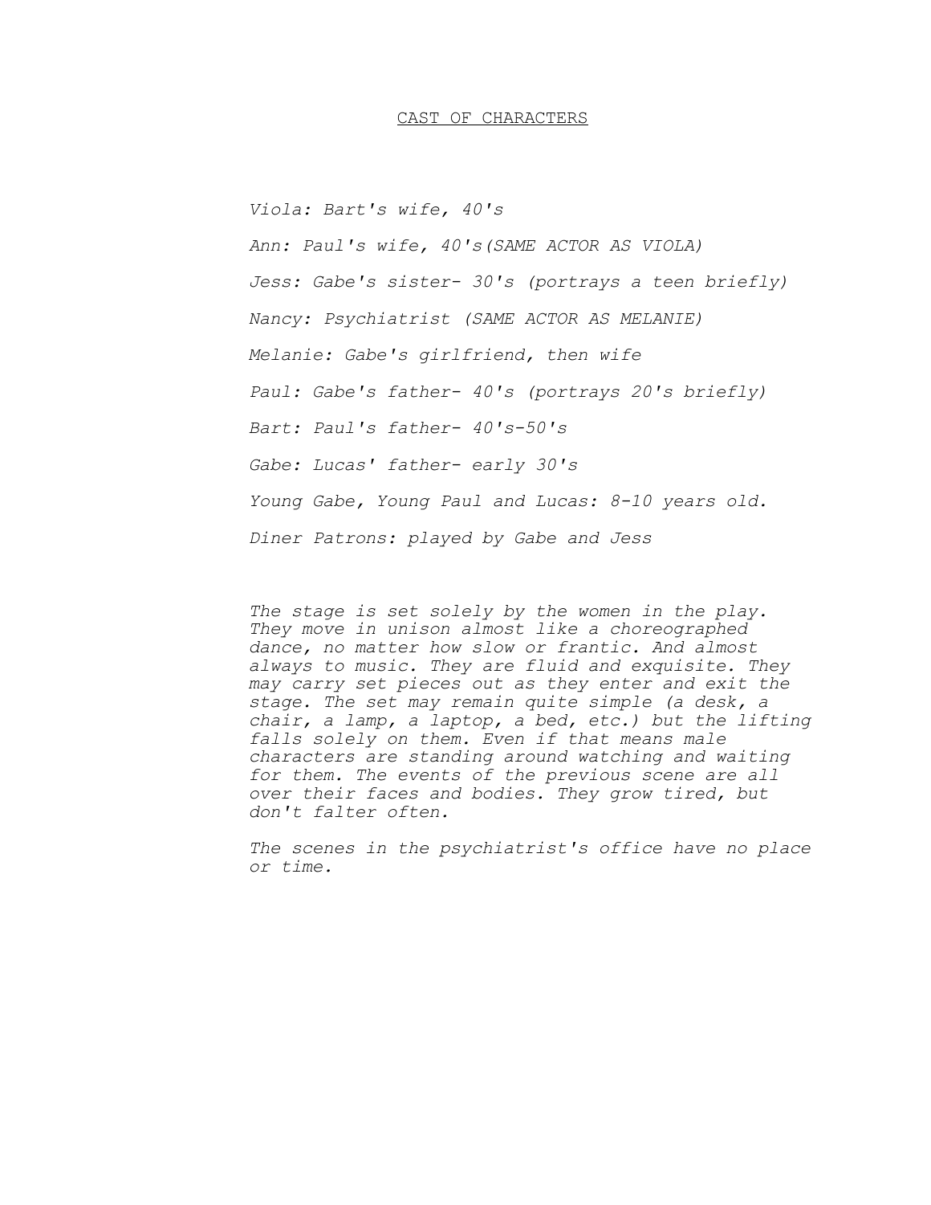CAST OF CHARACTERS

*Viola: Bart's wife, 40's*

*Ann: Paul's wife, 40's(SAME ACTOR AS VIOLA)*

*Jess: Gabe's sister- 30's (portrays a teen briefly)*

*Nancy: Psychiatrist (SAME ACTOR AS MELANIE)*

*Melanie: Gabe's girlfriend, then wife*

*Paul: Gabe's father- 40's (portrays 20's briefly)*

*Bart: Paul's father- 40's-50's*

*Gabe: Lucas' father- early 30's*

*Young Gabe, Young Paul and Lucas: 8-10 years old.*

*Diner Patrons: played by Gabe and Jess*

*The stage is set solely by the women in the play. They move in unison almost like a choreographed dance, no matter how slow or frantic. And almost always to music. They are fluid and exquisite. They may carry set pieces out as they enter and exit the stage. The set may remain quite simple (a desk, a chair, a lamp, a laptop, a bed, etc.) but the lifting falls solely on them. Even if that means male characters are standing around watching and waiting for them. The events of the previous scene are all over their faces and bodies. They grow tired, but don't falter often.*

*The scenes in the psychiatrist's office have no place or time.*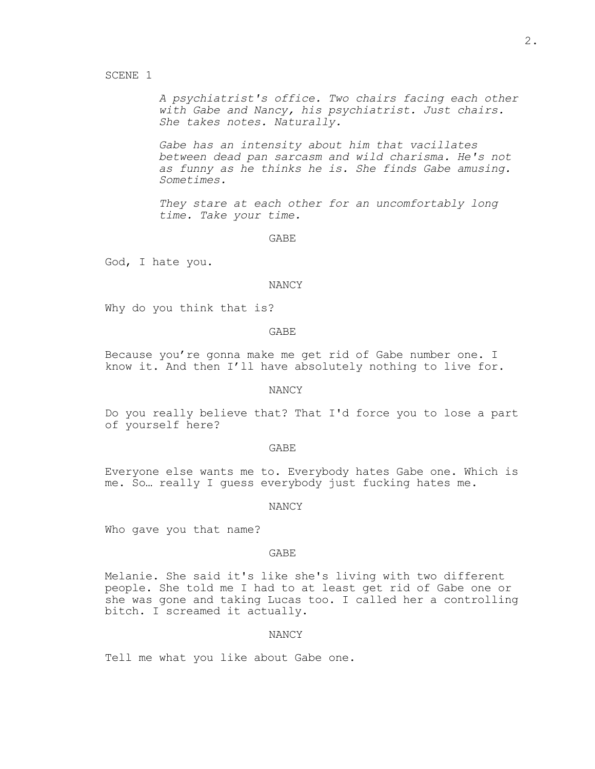SCENE 1

*A psychiatrist's office. Two chairs facing each other with Gabe and Nancy, his psychiatrist. Just chairs. She takes notes. Naturally.*

*Gabe has an intensity about him that vacillates between dead pan sarcasm and wild charisma. He's not as funny as he thinks he is. She finds Gabe amusing. Sometimes.*

*They stare at each other for an uncomfortably long time. Take your time.*

GABE

God, I hate you.

NANCY

Why do you think that is?

GABE

Because you're gonna make me get rid of Gabe number one. I know it. And then I'll have absolutely nothing to live for.

NANCY

Do you really believe that? That I'd force you to lose a part of yourself here?

GABE

Everyone else wants me to. Everybody hates Gabe one. Which is me. So… really I guess everybody just fucking hates me.

NANCY

Who gave you that name?

GABE

Melanie. She said it's like she's living with two different people. She told me I had to at least get rid of Gabe one or she was gone and taking Lucas too. I called her a controlling bitch. I screamed it actually.

NANCY

Tell me what you like about Gabe one.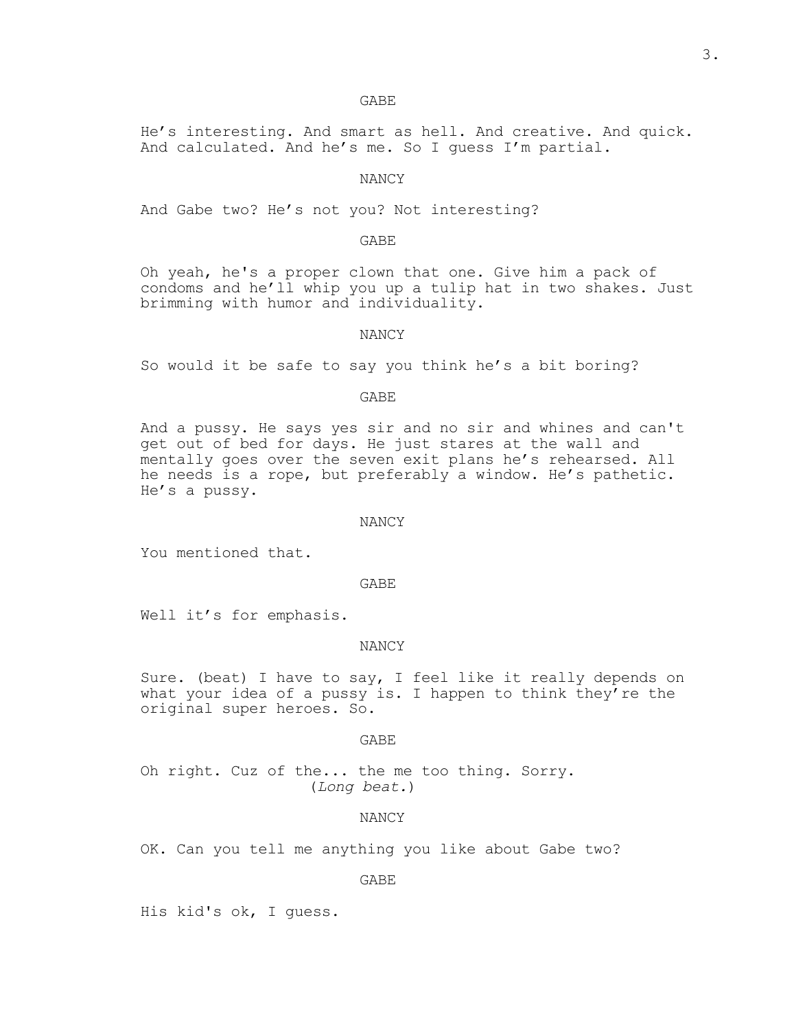GABE

He's interesting. And smart as hell. And creative. And quick. And calculated. And he's me. So I guess I'm partial.

NANCY

And Gabe two? He's not you? Not interesting?

GABE

Oh yeah, he's a proper clown that one. Give him a pack of condoms and he'll whip you up a tulip hat in two shakes. Just brimming with humor and individuality.

NANCY

So would it be safe to say you think he's a bit boring?

GABE

And a pussy. He says yes sir and no sir and whines and can't get out of bed for days. He just stares at the wall and mentally goes over the seven exit plans he's rehearsed. All he needs is a rope, but preferably a window. He's pathetic. He's a pussy.

NANCY

You mentioned that.

GABE

Well it's for emphasis.

NANCY

Sure. (beat) I have to say, I feel like it really depends on what your idea of a pussy is. I happen to think they're the original super heroes. So.

GABE

Oh right. Cuz of the... the me too thing. Sorry.
(*Long beat.*)

NANCY

OK. Can you tell me anything you like about Gabe two?

GABE

His kid's ok, I guess.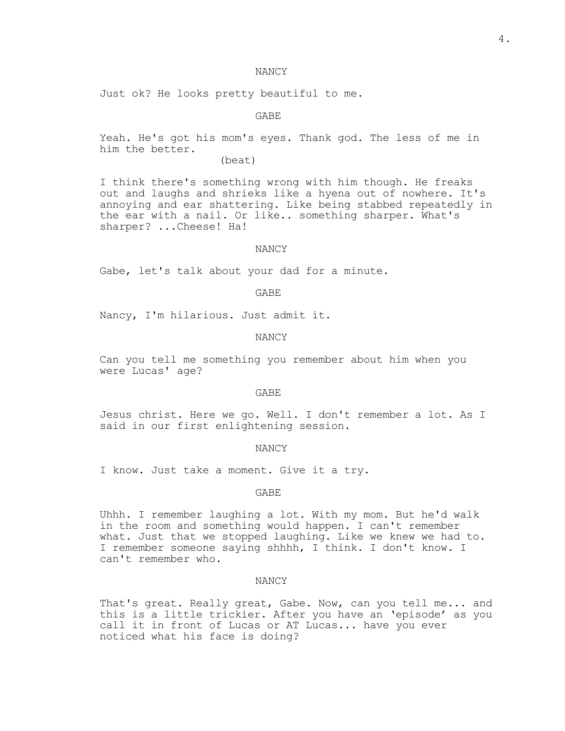NANCY

Just ok? He looks pretty beautiful to me.

GABE

Yeah. He's got his mom's eyes. Thank god. The less of me in him the better.

(beat)

I think there's something wrong with him though. He freaks out and laughs and shrieks like a hyena out of nowhere. It's annoying and ear shattering. Like being stabbed repeatedly in the ear with a nail. Or like.. something sharper. What's sharper? ...Cheese! Ha!

NANCY

Gabe, let's talk about your dad for a minute.

GABE

Nancy, I'm hilarious. Just admit it.

NANCY

Can you tell me something you remember about him when you were Lucas' age?

GABE

Jesus christ. Here we go. Well. I don't remember a lot. As I said in our first enlightening session.

NANCY

I know. Just take a moment. Give it a try.

GABE

Uhhh. I remember laughing a lot. With my mom. But he'd walk in the room and something would happen. I can't remember what. Just that we stopped laughing. Like we knew we had to. I remember someone saying shhhh, I think. I don't know. I can't remember who.

NANCY

That's great. Really great, Gabe. Now, can you tell me... and this is a little trickier. After you have an 'episode' as you call it in front of Lucas or AT Lucas... have you ever noticed what his face is doing?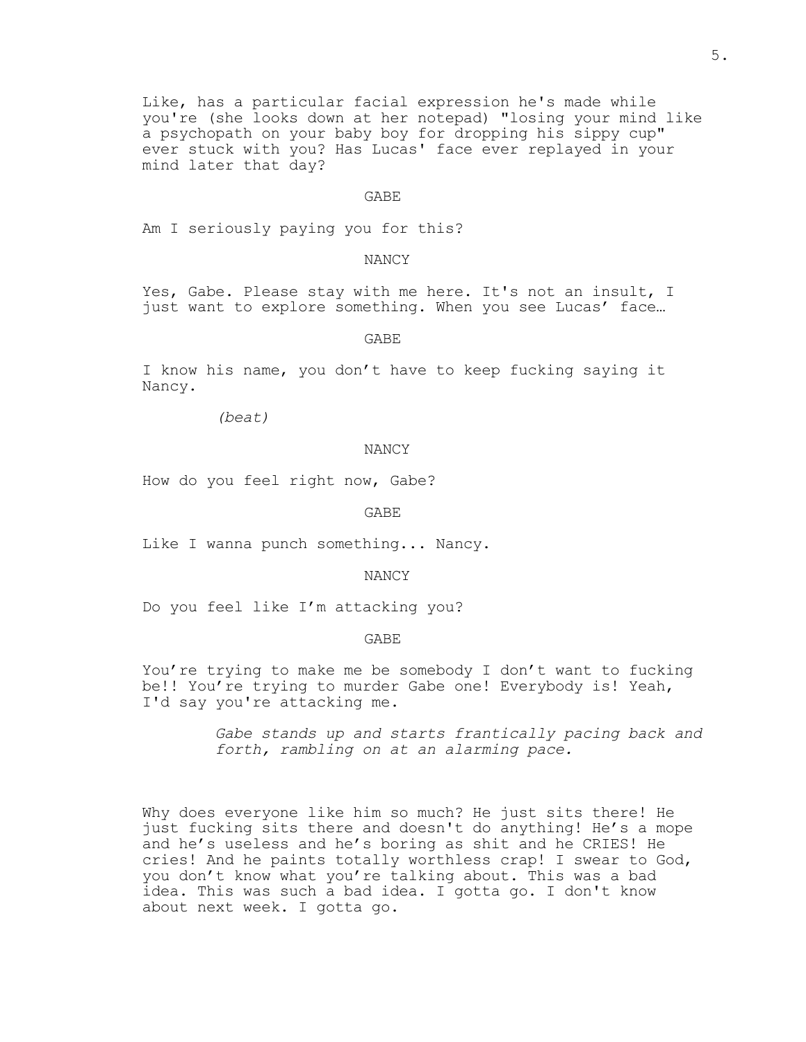Like, has a particular facial expression he's made while you're (she looks down at her notepad) "losing your mind like a psychopath on your baby boy for dropping his sippy cup" ever stuck with you? Has Lucas' face ever replayed in your mind later that day?

GABE

Am I seriously paying you for this?

NANCY

Yes, Gabe. Please stay with me here. It's not an insult, I just want to explore something. When you see Lucas' face…

GABE

I know his name, you don't have to keep fucking saying it Nancy.

*(beat)*

NANCY

How do you feel right now, Gabe?

GABE

Like I wanna punch something... Nancy.

NANCY

Do you feel like I'm attacking you?

GABE

You're trying to make me be somebody I don't want to fucking be!! You're trying to murder Gabe one! Everybody is! Yeah, I'd say you're attacking me.

*Gabe stands up and starts frantically pacing back and forth, rambling on at an alarming pace.*

Why does everyone like him so much? He just sits there! He just fucking sits there and doesn't do anything! He's a mope and he's useless and he's boring as shit and he CRIES! He cries! And he paints totally worthless crap! I swear to God, you don't know what you're talking about. This was a bad idea. This was such a bad idea. I gotta go. I don't know about next week. I gotta go.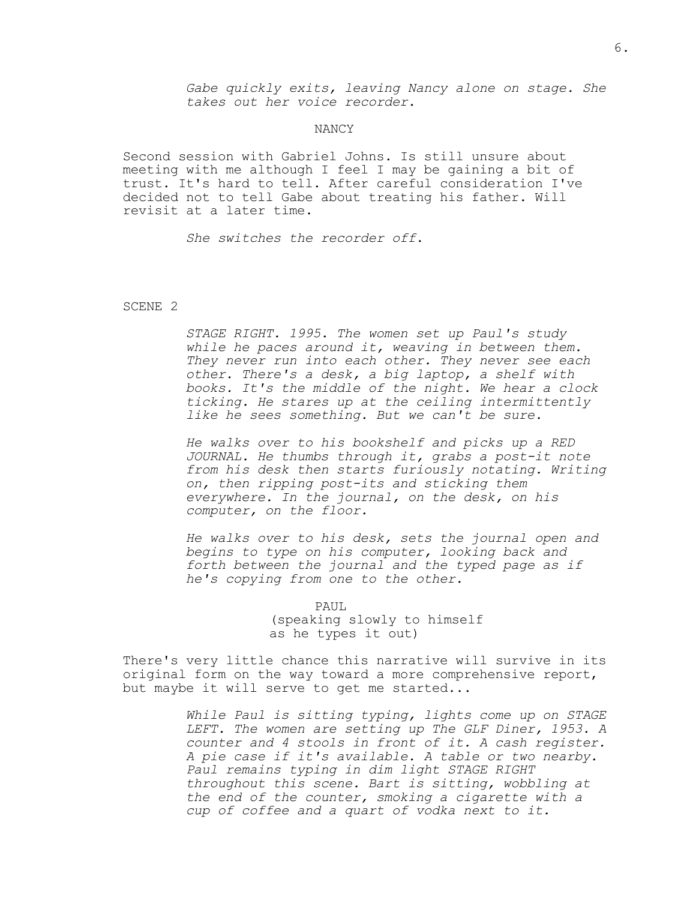*Gabe quickly exits, leaving Nancy alone on stage. She takes out her voice recorder.*

NANCY

Second session with Gabriel Johns. Is still unsure about meeting with me although I feel I may be gaining a bit of trust. It's hard to tell. After careful consideration I've decided not to tell Gabe about treating his father. Will revisit at a later time.

*She switches the recorder off.*

SCENE 2

*STAGE RIGHT. 1995. The women set up Paul's study while he paces around it, weaving in between them. They never run into each other. They never see each other. There's a desk, a big laptop, a shelf with books. It's the middle of the night. We hear a clock ticking. He stares up at the ceiling intermittently like he sees something. But we can't be sure.*

*He walks over to his bookshelf and picks up a RED JOURNAL. He thumbs through it, grabs a post-it note from his desk then starts furiously notating. Writing on, then ripping post-its and sticking them everywhere. In the journal, on the desk, on his computer, on the floor.*

*He walks over to his desk, sets the journal open and begins to type on his computer, looking back and forth between the journal and the typed page as if he's copying from one to the other.*

PAUL
(speaking slowly to himself as he types it out)

There's very little chance this narrative will survive in its original form on the way toward a more comprehensive report, but maybe it will serve to get me started...

*While Paul is sitting typing, lights come up on STAGE LEFT. The women are setting up The GLF Diner, 1953. A counter and 4 stools in front of it. A cash register. A pie case if it's available. A table or two nearby. Paul remains typing in dim light STAGE RIGHT throughout this scene. Bart is sitting, wobbling at the end of the counter, smoking a cigarette with a cup of coffee and a quart of vodka next to it.*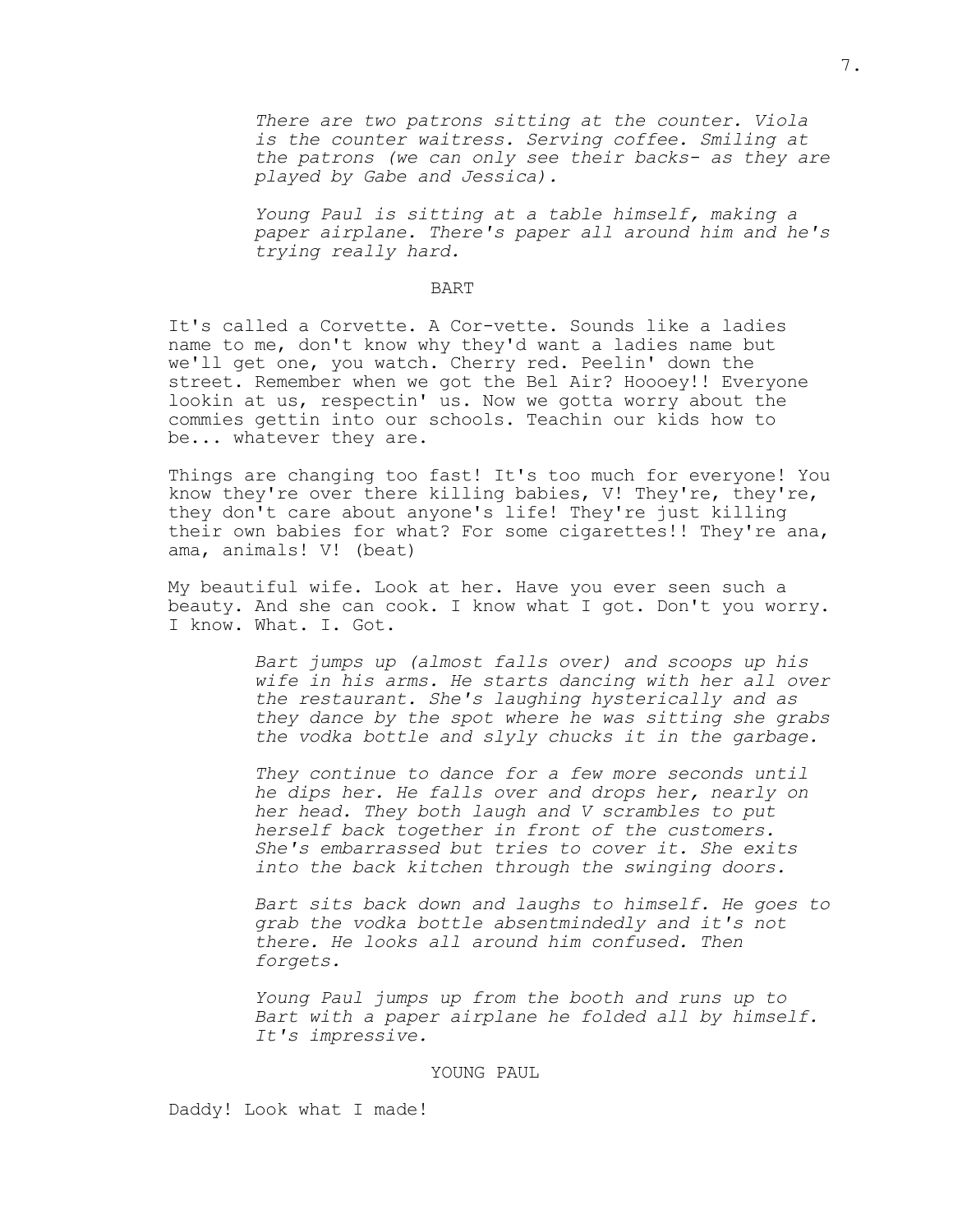*There are two patrons sitting at the counter. Viola is the counter waitress. Serving coffee. Smiling at the patrons (we can only see their backs- as they are played by Gabe and Jessica).*

*Young Paul is sitting at a table himself, making a paper airplane. There's paper all around him and he's trying really hard.*

BART

It's called a Corvette. A Cor-vette. Sounds like a ladies name to me, don't know why they'd want a ladies name but we'll get one, you watch. Cherry red. Peelin' down the street. Remember when we got the Bel Air? Hoooey!! Everyone lookin at us, respectin' us. Now we gotta worry about the commies gettin into our schools. Teachin our kids how to be... whatever they are.

Things are changing too fast! It's too much for everyone! You know they're over there killing babies, V! They're, they're, they don't care about anyone's life! They're just killing their own babies for what? For some cigarettes!! They're ana, ama, animals! V! (beat)

My beautiful wife. Look at her. Have you ever seen such a beauty. And she can cook. I know what I got. Don't you worry. I know. What. I. Got.

*Bart jumps up (almost falls over) and scoops up his wife in his arms. He starts dancing with her all over the restaurant. She's laughing hysterically and as they dance by the spot where he was sitting she grabs the vodka bottle and slyly chucks it in the garbage.*

*They continue to dance for a few more seconds until he dips her. He falls over and drops her, nearly on her head. They both laugh and V scrambles to put herself back together in front of the customers. She's embarrassed but tries to cover it. She exits into the back kitchen through the swinging doors.*

*Bart sits back down and laughs to himself. He goes to grab the vodka bottle absentmindedly and it's not there. He looks all around him confused. Then forgets.*

*Young Paul jumps up from the booth and runs up to Bart with a paper airplane he folded all by himself. It's impressive.*

YOUNG PAUL

Daddy! Look what I made!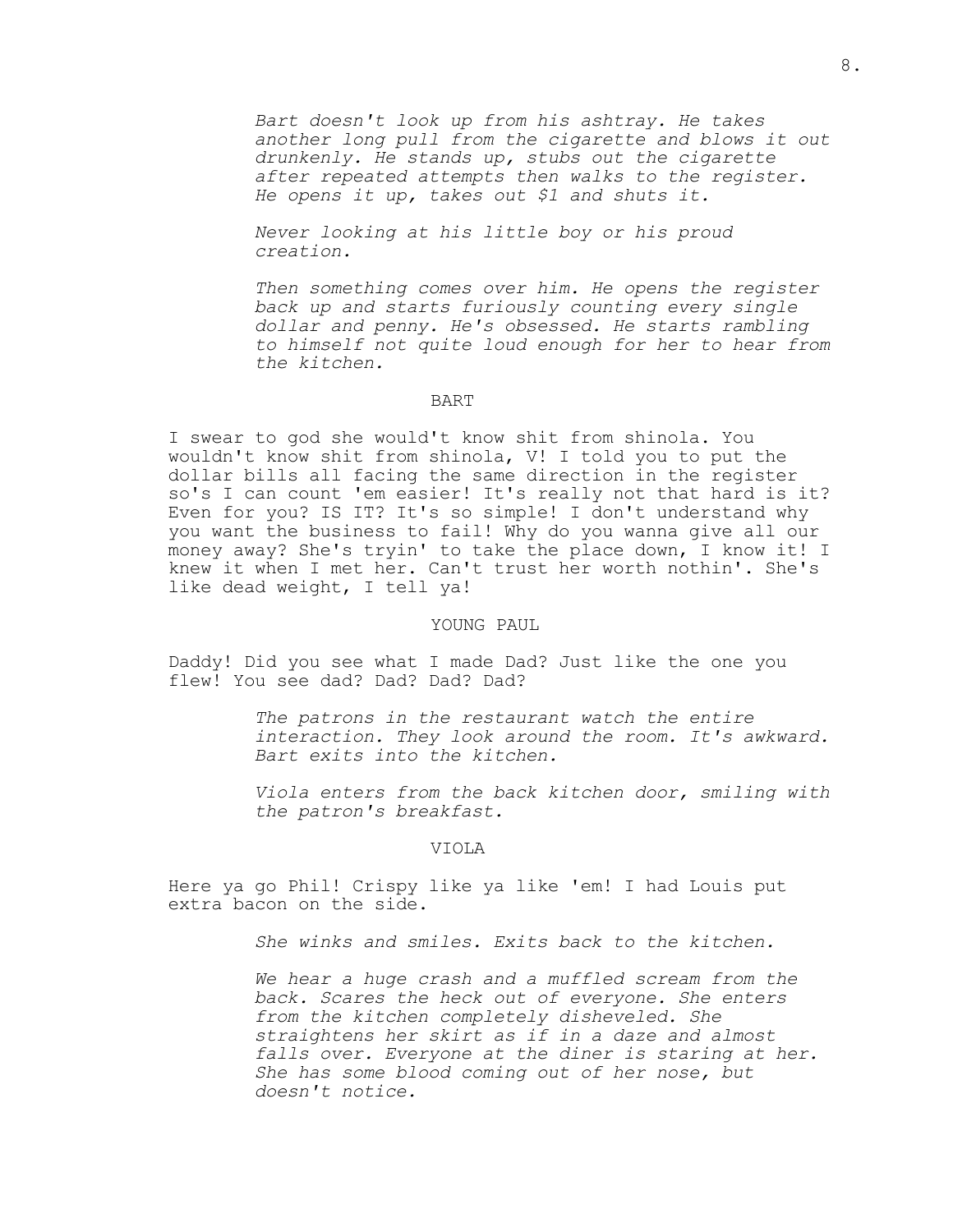*Bart doesn't look up from his ashtray. He takes another long pull from the cigarette and blows it out drunkenly. He stands up, stubs out the cigarette after repeated attempts then walks to the register. He opens it up, takes out $1 and shuts it.*

*Never looking at his little boy or his proud creation.*

*Then something comes over him. He opens the register back up and starts furiously counting every single dollar and penny. He's obsessed. He starts rambling to himself not quite loud enough for her to hear from the kitchen.*

BART

I swear to god she would't know shit from shinola. You wouldn't know shit from shinola, V! I told you to put the dollar bills all facing the same direction in the register so's I can count 'em easier! It's really not that hard is it? Even for you? IS IT? It's so simple! I don't understand why you want the business to fail! Why do you wanna give all our money away? She's tryin' to take the place down, I know it! I knew it when I met her. Can't trust her worth nothin'. She's like dead weight, I tell ya!

YOUNG PAUL

Daddy! Did you see what I made Dad? Just like the one you flew! You see dad? Dad? Dad? Dad?

*The patrons in the restaurant watch the entire interaction. They look around the room. It's awkward. Bart exits into the kitchen.*

*Viola enters from the back kitchen door, smiling with the patron's breakfast.*

VIOLA

Here ya go Phil! Crispy like ya like 'em! I had Louis put extra bacon on the side.

*She winks and smiles. Exits back to the kitchen.*

*We hear a huge crash and a muffled scream from the back. Scares the heck out of everyone. She enters from the kitchen completely disheveled. She straightens her skirt as if in a daze and almost falls over. Everyone at the diner is staring at her. She has some blood coming out of her nose, but doesn't notice.*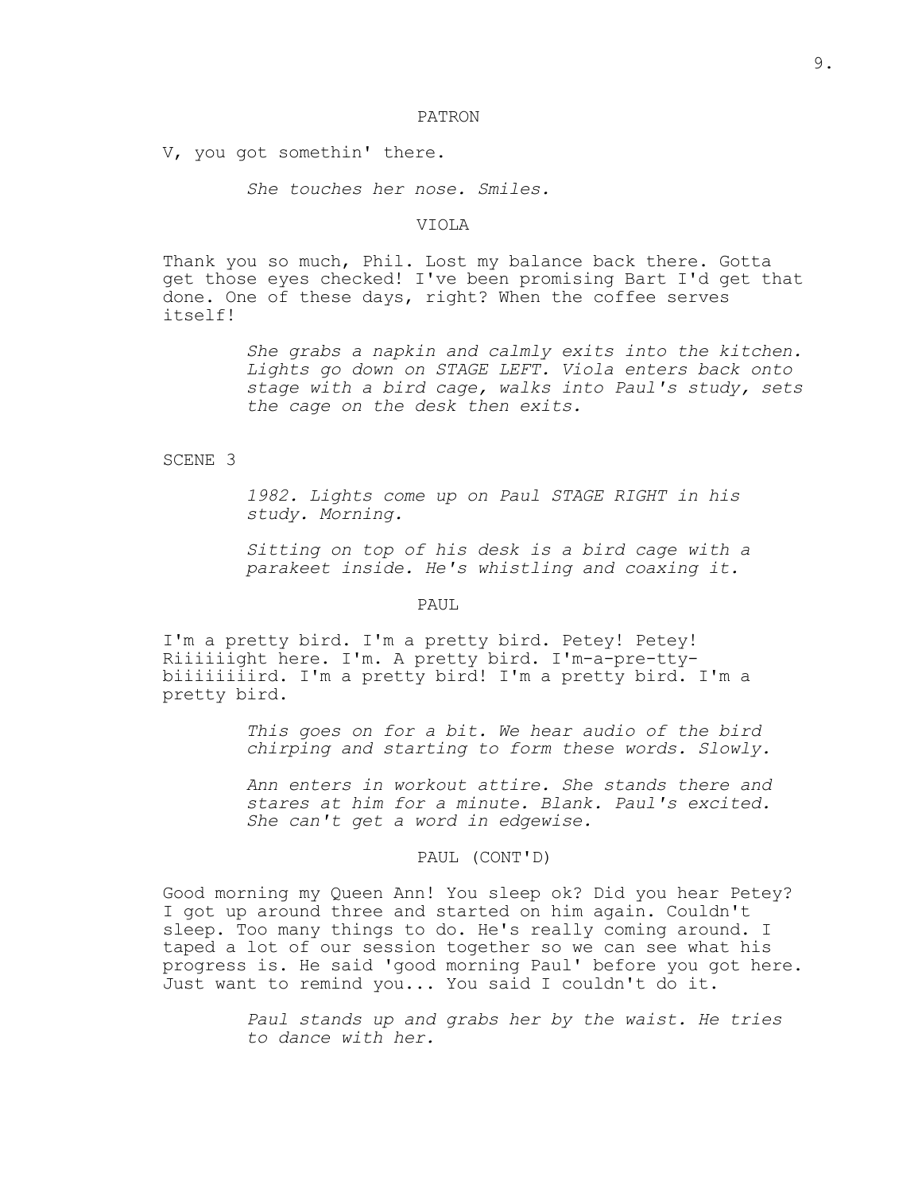PATRON

V, you got somethin' there.

*She touches her nose. Smiles.*

VIOLA

Thank you so much, Phil. Lost my balance back there. Gotta get those eyes checked! I've been promising Bart I'd get that done. One of these days, right? When the coffee serves itself!

*She grabs a napkin and calmly exits into the kitchen. Lights go down on STAGE LEFT. Viola enters back onto stage with a bird cage, walks into Paul's study, sets the cage on the desk then exits.*

SCENE 3

*1982. Lights come up on Paul STAGE RIGHT in his study. Morning.*

*Sitting on top of his desk is a bird cage with a parakeet inside. He's whistling and coaxing it.*

PAUL

I'm a pretty bird. I'm a pretty bird. Petey! Petey! Riiiiiight here. I'm. A pretty bird. I'm-a-pre-tty-biiiiiiiird. I'm a pretty bird! I'm a pretty bird. I'm a pretty bird.

*This goes on for a bit. We hear audio of the bird chirping and starting to form these words. Slowly.*

*Ann enters in workout attire. She stands there and stares at him for a minute. Blank. Paul's excited. She can't get a word in edgewise.*

PAUL (CONT'D)

Good morning my Queen Ann! You sleep ok? Did you hear Petey? I got up around three and started on him again. Couldn't sleep. Too many things to do. He's really coming around. I taped a lot of our session together so we can see what his progress is. He said 'good morning Paul' before you got here. Just want to remind you... You said I couldn't do it.

*Paul stands up and grabs her by the waist. He tries to dance with her.*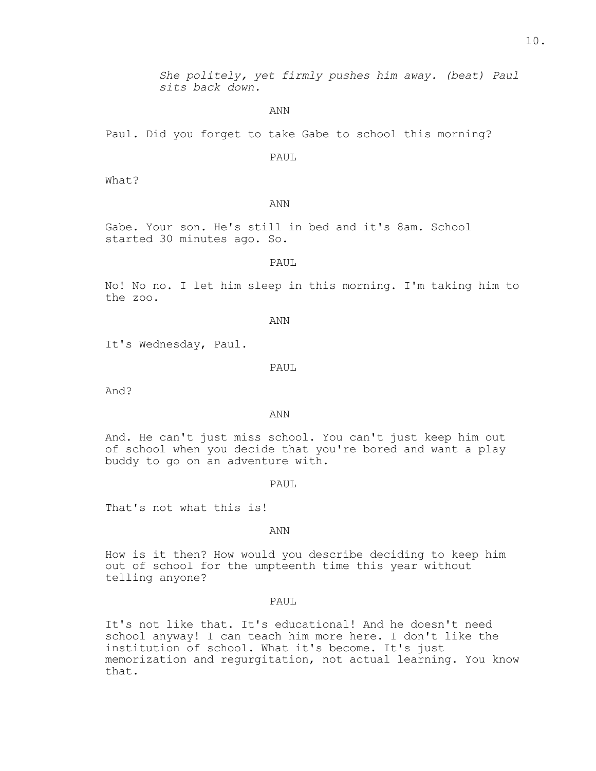*She politely, yet firmly pushes him away. (beat) Paul sits back down.*

ANN

Paul. Did you forget to take Gabe to school this morning?

PAUL

What?

ANN

Gabe. Your son. He's still in bed and it's 8am. School started 30 minutes ago. So.

PAUL

No! No no. I let him sleep in this morning. I'm taking him to the zoo.

ANN

It's Wednesday, Paul.

PAUL

And?

ANN

And. He can't just miss school. You can't just keep him out of school when you decide that you're bored and want a play buddy to go on an adventure with.

PAUL

That's not what this is!

ANN

How is it then? How would you describe deciding to keep him out of school for the umpteenth time this year without telling anyone?

PAUL

It's not like that. It's educational! And he doesn't need school anyway! I can teach him more here. I don't like the institution of school. What it's become. It's just memorization and regurgitation, not actual learning. You know that.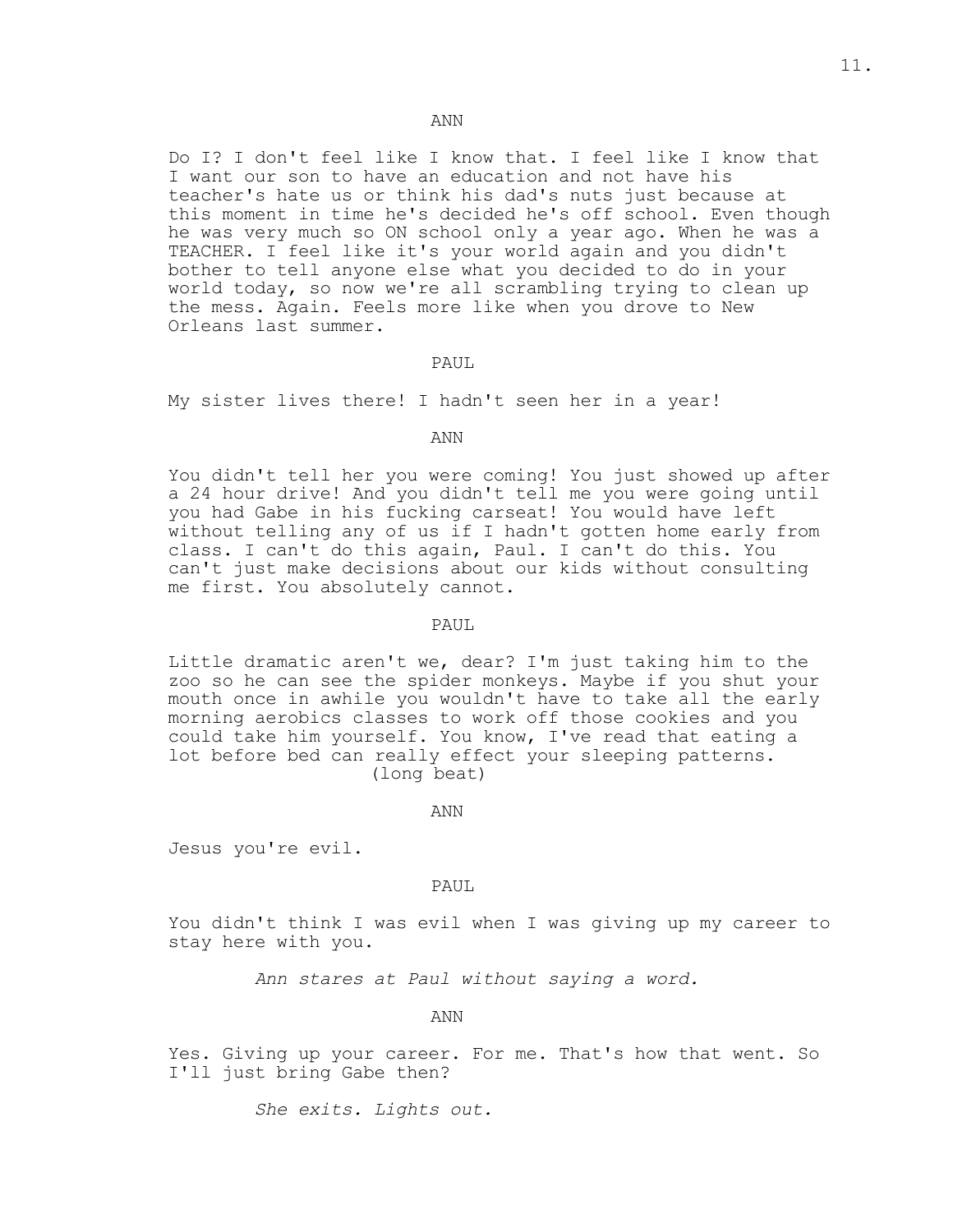ANN

Do I? I don't feel like I know that. I feel like I know that I want our son to have an education and not have his teacher's hate us or think his dad's nuts just because at this moment in time he's decided he's off school. Even though he was very much so ON school only a year ago. When he was a TEACHER. I feel like it's your world again and you didn't bother to tell anyone else what you decided to do in your world today, so now we're all scrambling trying to clean up the mess. Again. Feels more like when you drove to New Orleans last summer.

PAUL

My sister lives there! I hadn't seen her in a year!

ANN

You didn't tell her you were coming! You just showed up after a 24 hour drive! And you didn't tell me you were going until you had Gabe in his fucking carseat! You would have left without telling any of us if I hadn't gotten home early from class. I can't do this again, Paul. I can't do this. You can't just make decisions about our kids without consulting me first. You absolutely cannot.

PAUL

Little dramatic aren't we, dear? I'm just taking him to the zoo so he can see the spider monkeys. Maybe if you shut your mouth once in awhile you wouldn't have to take all the early morning aerobics classes to work off those cookies and you could take him yourself. You know, I've read that eating a lot before bed can really effect your sleeping patterns.

(long beat)

ANN

Jesus you're evil.

PAUL

You didn't think I was evil when I was giving up my career to stay here with you.

*Ann stares at Paul without saying a word.*

ANN

Yes. Giving up your career. For me. That's how that went. So I'll just bring Gabe then?

*She exits. Lights out.*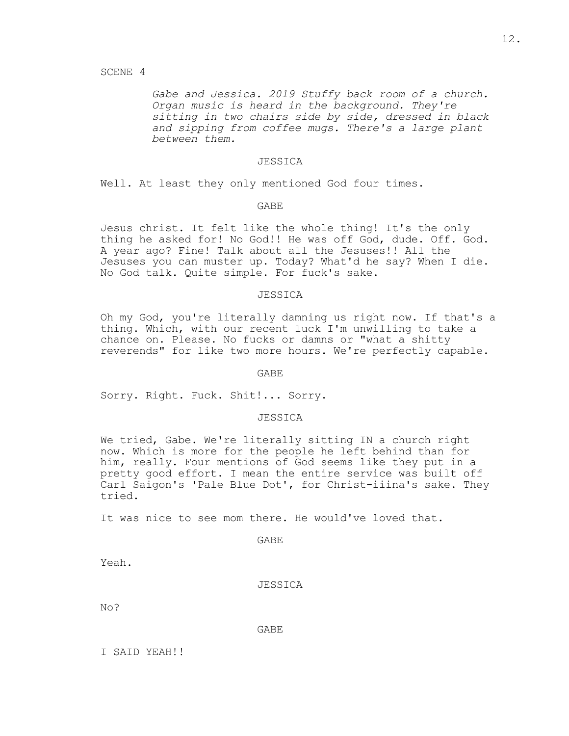SCENE 4

*Gabe and Jessica. 2019 Stuffy back room of a church. Organ music is heard in the background. They're sitting in two chairs side by side, dressed in black and sipping from coffee mugs. There's a large plant between them.*

JESSICA

Well. At least they only mentioned God four times.

GABE

Jesus christ. It felt like the whole thing! It's the only thing he asked for! No God!! He was off God, dude. Off. God. A year ago? Fine! Talk about all the Jesuses!! All the Jesuses you can muster up. Today? What'd he say? When I die. No God talk. Quite simple. For fuck's sake.

JESSICA

Oh my God, you're literally damning us right now. If that's a thing. Which, with our recent luck I'm unwilling to take a chance on. Please. No fucks or damns or "what a shitty reverends" for like two more hours. We're perfectly capable.

GABE

Sorry. Right. Fuck. Shit!... Sorry.

JESSICA

We tried, Gabe. We're literally sitting IN a church right now. Which is more for the people he left behind than for him, really. Four mentions of God seems like they put in a pretty good effort. I mean the entire service was built off Carl Saigon's 'Pale Blue Dot', for Christ-iiina's sake. They tried.

It was nice to see mom there. He would've loved that.

GABE

Yeah.

JESSICA

No?

GABE

I SAID YEAH!!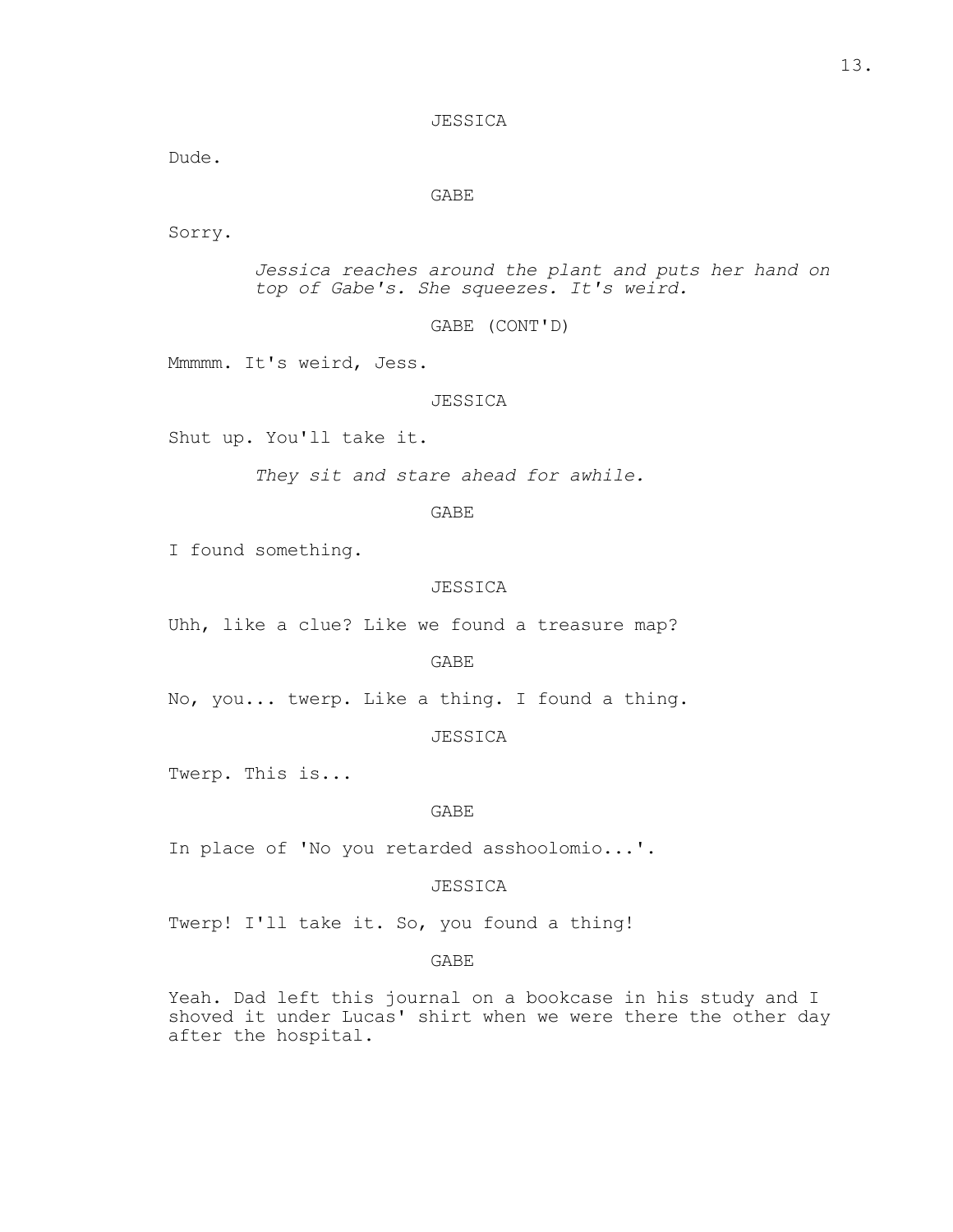JESSICA

Dude.

GABE

Sorry.

*Jessica reaches around the plant and puts her hand on top of Gabe's. She squeezes. It's weird.*

GABE (CONT'D)

Mmmmm. It's weird, Jess.

JESSICA

Shut up. You'll take it.

*They sit and stare ahead for awhile.*

GABE

I found something.

JESSICA

Uhh, like a clue? Like we found a treasure map?

GABE

No, you... twerp. Like a thing. I found a thing.

JESSICA

Twerp. This is...

GABE

In place of 'No you retarded asshoolomio...'.

JESSICA

Twerp! I'll take it. So, you found a thing!

GABE

Yeah. Dad left this journal on a bookcase in his study and I shoved it under Lucas' shirt when we were there the other day after the hospital.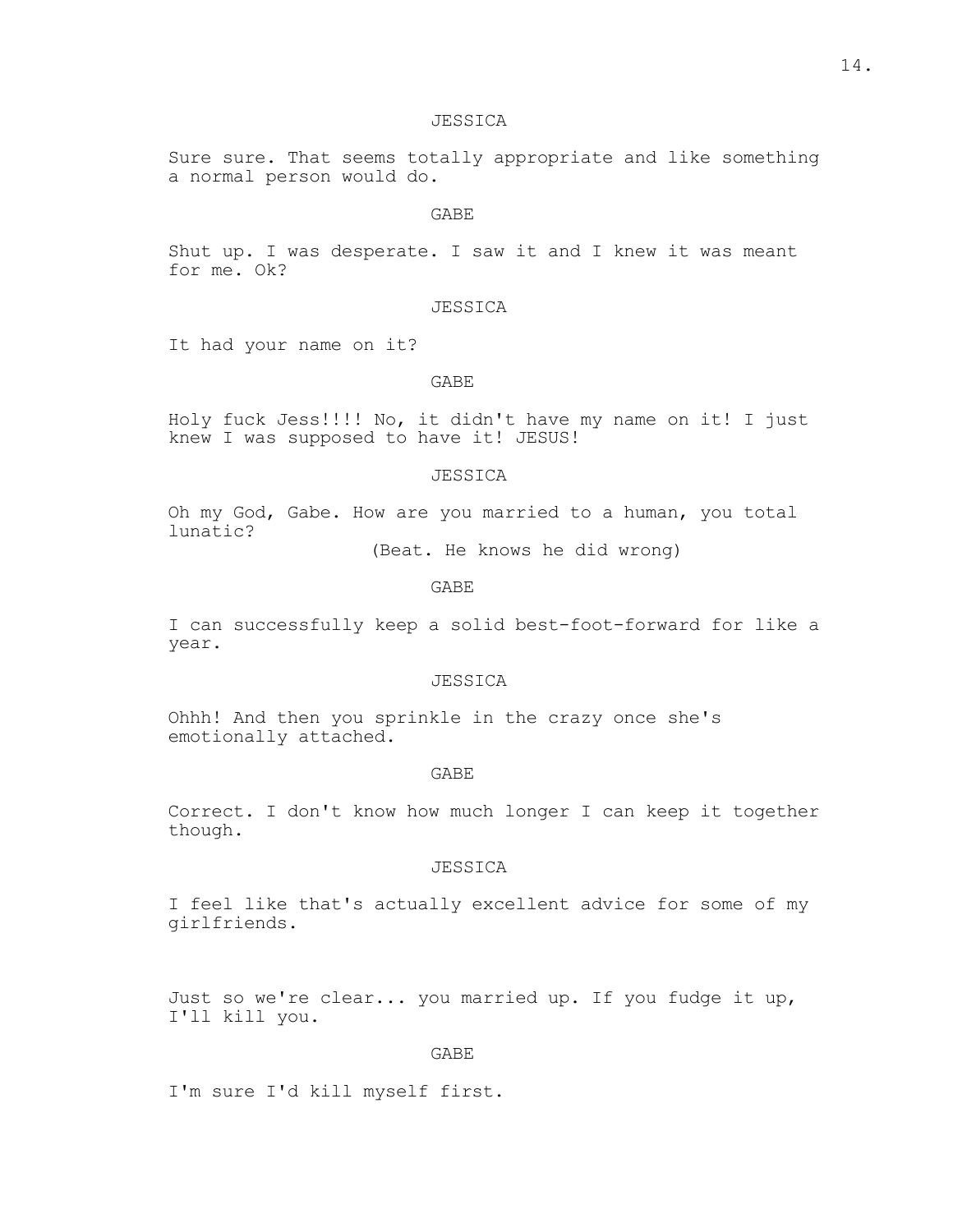JESSICA

Sure sure. That seems totally appropriate and like something a normal person would do.

GABE

Shut up. I was desperate. I saw it and I knew it was meant for me. Ok?

JESSICA

It had your name on it?

GABE

Holy fuck Jess!!!! No, it didn't have my name on it! I just knew I was supposed to have it! JESUS!

JESSICA

Oh my God, Gabe. How are you married to a human, you total lunatic?

(Beat. He knows he did wrong)

GABE

I can successfully keep a solid best-foot-forward for like a year.

JESSICA

Ohhh! And then you sprinkle in the crazy once she's emotionally attached.

GABE

Correct. I don't know how much longer I can keep it together though.

JESSICA

I feel like that's actually excellent advice for some of my girlfriends.

Just so we're clear... you married up. If you fudge it up, I'll kill you.

GABE

I'm sure I'd kill myself first.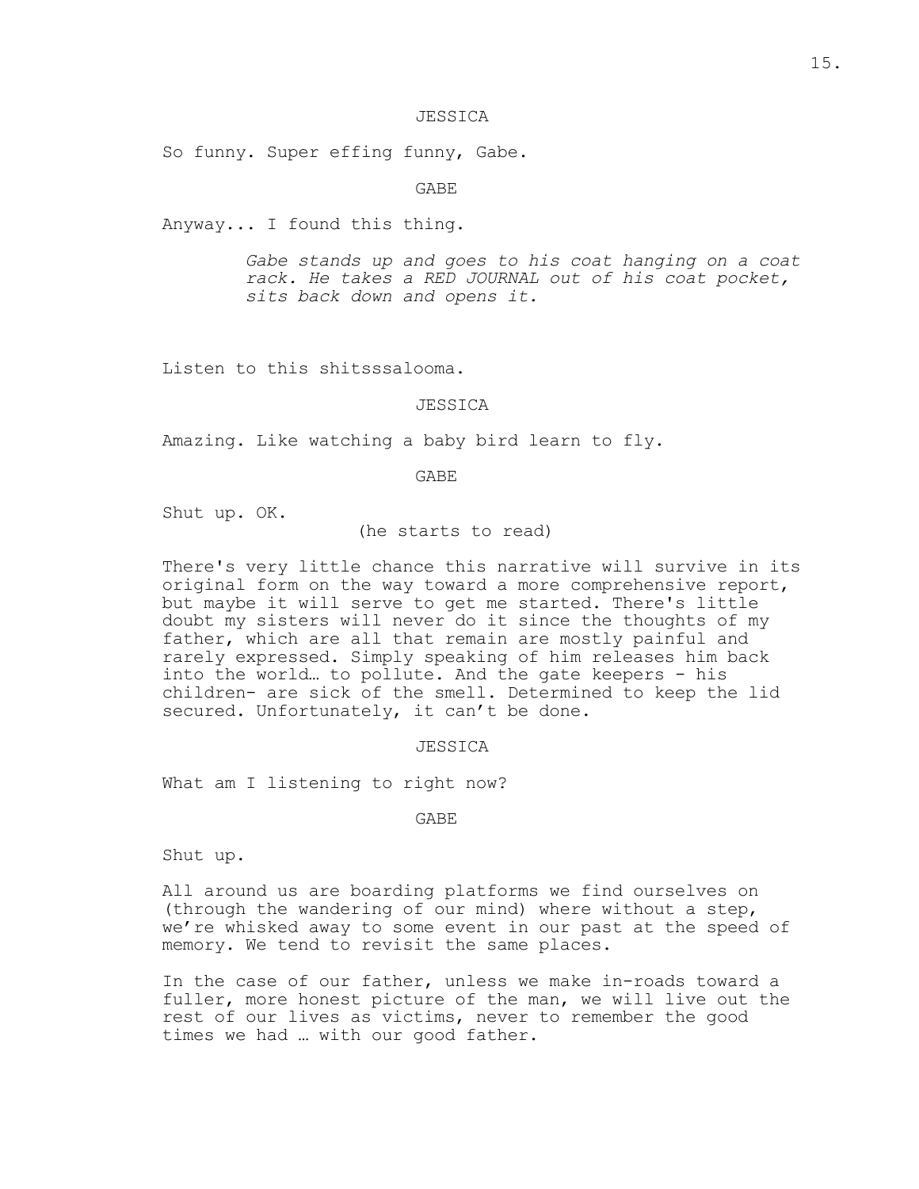JESSICA

So funny. Super effing funny, Gabe.

GABE

Anyway... I found this thing.

*Gabe stands up and goes to his coat hanging on a coat rack. He takes a RED JOURNAL out of his coat pocket, sits back down and opens it.*

Listen to this shitsssalooma.

JESSICA

Amazing. Like watching a baby bird learn to fly.

GABE

Shut up. OK.

(he starts to read)

There's very little chance this narrative will survive in its original form on the way toward a more comprehensive report, but maybe it will serve to get me started. There's little doubt my sisters will never do it since the thoughts of my father, which are all that remain are mostly painful and rarely expressed. Simply speaking of him releases him back into the world… to pollute. And the gate keepers - his children- are sick of the smell. Determined to keep the lid secured. Unfortunately, it can't be done.

JESSICA

What am I listening to right now?

GABE

Shut up.

All around us are boarding platforms we find ourselves on (through the wandering of our mind) where without a step, we're whisked away to some event in our past at the speed of memory. We tend to revisit the same places.

In the case of our father, unless we make in-roads toward a fuller, more honest picture of the man, we will live out the rest of our lives as victims, never to remember the good times we had … with our good father.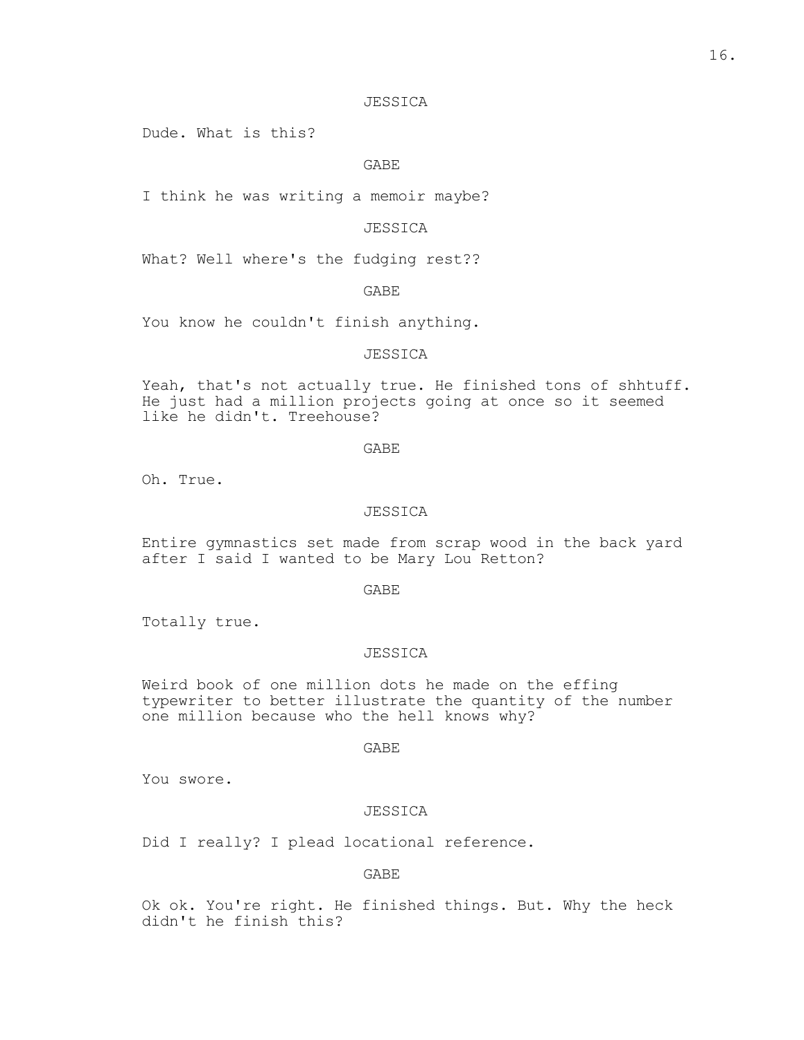JESSICA

Dude. What is this?

GABE

I think he was writing a memoir maybe?

JESSICA

What? Well where's the fudging rest??

GABE

You know he couldn't finish anything.

JESSICA

Yeah, that's not actually true. He finished tons of shhtuff. He just had a million projects going at once so it seemed like he didn't. Treehouse?

GABE

Oh. True.

JESSICA

Entire gymnastics set made from scrap wood in the back yard after I said I wanted to be Mary Lou Retton?

GABE

Totally true.

JESSICA

Weird book of one million dots he made on the effing typewriter to better illustrate the quantity of the number one million because who the hell knows why?

GABE

You swore.

JESSICA

Did I really? I plead locational reference.

GABE

Ok ok. You're right. He finished things. But. Why the heck didn't he finish this?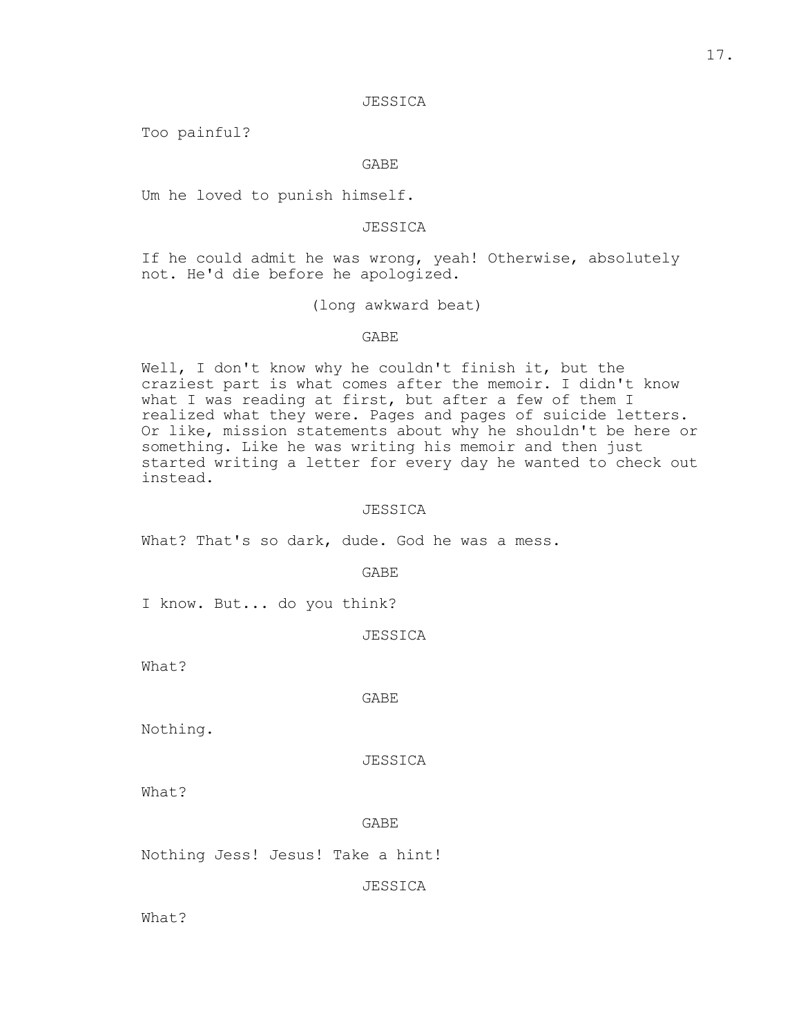JESSICA

Too painful?

GABE

Um he loved to punish himself.

JESSICA

If he could admit he was wrong, yeah! Otherwise, absolutely not. He'd die before he apologized.

(long awkward beat)

GABE

Well, I don't know why he couldn't finish it, but the craziest part is what comes after the memoir. I didn't know what I was reading at first, but after a few of them I realized what they were. Pages and pages of suicide letters. Or like, mission statements about why he shouldn't be here or something. Like he was writing his memoir and then just started writing a letter for every day he wanted to check out instead.

JESSICA

What? That's so dark, dude. God he was a mess.

GABE

I know. But... do you think?

JESSICA

What?

GABE

Nothing.

JESSICA

What?

GABE

Nothing Jess! Jesus! Take a hint!

JESSICA

What?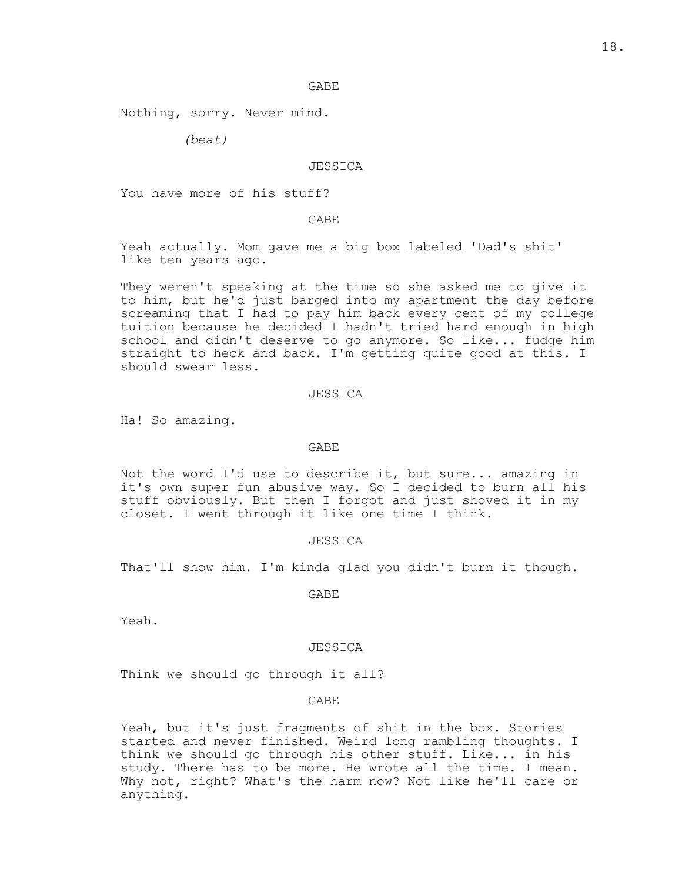GABE

Nothing, sorry. Never mind.

*(beat)*

JESSICA

You have more of his stuff?

GABE

Yeah actually. Mom gave me a big box labeled 'Dad's shit' like ten years ago.

They weren't speaking at the time so she asked me to give it to him, but he'd just barged into my apartment the day before screaming that I had to pay him back every cent of my college tuition because he decided I hadn't tried hard enough in high school and didn't deserve to go anymore. So like... fudge him straight to heck and back. I'm getting quite good at this. I should swear less.

JESSICA

Ha! So amazing.

GABE

Not the word I'd use to describe it, but sure... amazing in it's own super fun abusive way. So I decided to burn all his stuff obviously. But then I forgot and just shoved it in my closet. I went through it like one time I think.

JESSICA

That'll show him. I'm kinda glad you didn't burn it though.

GABE

Yeah.

JESSICA

Think we should go through it all?

GABE

Yeah, but it's just fragments of shit in the box. Stories started and never finished. Weird long rambling thoughts. I think we should go through his other stuff. Like... in his study. There has to be more. He wrote all the time. I mean. Why not, right? What's the harm now? Not like he'll care or anything.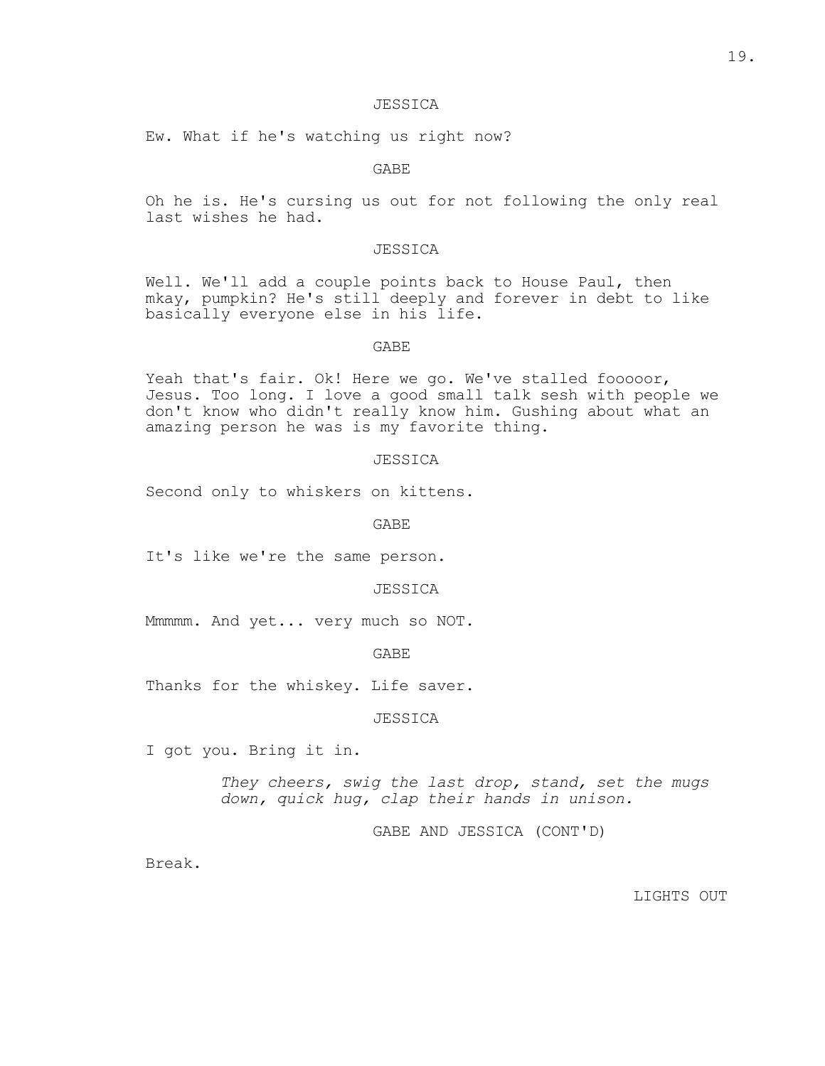JESSICA

Ew. What if he's watching us right now?

GABE

Oh he is. He's cursing us out for not following the only real last wishes he had.

JESSICA

Well. We'll add a couple points back to House Paul, then mkay, pumpkin? He's still deeply and forever in debt to like basically everyone else in his life.

GABE

Yeah that's fair. Ok! Here we go. We've stalled fooooor, Jesus. Too long. I love a good small talk sesh with people we don't know who didn't really know him. Gushing about what an amazing person he was is my favorite thing.

JESSICA

Second only to whiskers on kittens.

GABE

It's like we're the same person.

JESSICA

Mmmmm. And yet... very much so NOT.

GABE

Thanks for the whiskey. Life saver.

JESSICA

I got you. Bring it in.

*They cheers, swig the last drop, stand, set the mugs down, quick hug, clap their hands in unison.*

GABE AND JESSICA (CONT'D)

Break.

LIGHTS OUT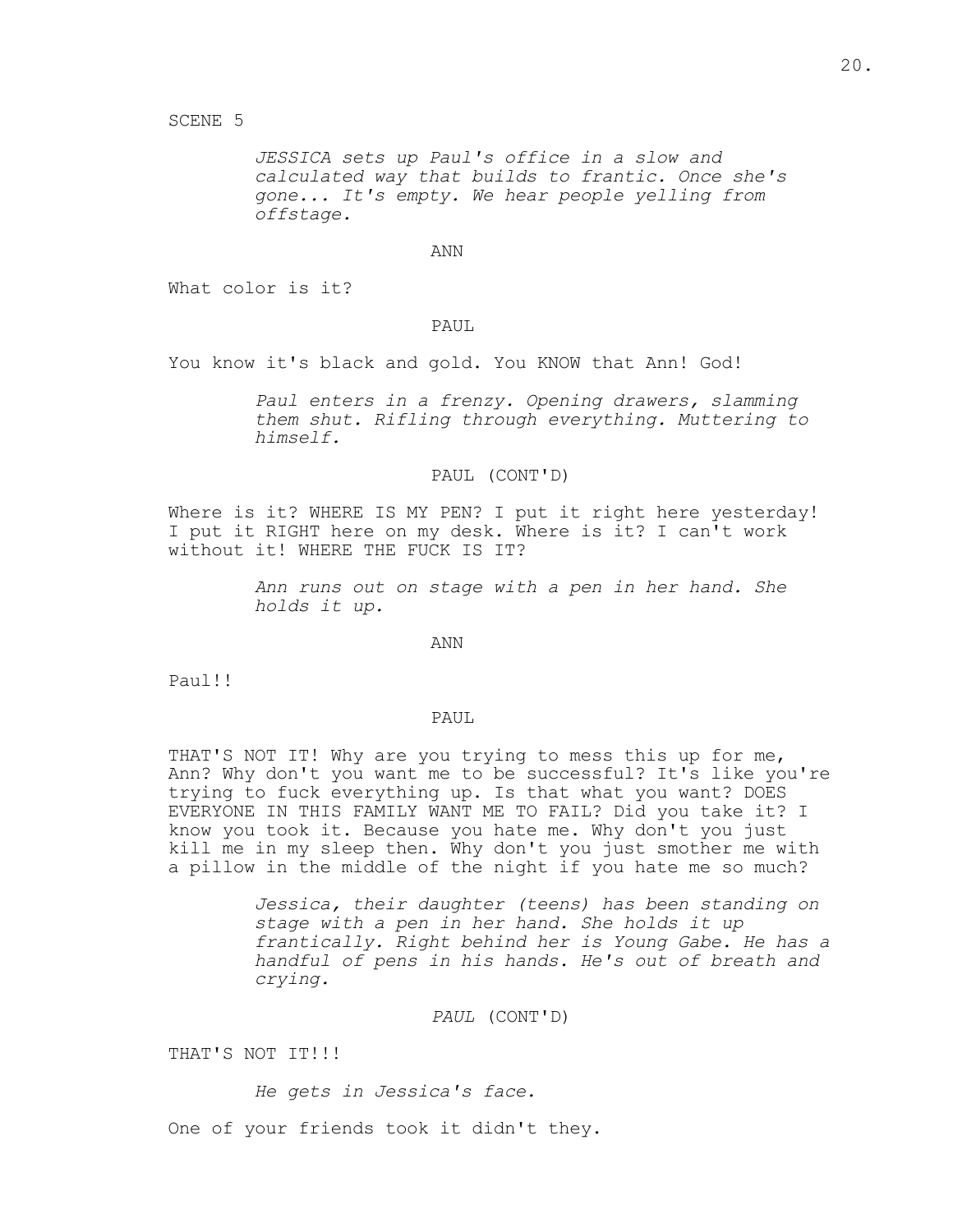SCENE 5

*JESSICA sets up Paul's office in a slow and calculated way that builds to frantic. Once she's gone... It's empty. We hear people yelling from offstage.*

ANN

What color is it?

PAUL

You know it's black and gold. You KNOW that Ann! God!

*Paul enters in a frenzy. Opening drawers, slamming them shut. Rifling through everything. Muttering to himself.*

PAUL (CONT'D)

Where is it? WHERE IS MY PEN? I put it right here yesterday! I put it RIGHT here on my desk. Where is it? I can't work without it! WHERE THE FUCK IS IT?

*Ann runs out on stage with a pen in her hand. She holds it up.*

ANN

Paul!!

PAUL

THAT'S NOT IT! Why are you trying to mess this up for me, Ann? Why don't you want me to be successful? It's like you're trying to fuck everything up. Is that what you want? DOES EVERYONE IN THIS FAMILY WANT ME TO FAIL? Did you take it? I know you took it. Because you hate me. Why don't you just kill me in my sleep then. Why don't you just smother me with a pillow in the middle of the night if you hate me so much?

*Jessica, their daughter (teens) has been standing on stage with a pen in her hand. She holds it up frantically. Right behind her is Young Gabe. He has a handful of pens in his hands. He's out of breath and crying.*

*PAUL* (CONT'D)

THAT'S NOT IT!!!

*He gets in Jessica's face.*

One of your friends took it didn't they.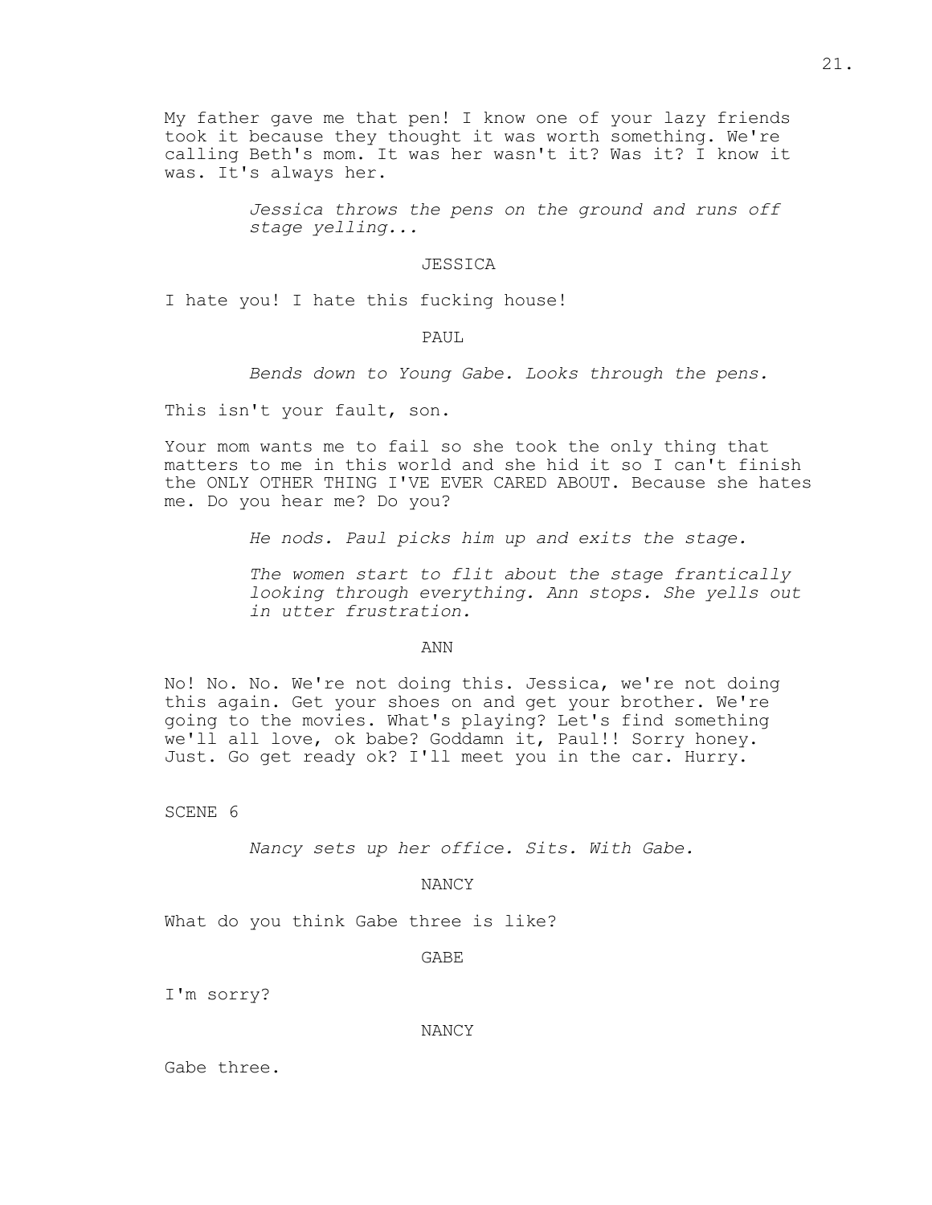My father gave me that pen! I know one of your lazy friends took it because they thought it was worth something. We're calling Beth's mom. It was her wasn't it? Was it? I know it was. It's always her.

*Jessica throws the pens on the ground and runs off stage yelling...*

JESSICA

I hate you! I hate this fucking house!

PAUL

*Bends down to Young Gabe. Looks through the pens.*

This isn't your fault, son.

Your mom wants me to fail so she took the only thing that matters to me in this world and she hid it so I can't finish the ONLY OTHER THING I'VE EVER CARED ABOUT. Because she hates me. Do you hear me? Do you?

*He nods. Paul picks him up and exits the stage.*

*The women start to flit about the stage frantically looking through everything. Ann stops. She yells out in utter frustration.*

ANN

No! No. No. We're not doing this. Jessica, we're not doing this again. Get your shoes on and get your brother. We're going to the movies. What's playing? Let's find something we'll all love, ok babe? Goddamn it, Paul!! Sorry honey. Just. Go get ready ok? I'll meet you in the car. Hurry.

SCENE 6

*Nancy sets up her office. Sits. With Gabe.*

NANCY

What do you think Gabe three is like?

GABE

I'm sorry?

NANCY

Gabe three.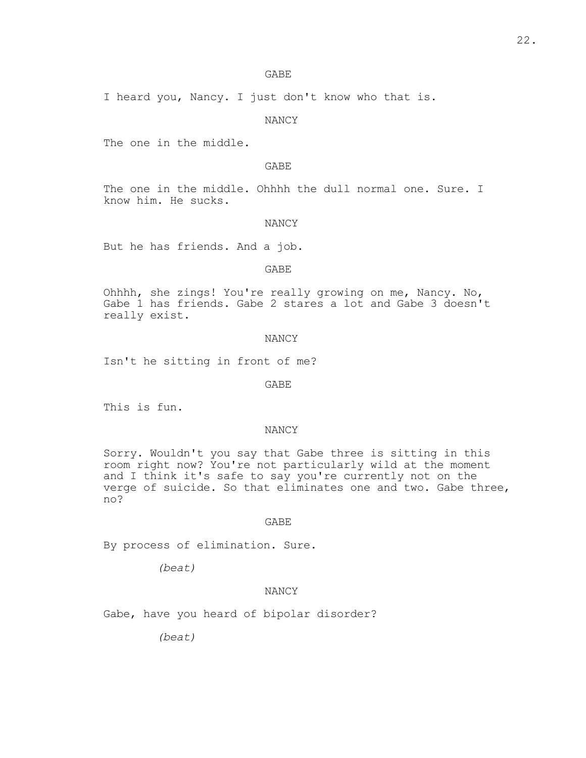GABE

I heard you, Nancy. I just don't know who that is.

NANCY

The one in the middle.

GABE

The one in the middle. Ohhhh the dull normal one. Sure. I know him. He sucks.

NANCY

But he has friends. And a job.

GABE

Ohhhh, she zings! You're really growing on me, Nancy. No, Gabe 1 has friends. Gabe 2 stares a lot and Gabe 3 doesn't really exist.

NANCY

Isn't he sitting in front of me?

GABE

This is fun.

NANCY

Sorry. Wouldn't you say that Gabe three is sitting in this room right now? You're not particularly wild at the moment and I think it's safe to say you're currently not on the verge of suicide. So that eliminates one and two. Gabe three, no?

GABE

By process of elimination. Sure.

*(beat)*

NANCY

Gabe, have you heard of bipolar disorder?

*(beat)*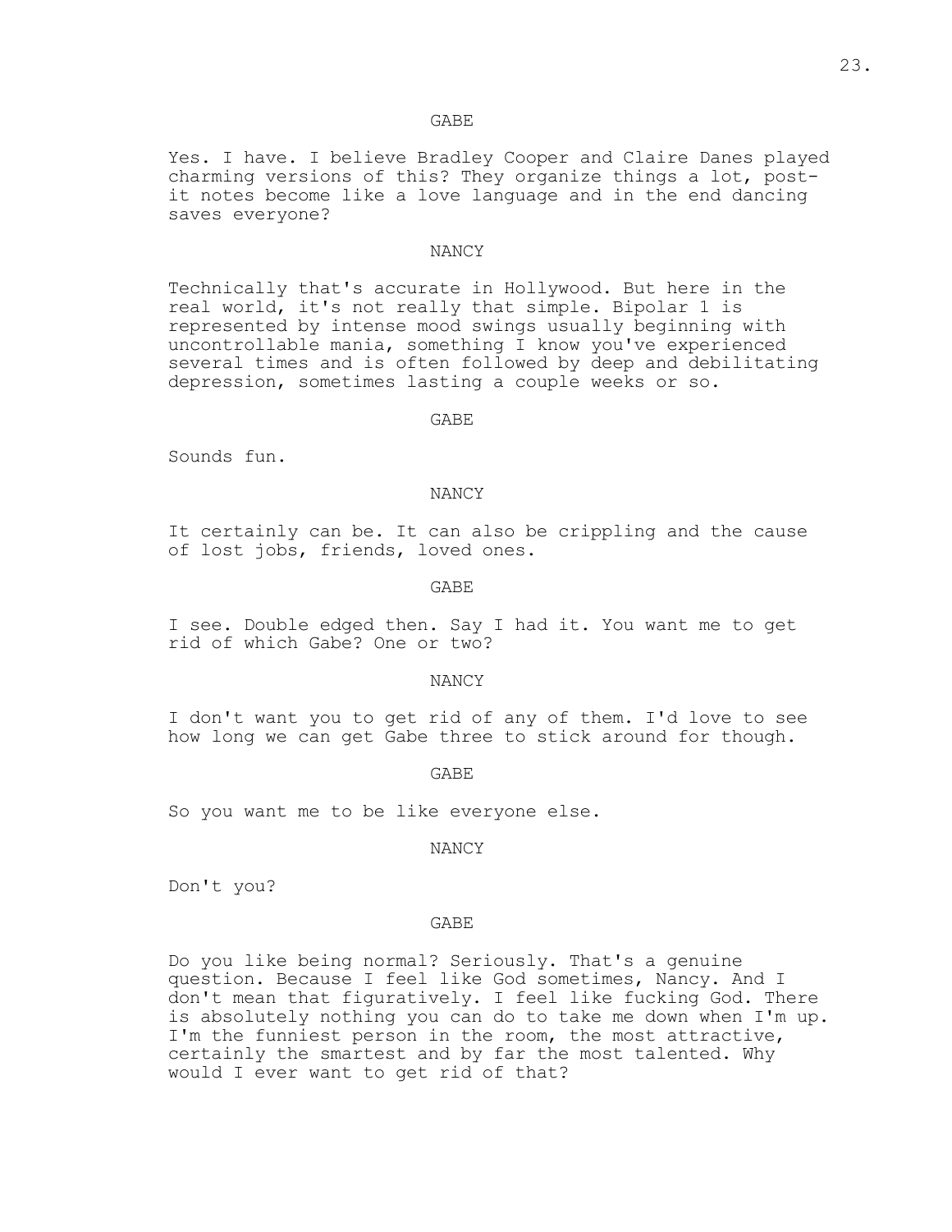GABE

Yes. I have. I believe Bradley Cooper and Claire Danes played charming versions of this? They organize things a lot, post-it notes become like a love language and in the end dancing saves everyone?

NANCY

Technically that's accurate in Hollywood. But here in the real world, it's not really that simple. Bipolar 1 is represented by intense mood swings usually beginning with uncontrollable mania, something I know you've experienced several times and is often followed by deep and debilitating depression, sometimes lasting a couple weeks or so.

GABE

Sounds fun.

NANCY

It certainly can be. It can also be crippling and the cause of lost jobs, friends, loved ones.

GABE

I see. Double edged then. Say I had it. You want me to get rid of which Gabe? One or two?

NANCY

I don't want you to get rid of any of them. I'd love to see how long we can get Gabe three to stick around for though.

GABE

So you want me to be like everyone else.

NANCY

Don't you?

GABE

Do you like being normal? Seriously. That's a genuine question. Because I feel like God sometimes, Nancy. And I don't mean that figuratively. I feel like fucking God. There is absolutely nothing you can do to take me down when I'm up. I'm the funniest person in the room, the most attractive, certainly the smartest and by far the most talented. Why would I ever want to get rid of that?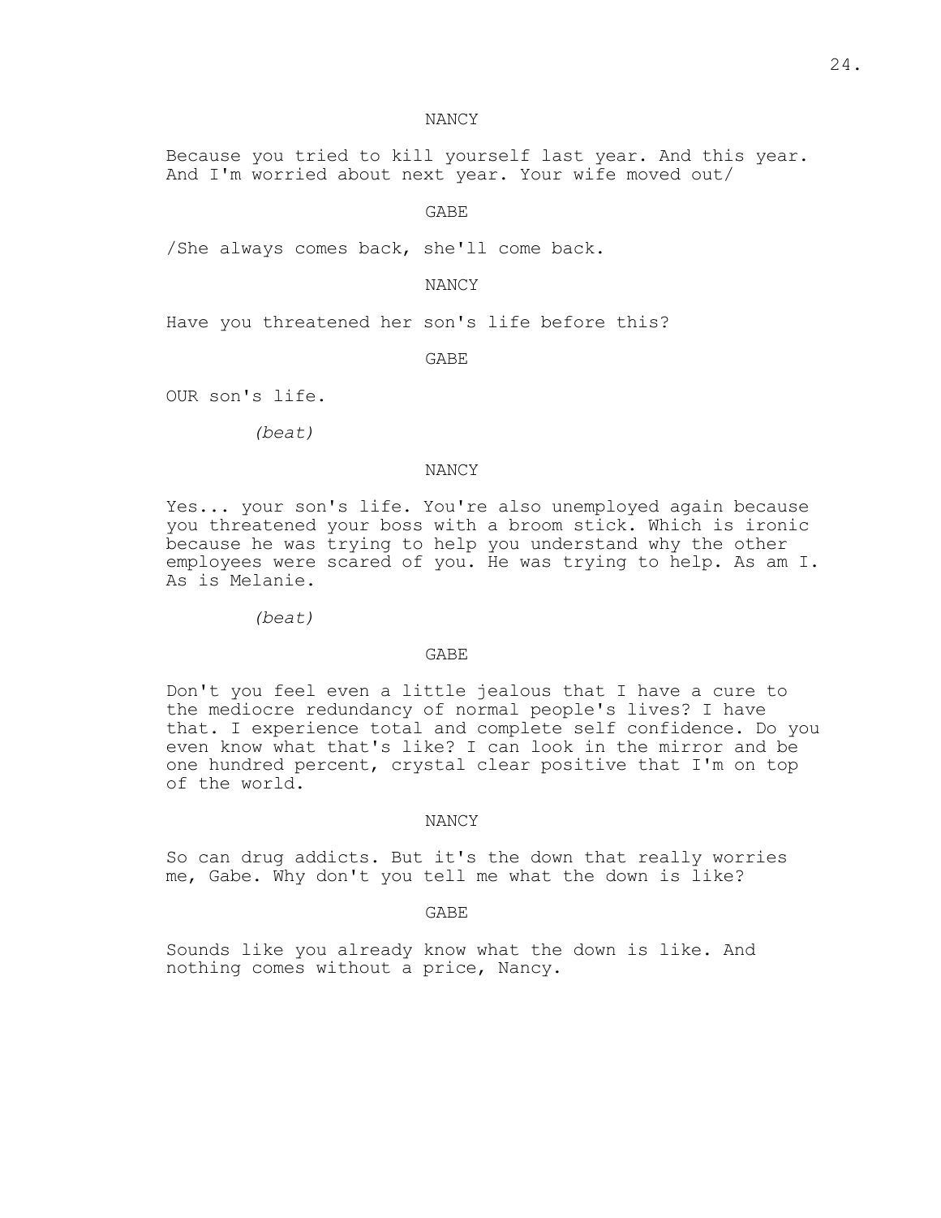NANCY

Because you tried to kill yourself last year. And this year. And I'm worried about next year. Your wife moved out/

GABE

/She always comes back, she'll come back.

NANCY

Have you threatened her son's life before this?

GABE

OUR son's life.

*(beat)*

NANCY

Yes... your son's life. You're also unemployed again because you threatened your boss with a broom stick. Which is ironic because he was trying to help you understand why the other employees were scared of you. He was trying to help. As am I. As is Melanie.

*(beat)*

GABE

Don't you feel even a little jealous that I have a cure to the mediocre redundancy of normal people's lives? I have that. I experience total and complete self confidence. Do you even know what that's like? I can look in the mirror and be one hundred percent, crystal clear positive that I'm on top of the world.

NANCY

So can drug addicts. But it's the down that really worries me, Gabe. Why don't you tell me what the down is like?

GABE

Sounds like you already know what the down is like. And nothing comes without a price, Nancy.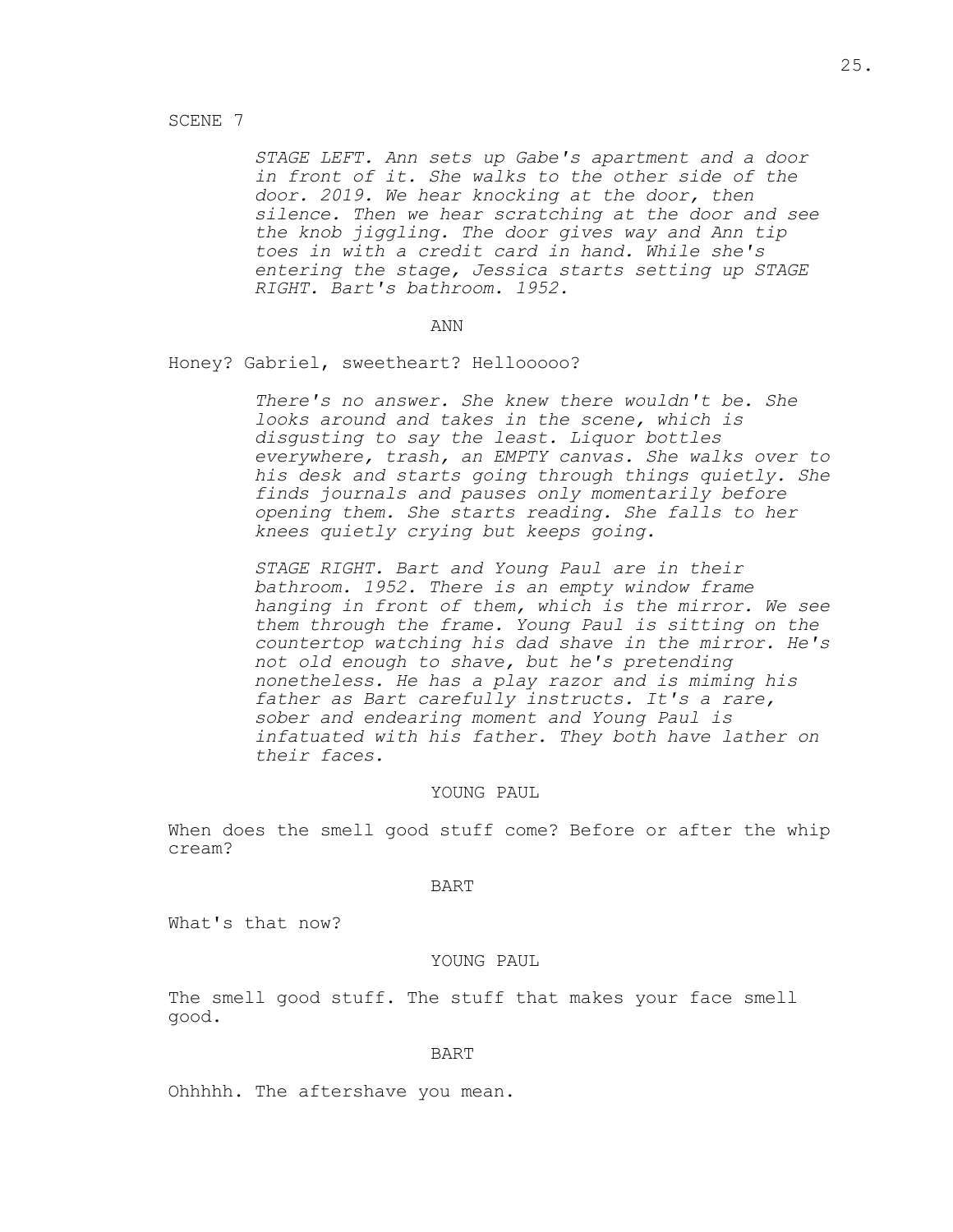SCENE 7

*STAGE LEFT. Ann sets up Gabe's apartment and a door in front of it. She walks to the other side of the door. 2019. We hear knocking at the door, then silence. Then we hear scratching at the door and see the knob jiggling. The door gives way and Ann tip toes in with a credit card in hand. While she's entering the stage, Jessica starts setting up STAGE RIGHT. Bart's bathroom. 1952.*

ANN

Honey? Gabriel, sweetheart? Hellooooo?

*There's no answer. She knew there wouldn't be. She looks around and takes in the scene, which is disgusting to say the least. Liquor bottles everywhere, trash, an EMPTY canvas. She walks over to his desk and starts going through things quietly. She finds journals and pauses only momentarily before opening them. She starts reading. She falls to her knees quietly crying but keeps going.*

*STAGE RIGHT. Bart and Young Paul are in their bathroom. 1952. There is an empty window frame hanging in front of them, which is the mirror. We see them through the frame. Young Paul is sitting on the countertop watching his dad shave in the mirror. He's not old enough to shave, but he's pretending nonetheless. He has a play razor and is miming his father as Bart carefully instructs. It's a rare, sober and endearing moment and Young Paul is infatuated with his father. They both have lather on their faces.*

YOUNG PAUL

When does the smell good stuff come? Before or after the whip cream?

BART

What's that now?

YOUNG PAUL

The smell good stuff. The stuff that makes your face smell good.

BART

Ohhhhh. The aftershave you mean.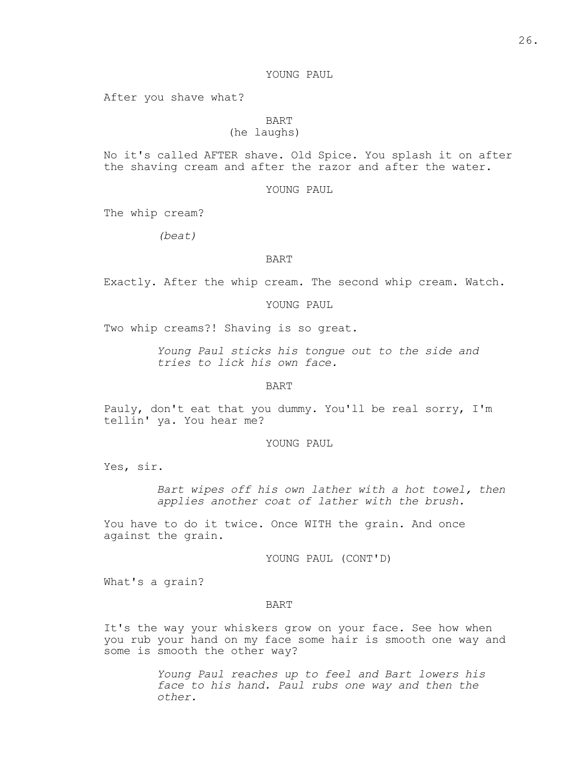YOUNG PAUL

After you shave what?

BART
(he laughs)

No it's called AFTER shave. Old Spice. You splash it on after the shaving cream and after the razor and after the water.

YOUNG PAUL

The whip cream?

*(beat)*

BART

Exactly. After the whip cream. The second whip cream. Watch.

YOUNG PAUL

Two whip creams?! Shaving is so great.

*Young Paul sticks his tongue out to the side and tries to lick his own face.*

BART

Pauly, don't eat that you dummy. You'll be real sorry, I'm tellin' ya. You hear me?

YOUNG PAUL

Yes, sir.

*Bart wipes off his own lather with a hot towel, then applies another coat of lather with the brush.*

You have to do it twice. Once WITH the grain. And once against the grain.

YOUNG PAUL (CONT'D)

What's a grain?

BART

It's the way your whiskers grow on your face. See how when you rub your hand on my face some hair is smooth one way and some is smooth the other way?

*Young Paul reaches up to feel and Bart lowers his face to his hand. Paul rubs one way and then the other.*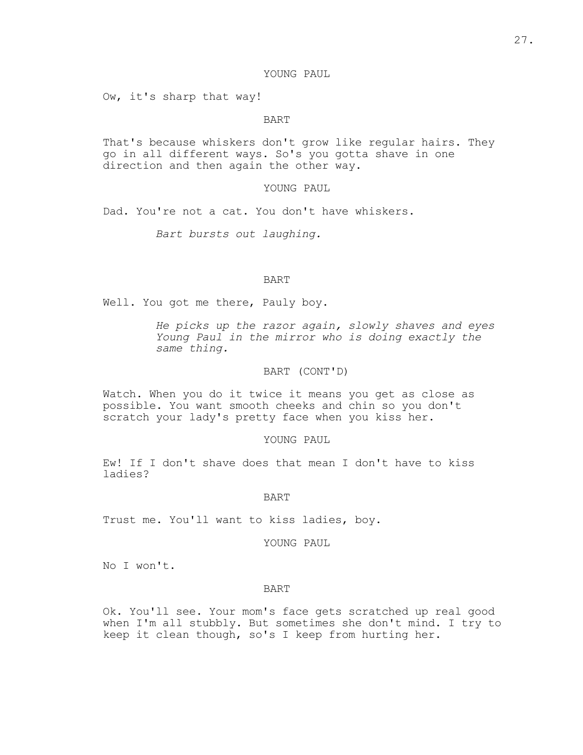YOUNG PAUL

Ow, it's sharp that way!

BART

That's because whiskers don't grow like regular hairs. They go in all different ways. So's you gotta shave in one direction and then again the other way.

YOUNG PAUL

Dad. You're not a cat. You don't have whiskers.

*Bart bursts out laughing.*

BART

Well. You got me there, Pauly boy.

*He picks up the razor again, slowly shaves and eyes Young Paul in the mirror who is doing exactly the same thing.*

BART (CONT'D)

Watch. When you do it twice it means you get as close as possible. You want smooth cheeks and chin so you don't scratch your lady's pretty face when you kiss her.

YOUNG PAUL

Ew! If I don't shave does that mean I don't have to kiss ladies?

BART

Trust me. You'll want to kiss ladies, boy.

YOUNG PAUL

No I won't.

BART

Ok. You'll see. Your mom's face gets scratched up real good when I'm all stubbly. But sometimes she don't mind. I try to keep it clean though, so's I keep from hurting her.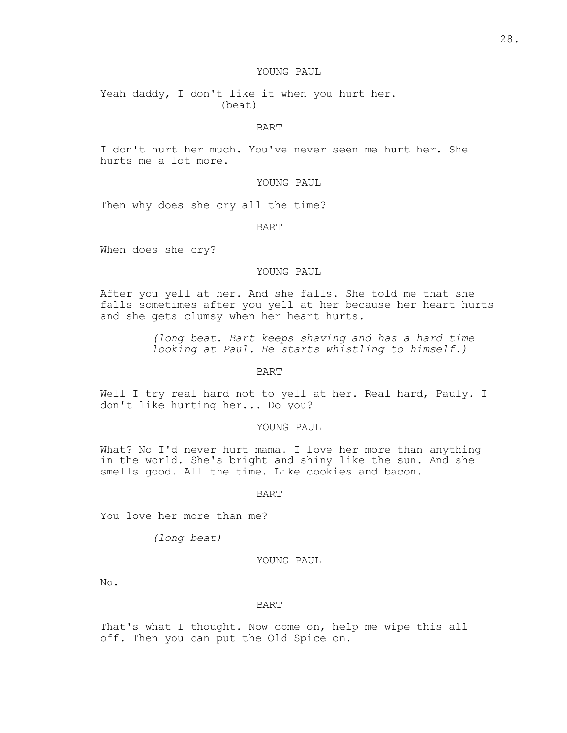YOUNG PAUL

Yeah daddy, I don't like it when you hurt her.
(beat)

BART

I don't hurt her much. You've never seen me hurt her. She hurts me a lot more.

YOUNG PAUL

Then why does she cry all the time?

BART

When does she cry?

YOUNG PAUL

After you yell at her. And she falls. She told me that she falls sometimes after you yell at her because her heart hurts and she gets clumsy when her heart hurts.

*(long beat. Bart keeps shaving and has a hard time looking at Paul. He starts whistling to himself.)*

BART

Well I try real hard not to yell at her. Real hard, Pauly. I don't like hurting her... Do you?

YOUNG PAUL

What? No I'd never hurt mama. I love her more than anything in the world. She's bright and shiny like the sun. And she smells good. All the time. Like cookies and bacon.

BART

You love her more than me?

*(long beat)*

YOUNG PAUL

No.

BART

That's what I thought. Now come on, help me wipe this all off. Then you can put the Old Spice on.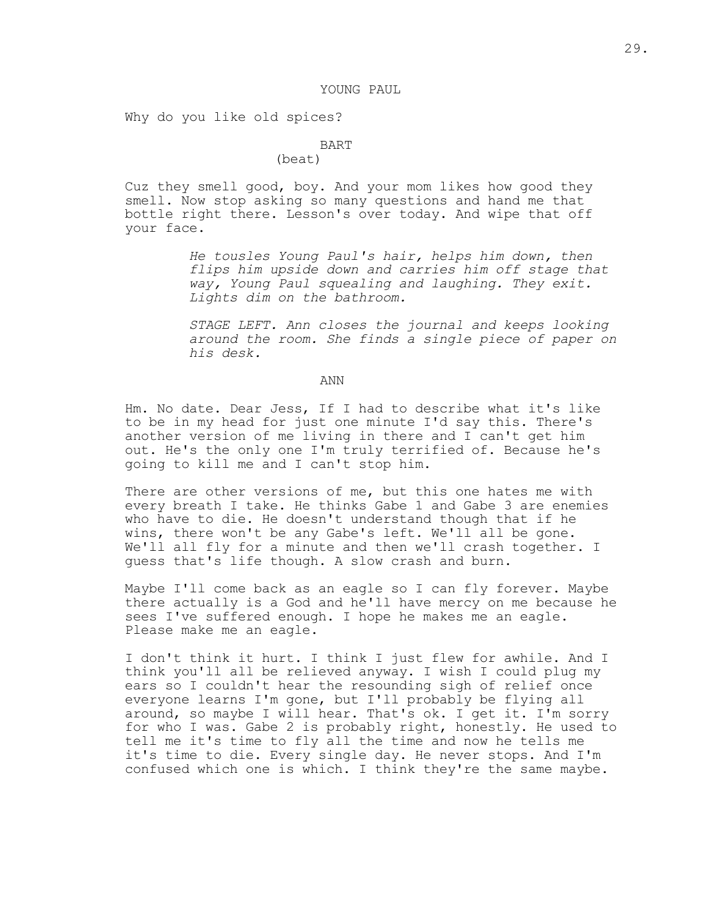YOUNG PAUL

Why do you like old spices?

BART
(beat)

Cuz they smell good, boy. And your mom likes how good they smell. Now stop asking so many questions and hand me that bottle right there. Lesson's over today. And wipe that off your face.

*He tousles Young Paul's hair, helps him down, then flips him upside down and carries him off stage that way, Young Paul squealing and laughing. They exit. Lights dim on the bathroom.*

*STAGE LEFT. Ann closes the journal and keeps looking around the room. She finds a single piece of paper on his desk.*

ANN

Hm. No date. Dear Jess, If I had to describe what it's like to be in my head for just one minute I'd say this. There's another version of me living in there and I can't get him out. He's the only one I'm truly terrified of. Because he's going to kill me and I can't stop him.

There are other versions of me, but this one hates me with every breath I take. He thinks Gabe 1 and Gabe 3 are enemies who have to die. He doesn't understand though that if he wins, there won't be any Gabe's left. We'll all be gone. We'll all fly for a minute and then we'll crash together. I guess that's life though. A slow crash and burn.

Maybe I'll come back as an eagle so I can fly forever. Maybe there actually is a God and he'll have mercy on me because he sees I've suffered enough. I hope he makes me an eagle. Please make me an eagle.

I don't think it hurt. I think I just flew for awhile. And I think you'll all be relieved anyway. I wish I could plug my ears so I couldn't hear the resounding sigh of relief once everyone learns I'm gone, but I'll probably be flying all around, so maybe I will hear. That's ok. I get it. I'm sorry for who I was. Gabe 2 is probably right, honestly. He used to tell me it's time to fly all the time and now he tells me it's time to die. Every single day. He never stops. And I'm confused which one is which. I think they're the same maybe.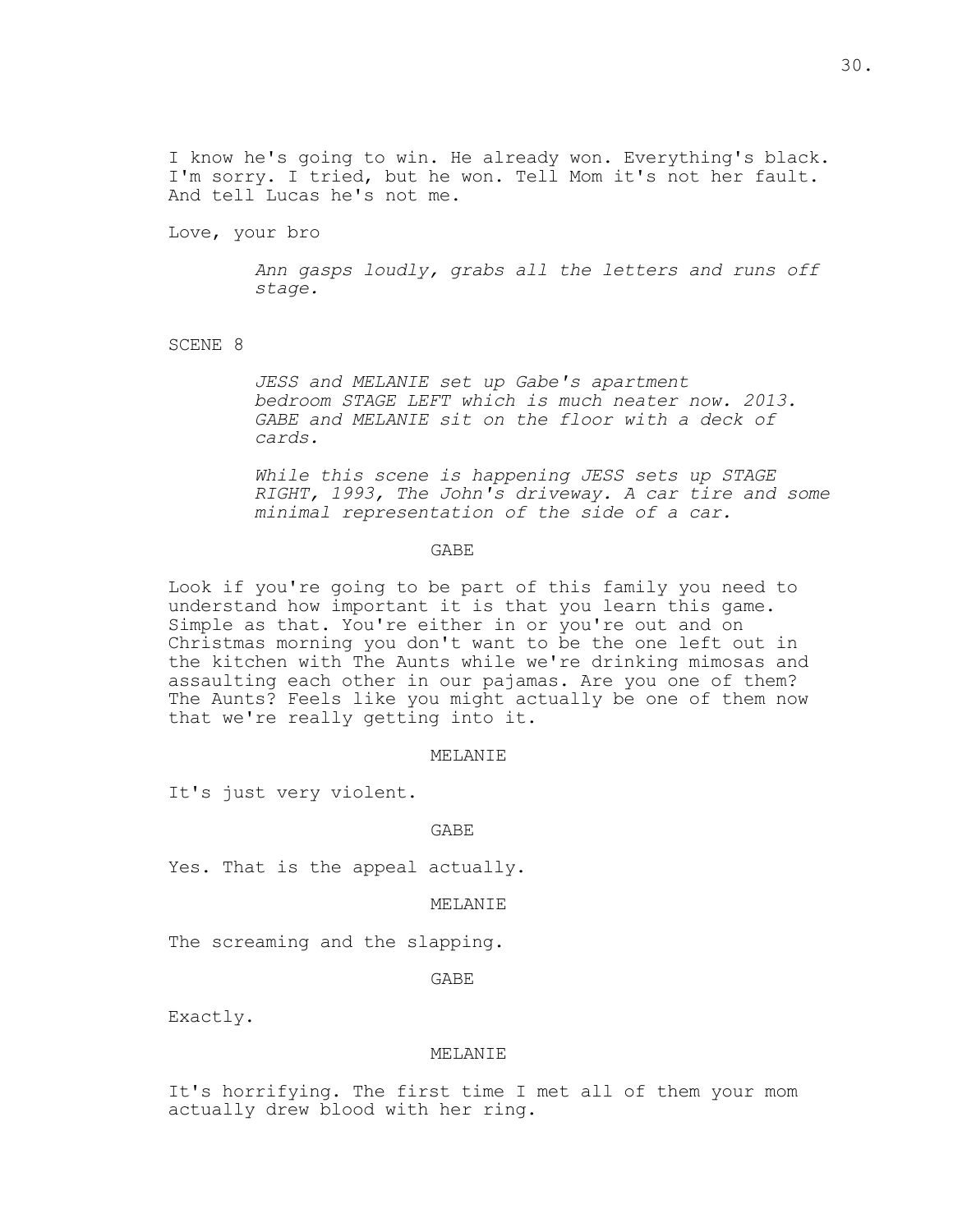I know he's going to win. He already won. Everything's black. I'm sorry. I tried, but he won. Tell Mom it's not her fault. And tell Lucas he's not me.

Love, your bro

*Ann gasps loudly, grabs all the letters and runs off stage.*

SCENE 8

*JESS and MELANIE set up Gabe's apartment bedroom STAGE LEFT which is much neater now. 2013. GABE and MELANIE sit on the floor with a deck of cards.*

*While this scene is happening JESS sets up STAGE RIGHT, 1993, The John's driveway. A car tire and some minimal representation of the side of a car.*

GABE

Look if you're going to be part of this family you need to understand how important it is that you learn this game. Simple as that. You're either in or you're out and on Christmas morning you don't want to be the one left out in the kitchen with The Aunts while we're drinking mimosas and assaulting each other in our pajamas. Are you one of them? The Aunts? Feels like you might actually be one of them now that we're really getting into it.

MELANIE

It's just very violent.

GABE

Yes. That is the appeal actually.

MELANIE

The screaming and the slapping.

GABE

Exactly.

MELANIE

It's horrifying. The first time I met all of them your mom actually drew blood with her ring.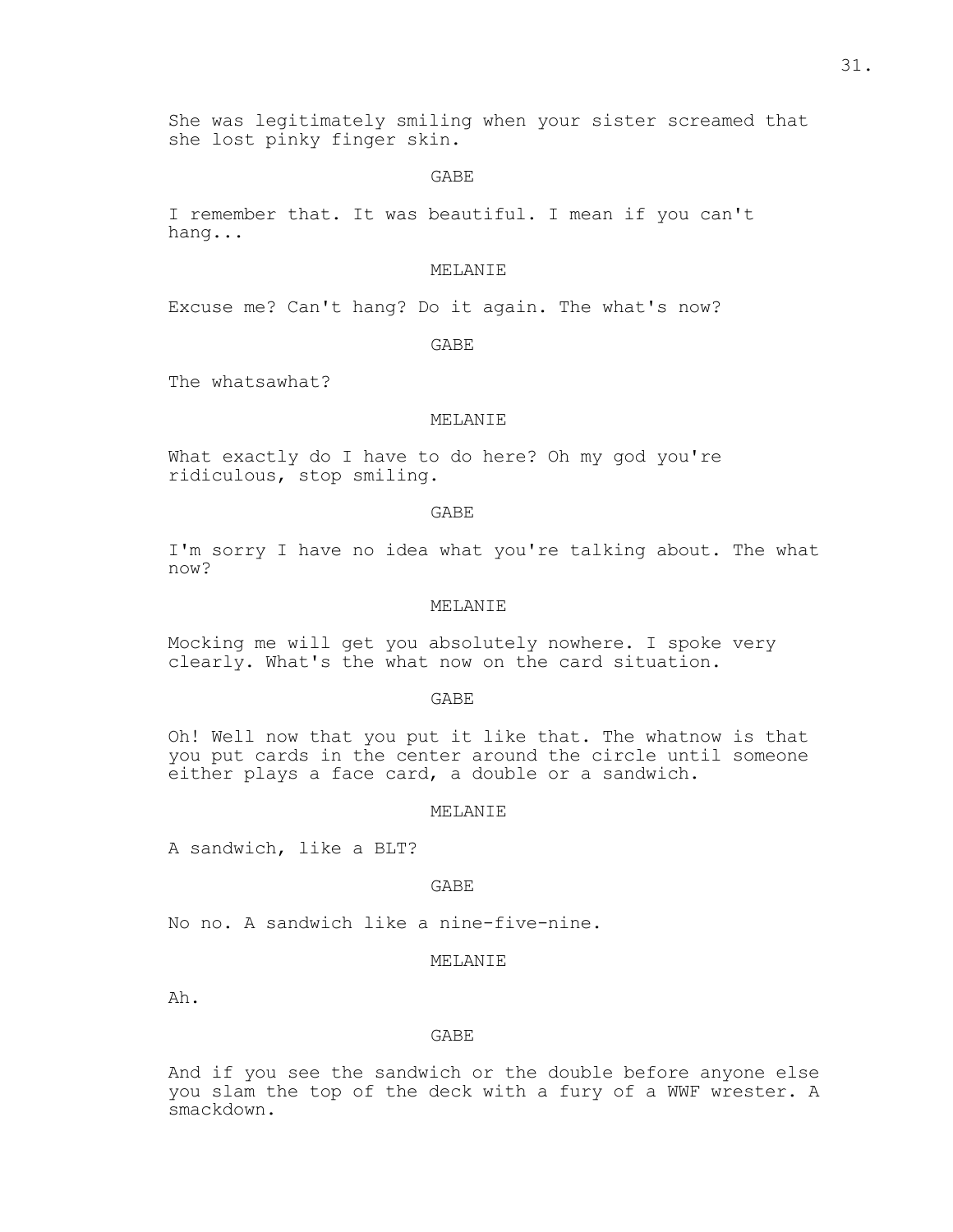She was legitimately smiling when your sister screamed that she lost pinky finger skin.

GABE

I remember that. It was beautiful. I mean if you can't hang...

MELANIE

Excuse me? Can't hang? Do it again. The what's now?

GABE

The whatsawhat?

MELANIE

What exactly do I have to do here? Oh my god you're ridiculous, stop smiling.

GABE

I'm sorry I have no idea what you're talking about. The what now?

MELANIE

Mocking me will get you absolutely nowhere. I spoke very clearly. What's the what now on the card situation.

GABE

Oh! Well now that you put it like that. The whatnow is that you put cards in the center around the circle until someone either plays a face card, a double or a sandwich.

MELANIE

A sandwich, like a BLT?

GABE

No no. A sandwich like a nine-five-nine.

MELANIE

Ah.

GABE

And if you see the sandwich or the double before anyone else you slam the top of the deck with a fury of a WWF wrester. A smackdown.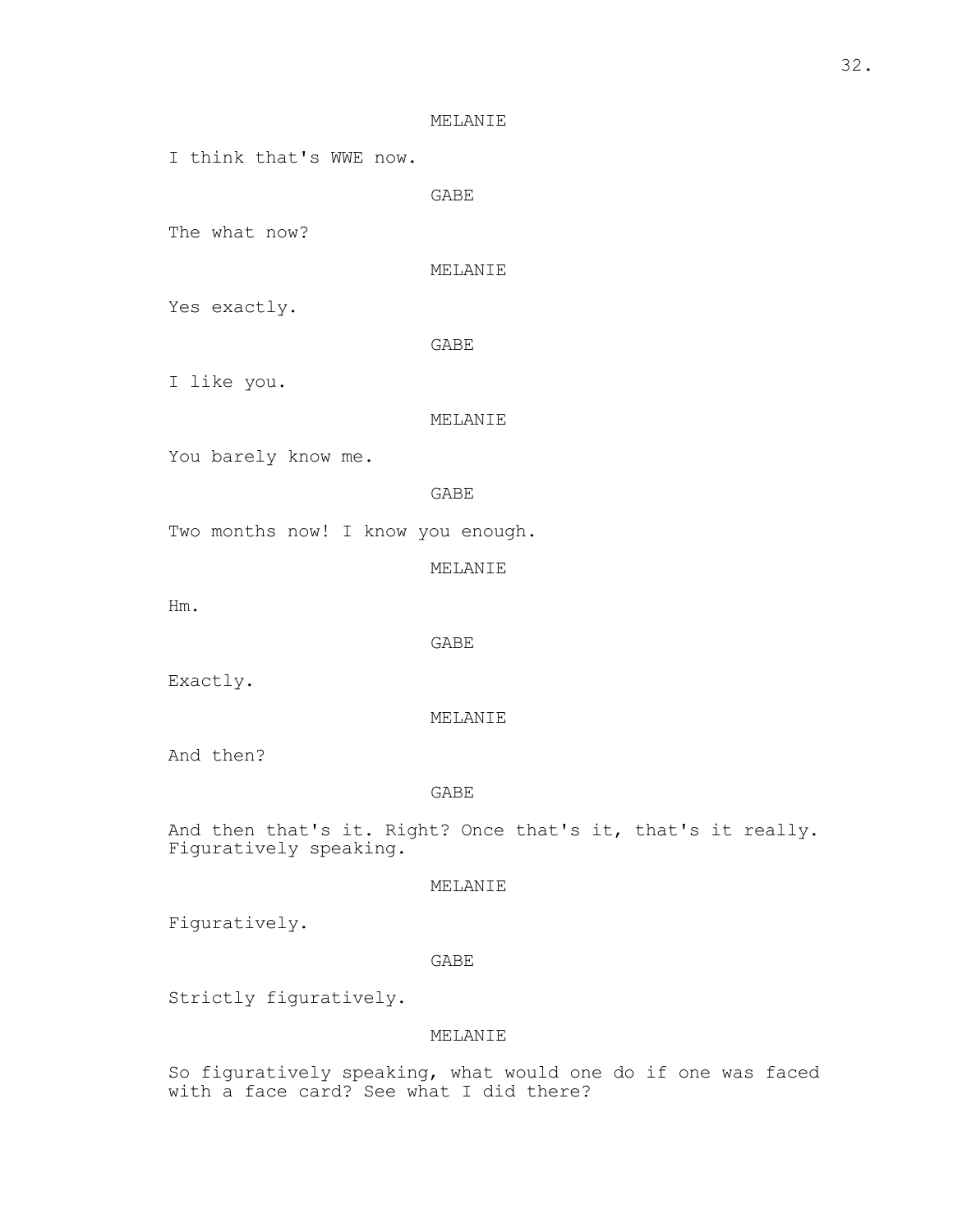MELANIE

I think that's WWE now.

GABE

The what now?

MELANIE

Yes exactly.

GABE

I like you.

MELANIE

You barely know me.

GABE

Two months now! I know you enough.

MELANIE

Hm.

GABE

Exactly.

MELANIE

And then?

GABE

And then that's it. Right? Once that's it, that's it really. Figuratively speaking.

MELANIE

Figuratively.

GABE

Strictly figuratively.

MELANIE

So figuratively speaking, what would one do if one was faced with a face card? See what I did there?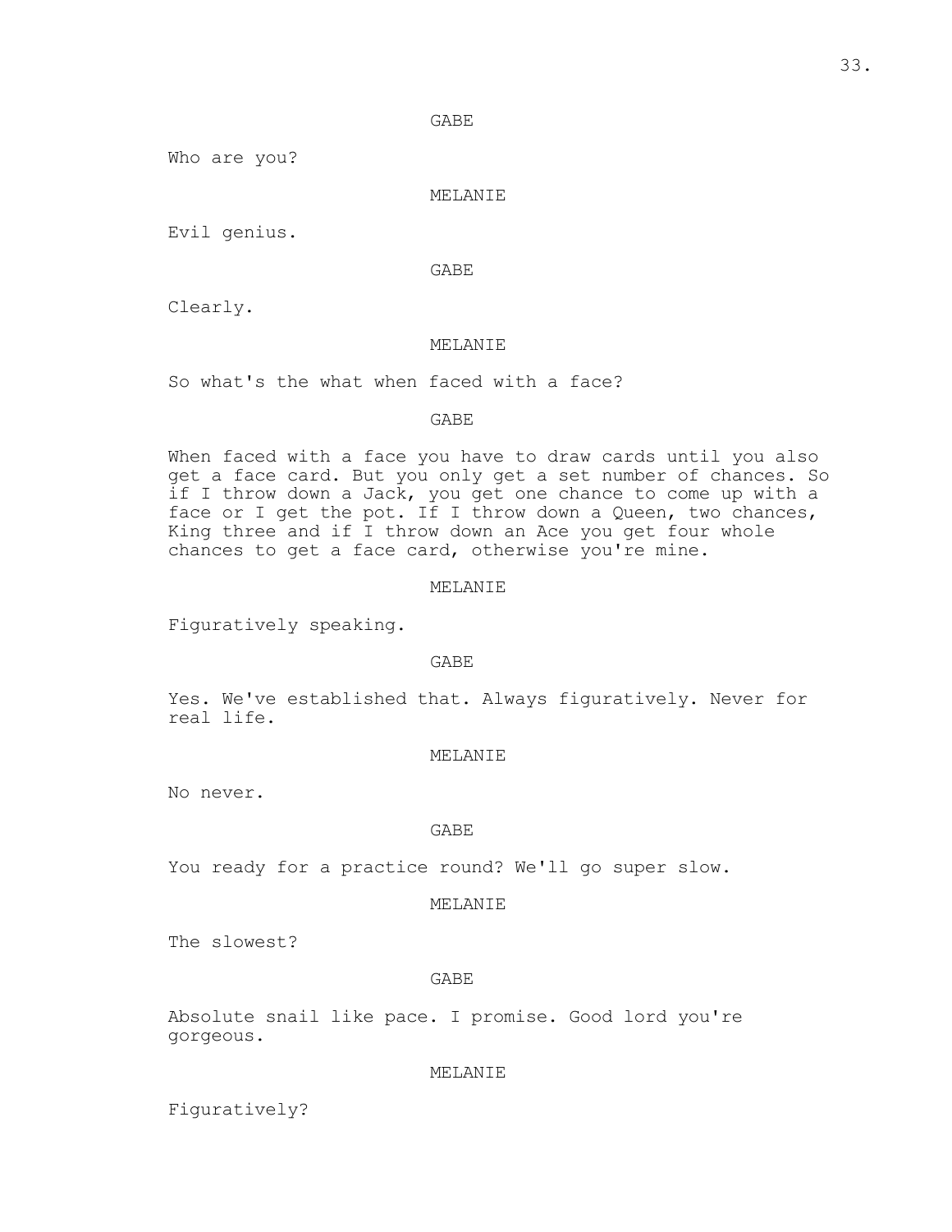GABE

Who are you?

MELANIE

Evil genius.

GABE

Clearly.

MELANIE

So what's the what when faced with a face?

GABE

When faced with a face you have to draw cards until you also get a face card. But you only get a set number of chances. So if I throw down a Jack, you get one chance to come up with a face or I get the pot. If I throw down a Queen, two chances, King three and if I throw down an Ace you get four whole chances to get a face card, otherwise you're mine.

MELANIE

Figuratively speaking.

GABE

Yes. We've established that. Always figuratively. Never for real life.

MELANIE

No never.

GABE

You ready for a practice round? We'll go super slow.

MELANIE

The slowest?

GABE

Absolute snail like pace. I promise. Good lord you're gorgeous.

MELANIE

Figuratively?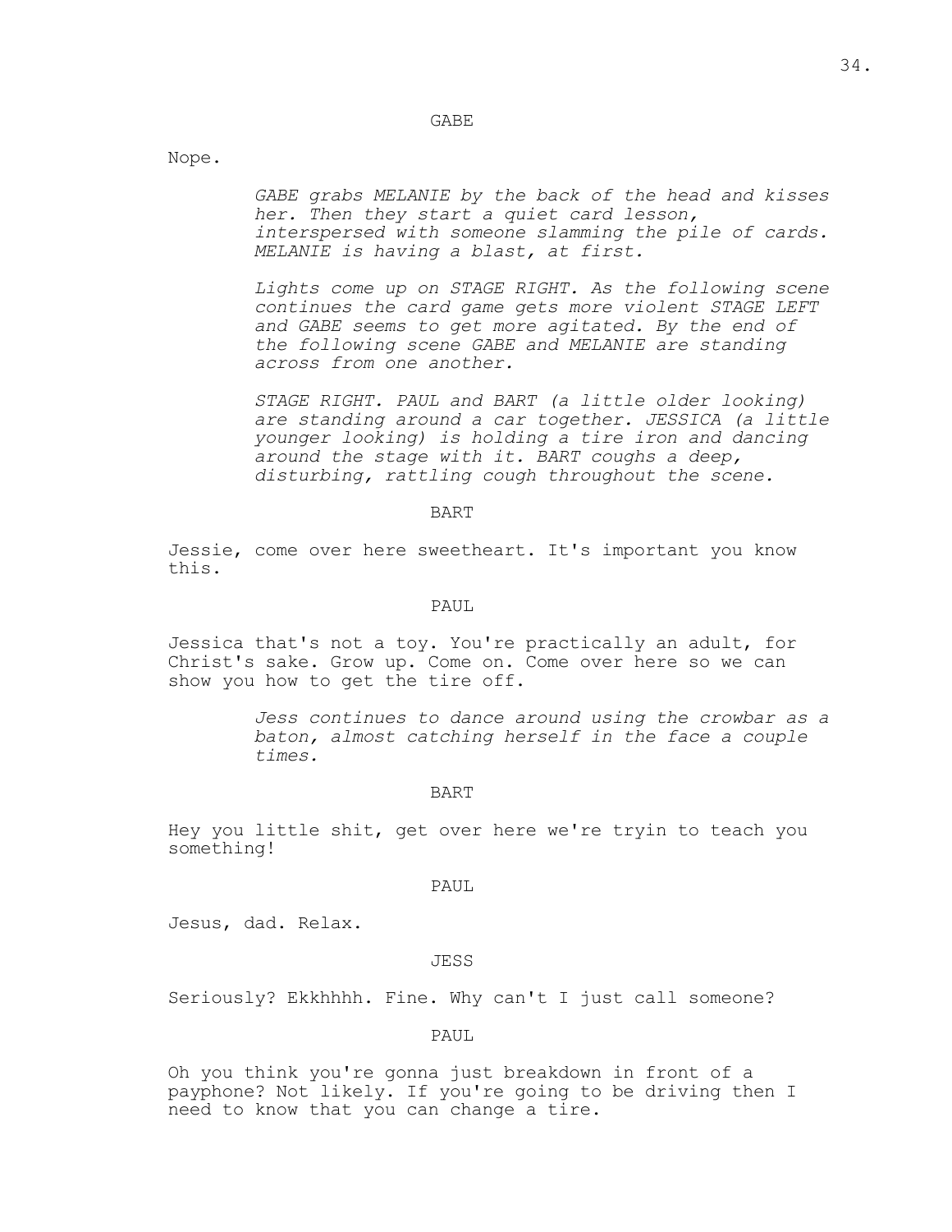GABE

Nope.

*GABE grabs MELANIE by the back of the head and kisses her. Then they start a quiet card lesson, interspersed with someone slamming the pile of cards. MELANIE is having a blast, at first.*

*Lights come up on STAGE RIGHT. As the following scene continues the card game gets more violent STAGE LEFT and GABE seems to get more agitated. By the end of the following scene GABE and MELANIE are standing across from one another.*

*STAGE RIGHT. PAUL and BART (a little older looking) are standing around a car together. JESSICA (a little younger looking) is holding a tire iron and dancing around the stage with it. BART coughs a deep, disturbing, rattling cough throughout the scene.*

BART

Jessie, come over here sweetheart. It's important you know this.

PAUL

Jessica that's not a toy. You're practically an adult, for Christ's sake. Grow up. Come on. Come over here so we can show you how to get the tire off.

*Jess continues to dance around using the crowbar as a baton, almost catching herself in the face a couple times.*

BART

Hey you little shit, get over here we're tryin to teach you something!

PAUL

Jesus, dad. Relax.

JESS

Seriously? Ekkhhhh. Fine. Why can't I just call someone?

PAUL

Oh you think you're gonna just breakdown in front of a payphone? Not likely. If you're going to be driving then I need to know that you can change a tire.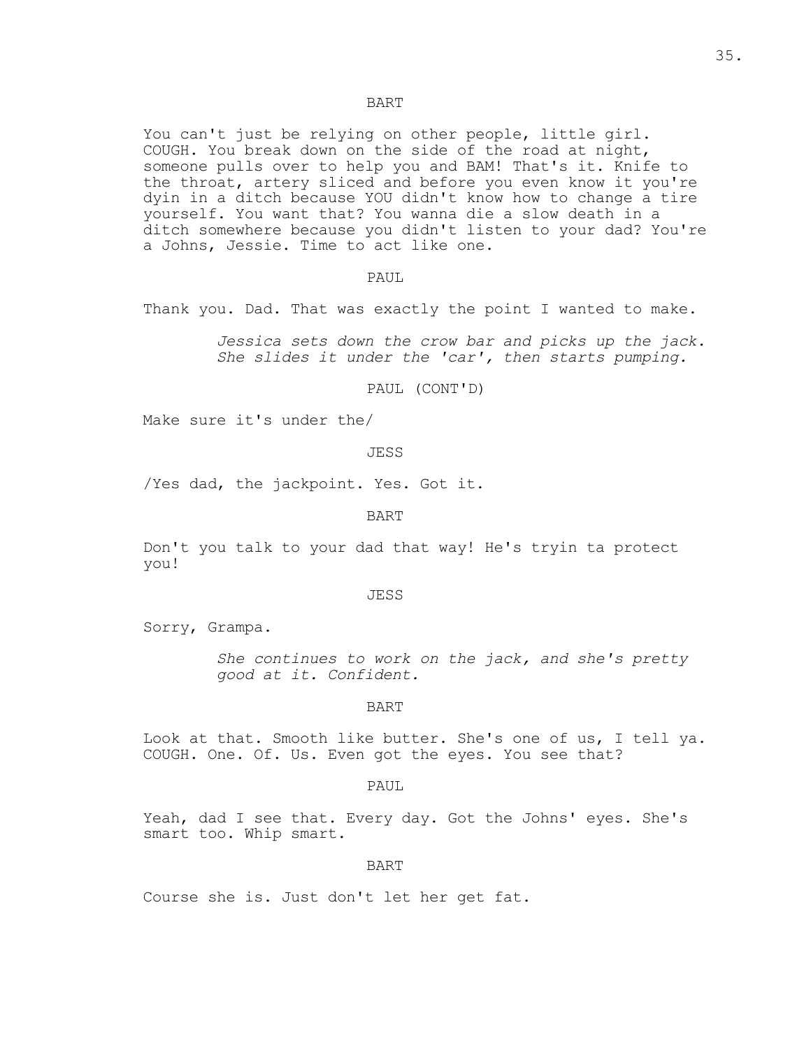BART

You can't just be relying on other people, little girl. COUGH. You break down on the side of the road at night, someone pulls over to help you and BAM! That's it. Knife to the throat, artery sliced and before you even know it you're dyin in a ditch because YOU didn't know how to change a tire yourself. You want that? You wanna die a slow death in a ditch somewhere because you didn't listen to your dad? You're a Johns, Jessie. Time to act like one.

PAUL

Thank you. Dad. That was exactly the point I wanted to make.

*Jessica sets down the crow bar and picks up the jack. She slides it under the 'car', then starts pumping.*

PAUL (CONT'D)

Make sure it's under the/

JESS

/Yes dad, the jackpoint. Yes. Got it.

BART

Don't you talk to your dad that way! He's tryin ta protect you!

JESS

Sorry, Grampa.

*She continues to work on the jack, and she's pretty good at it. Confident.*

BART

Look at that. Smooth like butter. She's one of us, I tell ya. COUGH. One. Of. Us. Even got the eyes. You see that?

PAUL

Yeah, dad I see that. Every day. Got the Johns' eyes. She's smart too. Whip smart.

BART

Course she is. Just don't let her get fat.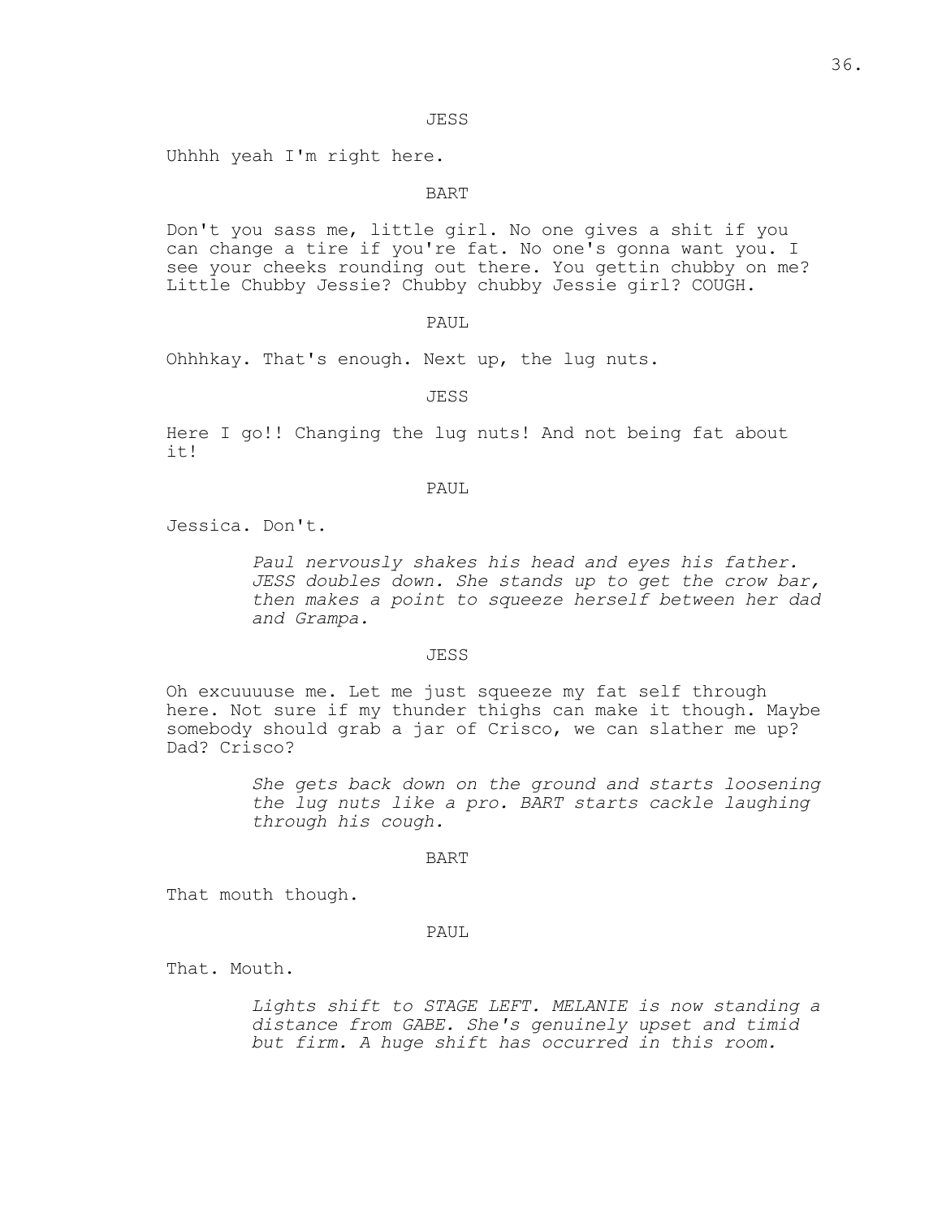JESS

Uhhhh yeah I'm right here.

BART

Don't you sass me, little girl. No one gives a shit if you can change a tire if you're fat. No one's gonna want you. I see your cheeks rounding out there. You gettin chubby on me? Little Chubby Jessie? Chubby chubby Jessie girl? COUGH.

PAUL

Ohhhkay. That's enough. Next up, the lug nuts.

JESS

Here I go!! Changing the lug nuts! And not being fat about it!

PAUL

Jessica. Don't.

*Paul nervously shakes his head and eyes his father. JESS doubles down. She stands up to get the crow bar, then makes a point to squeeze herself between her dad and Grampa.*

JESS

Oh excuuuuse me. Let me just squeeze my fat self through here. Not sure if my thunder thighs can make it though. Maybe somebody should grab a jar of Crisco, we can slather me up? Dad? Crisco?

*She gets back down on the ground and starts loosening the lug nuts like a pro. BART starts cackle laughing through his cough.*

BART

That mouth though.

PAUL

That. Mouth.

*Lights shift to STAGE LEFT. MELANIE is now standing a distance from GABE. She's genuinely upset and timid but firm. A huge shift has occurred in this room.*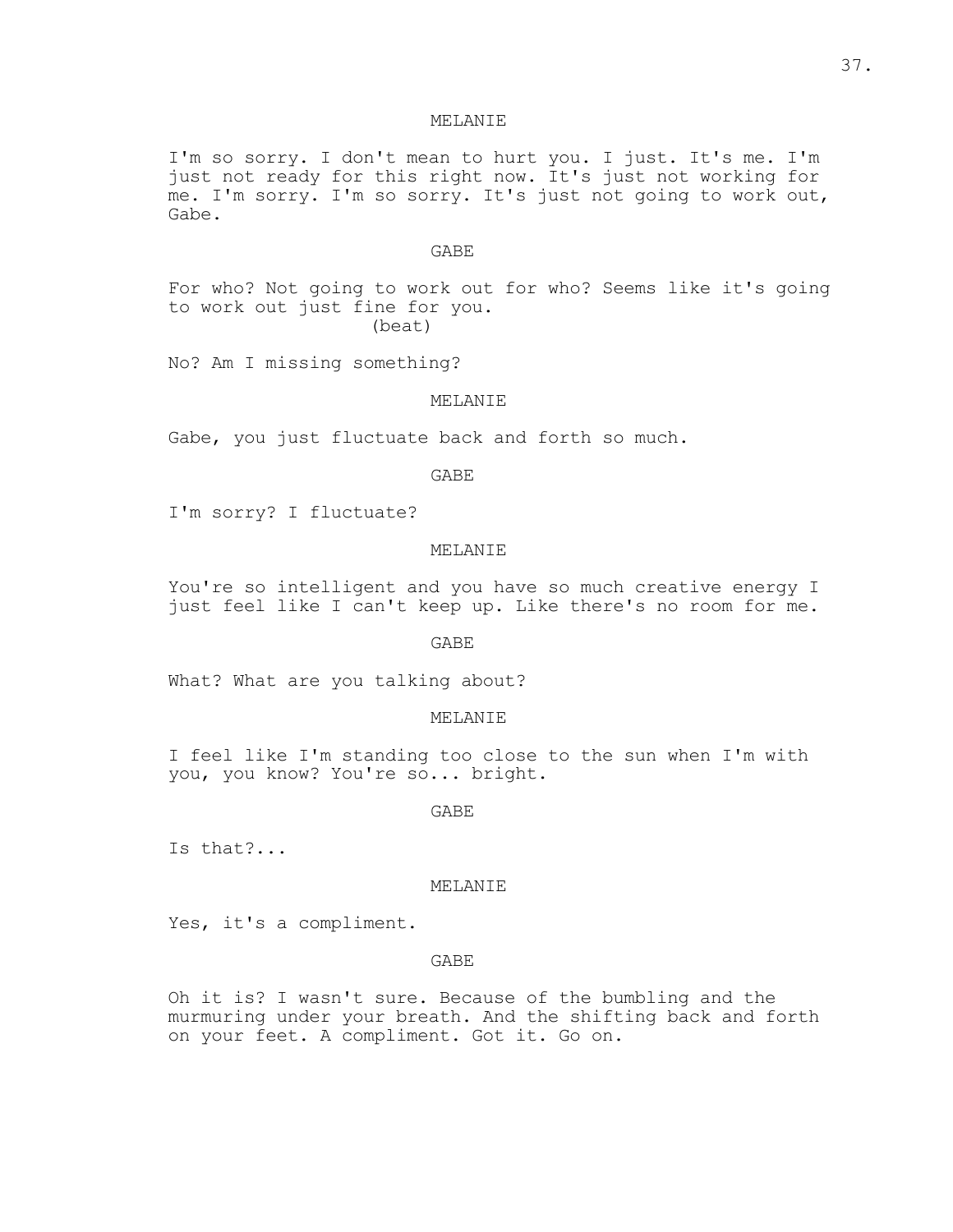MELANIE

I'm so sorry. I don't mean to hurt you. I just. It's me. I'm just not ready for this right now. It's just not working for me. I'm sorry. I'm so sorry. It's just not going to work out, Gabe.

GABE

For who? Not going to work out for who? Seems like it's going to work out just fine for you.
(beat)
No? Am I missing something?

MELANIE

Gabe, you just fluctuate back and forth so much.

GABE

I'm sorry? I fluctuate?

MELANIE

You're so intelligent and you have so much creative energy I just feel like I can't keep up. Like there's no room for me.

GABE

What? What are you talking about?

MELANIE

I feel like I'm standing too close to the sun when I'm with you, you know? You're so... bright.

GABE

Is that?...

MELANIE

Yes, it's a compliment.

GABE

Oh it is? I wasn't sure. Because of the bumbling and the murmuring under your breath. And the shifting back and forth on your feet. A compliment. Got it. Go on.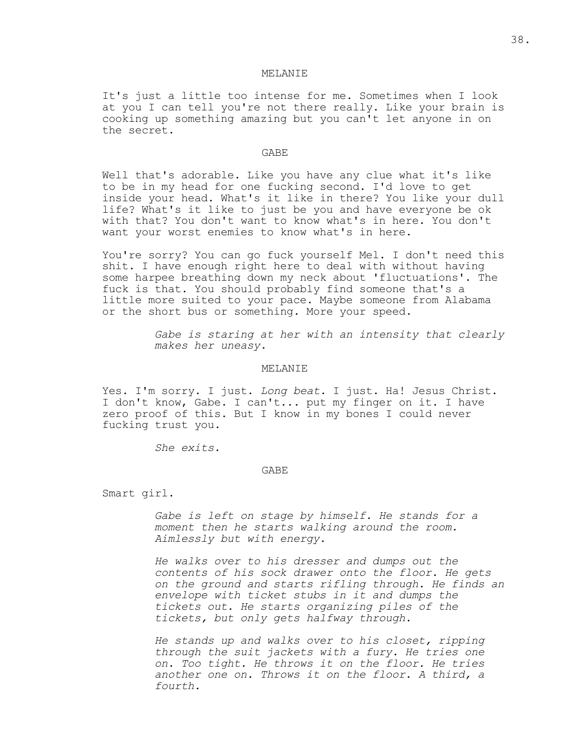MELANIE

It's just a little too intense for me. Sometimes when I look at you I can tell you're not there really. Like your brain is cooking up something amazing but you can't let anyone in on the secret.

GABE

Well that's adorable. Like you have any clue what it's like to be in my head for one fucking second. I'd love to get inside your head. What's it like in there? You like your dull life? What's it like to just be you and have everyone be ok with that? You don't want to know what's in here. You don't want your worst enemies to know what's in here.

You're sorry? You can go fuck yourself Mel. I don't need this shit. I have enough right here to deal with without having some harpee breathing down my neck about 'fluctuations'. The fuck is that. You should probably find someone that's a little more suited to your pace. Maybe someone from Alabama or the short bus or something. More your speed.

*Gabe is staring at her with an intensity that clearly makes her uneasy.*

MELANIE

Yes. I'm sorry. I just. *Long beat.* I just. Ha! Jesus Christ. I don't know, Gabe. I can't... put my finger on it. I have zero proof of this. But I know in my bones I could never fucking trust you.

*She exits.*

GABE

Smart girl.

*Gabe is left on stage by himself. He stands for a moment then he starts walking around the room. Aimlessly but with energy.*

*He walks over to his dresser and dumps out the contents of his sock drawer onto the floor. He gets on the ground and starts rifling through. He finds an envelope with ticket stubs in it and dumps the tickets out. He starts organizing piles of the tickets, but only gets halfway through.*

*He stands up and walks over to his closet, ripping through the suit jackets with a fury. He tries one on. Too tight. He throws it on the floor. He tries another one on. Throws it on the floor. A third, a fourth.*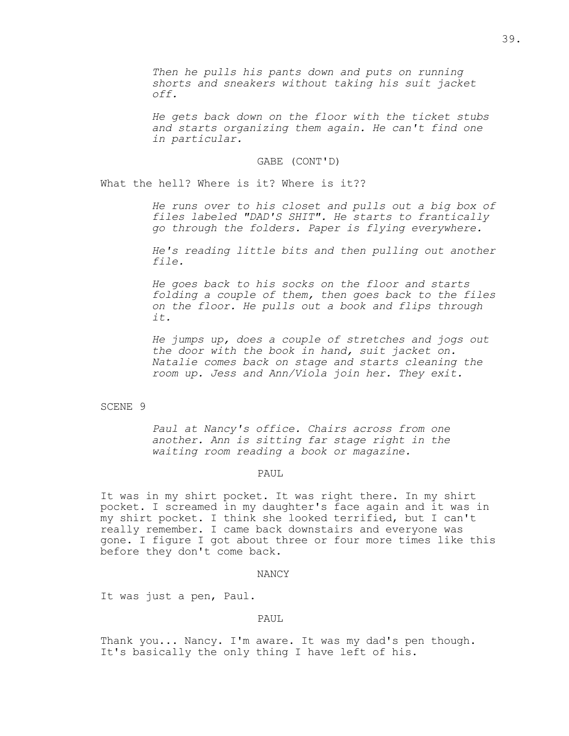*Then he pulls his pants down and puts on running shorts and sneakers without taking his suit jacket off.*

*He gets back down on the floor with the ticket stubs and starts organizing them again. He can't find one in particular.*

GABE (CONT'D)

What the hell? Where is it? Where is it??

*He runs over to his closet and pulls out a big box of files labeled "DAD'S SHIT". He starts to frantically go through the folders. Paper is flying everywhere.*

*He's reading little bits and then pulling out another file.*

*He goes back to his socks on the floor and starts folding a couple of them, then goes back to the files on the floor. He pulls out a book and flips through it.*

*He jumps up, does a couple of stretches and jogs out the door with the book in hand, suit jacket on. Natalie comes back on stage and starts cleaning the room up. Jess and Ann/Viola join her. They exit.*

SCENE 9

*Paul at Nancy's office. Chairs across from one another. Ann is sitting far stage right in the waiting room reading a book or magazine.*

PAUL

It was in my shirt pocket. It was right there. In my shirt pocket. I screamed in my daughter's face again and it was in my shirt pocket. I think she looked terrified, but I can't really remember. I came back downstairs and everyone was gone. I figure I got about three or four more times like this before they don't come back.

NANCY

It was just a pen, Paul.

PAUL

Thank you... Nancy. I'm aware. It was my dad's pen though. It's basically the only thing I have left of his.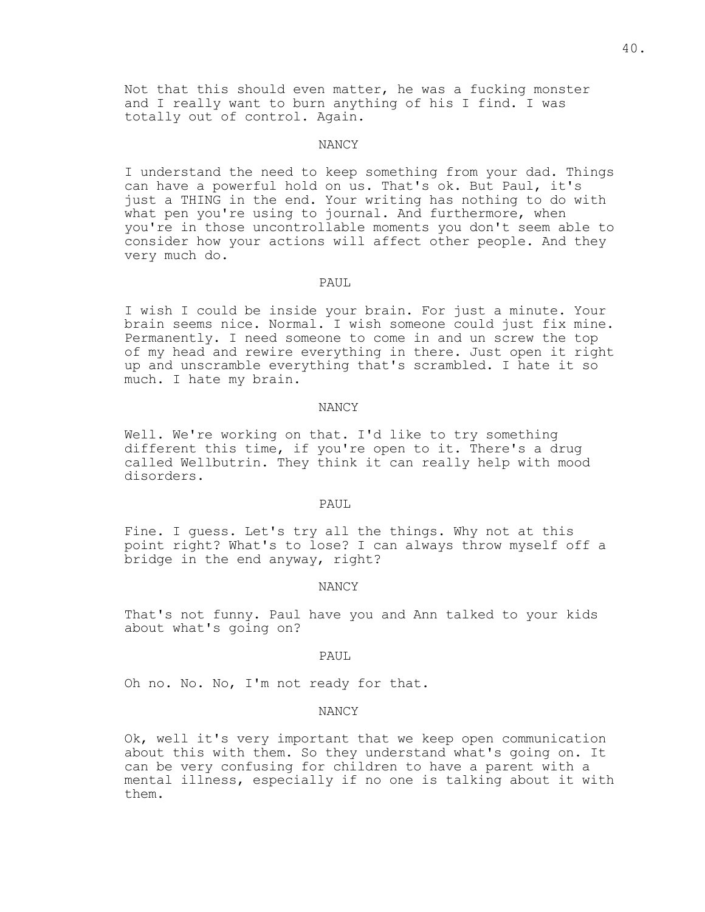Not that this should even matter, he was a fucking monster and I really want to burn anything of his I find. I was totally out of control. Again.

NANCY

I understand the need to keep something from your dad. Things can have a powerful hold on us. That's ok. But Paul, it's just a THING in the end. Your writing has nothing to do with what pen you're using to journal. And furthermore, when you're in those uncontrollable moments you don't seem able to consider how your actions will affect other people. And they very much do.

PAUL

I wish I could be inside your brain. For just a minute. Your brain seems nice. Normal. I wish someone could just fix mine. Permanently. I need someone to come in and un screw the top of my head and rewire everything in there. Just open it right up and unscramble everything that's scrambled. I hate it so much. I hate my brain.

NANCY

Well. We're working on that. I'd like to try something different this time, if you're open to it. There's a drug called Wellbutrin. They think it can really help with mood disorders.

PAUL

Fine. I guess. Let's try all the things. Why not at this point right? What's to lose? I can always throw myself off a bridge in the end anyway, right?

NANCY

That's not funny. Paul have you and Ann talked to your kids about what's going on?

PAUL

Oh no. No. No, I'm not ready for that.

NANCY

Ok, well it's very important that we keep open communication about this with them. So they understand what's going on. It can be very confusing for children to have a parent with a mental illness, especially if no one is talking about it with them.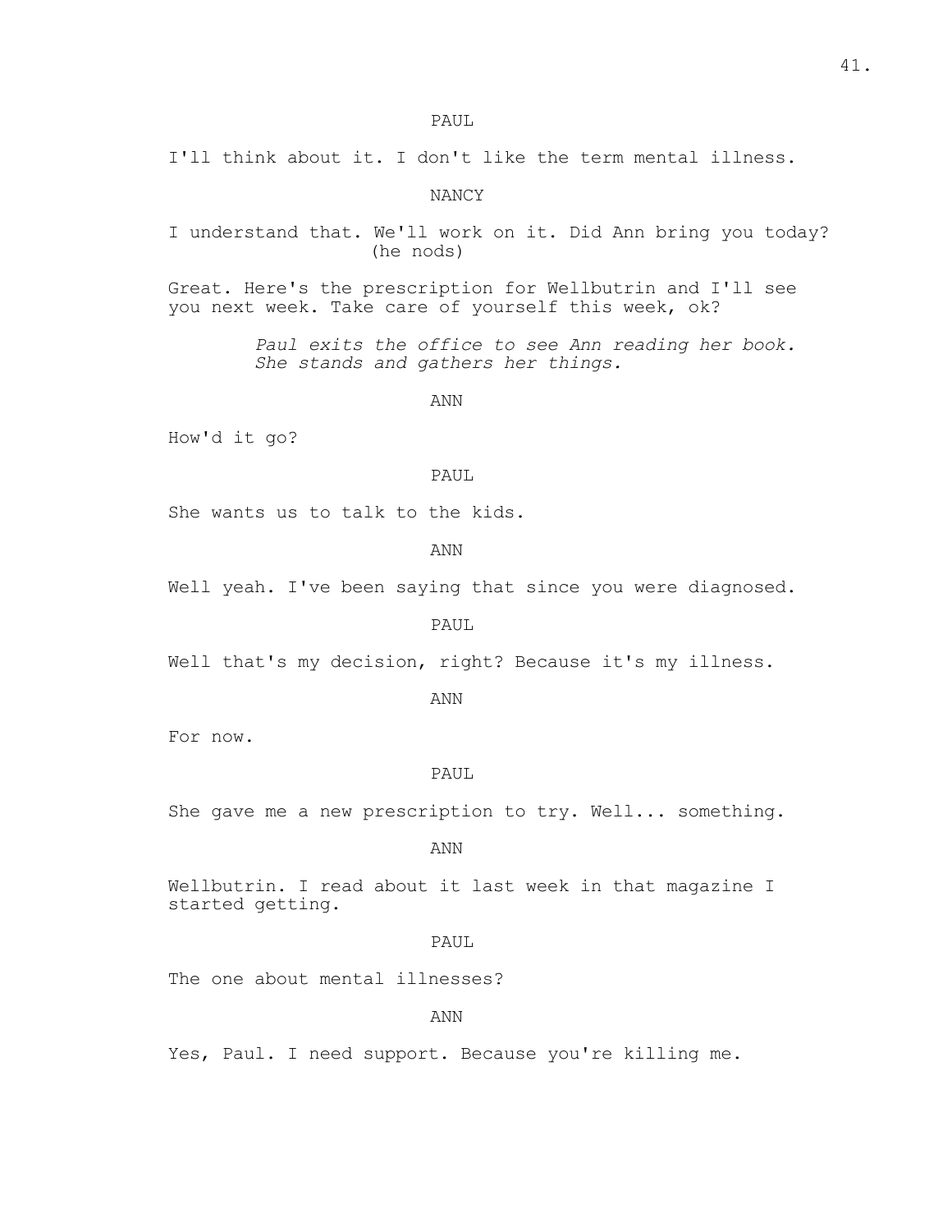PAUL

I'll think about it. I don't like the term mental illness.

NANCY

I understand that. We'll work on it. Did Ann bring you today?
(he nods)

Great. Here's the prescription for Wellbutrin and I'll see you next week. Take care of yourself this week, ok?

*Paul exits the office to see Ann reading her book. She stands and gathers her things.*

ANN

How'd it go?

PAUL

She wants us to talk to the kids.

ANN

Well yeah. I've been saying that since you were diagnosed.

PAUL

Well that's my decision, right? Because it's my illness.

ANN

For now.

PAUL

She gave me a new prescription to try. Well... something.

ANN

Wellbutrin. I read about it last week in that magazine I started getting.

PAUL

The one about mental illnesses?

ANN

Yes, Paul. I need support. Because you're killing me.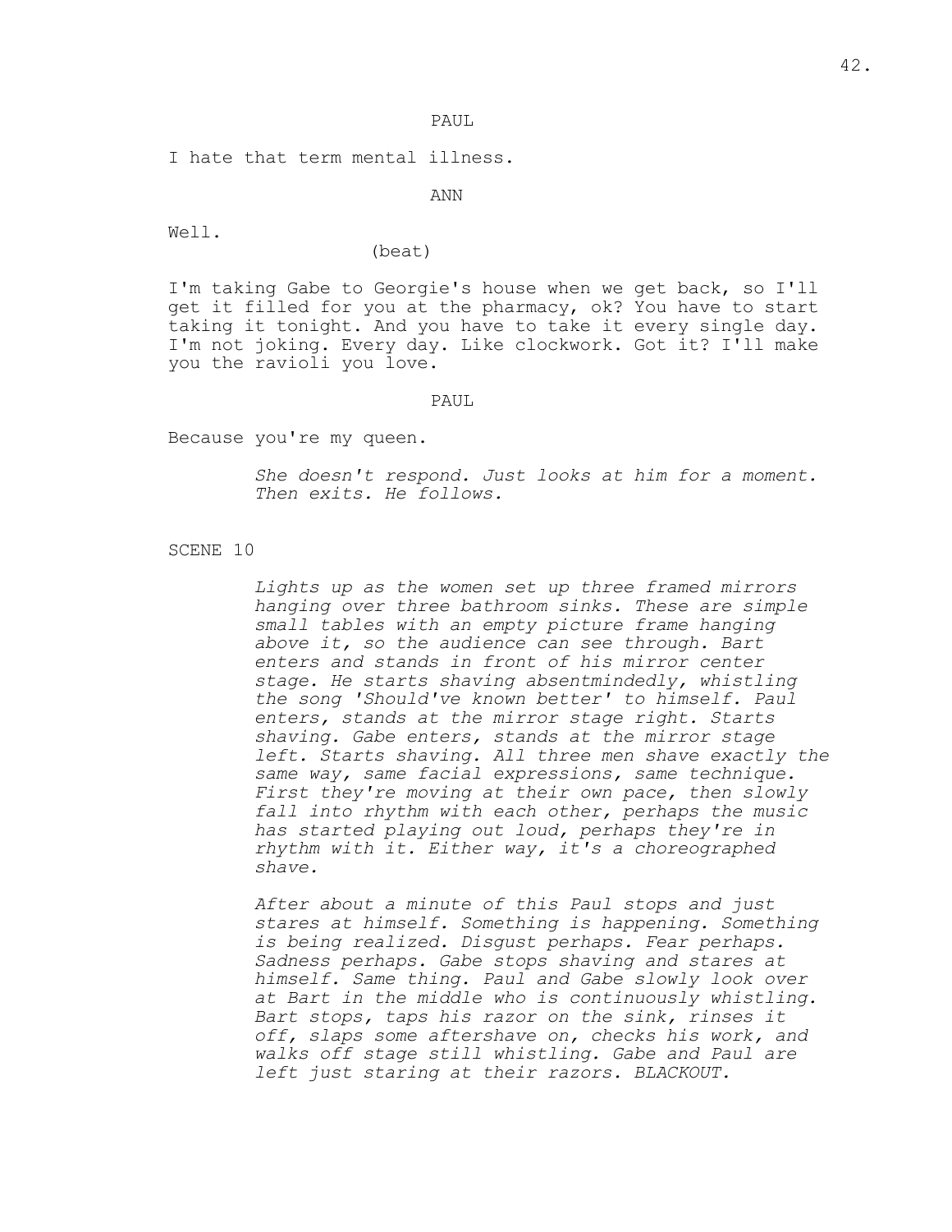PAUL

I hate that term mental illness.

ANN

Well.

(beat)

I'm taking Gabe to Georgie's house when we get back, so I'll get it filled for you at the pharmacy, ok? You have to start taking it tonight. And you have to take it every single day. I'm not joking. Every day. Like clockwork. Got it? I'll make you the ravioli you love.

PAUL

Because you're my queen.

*She doesn't respond. Just looks at him for a moment. Then exits. He follows.*

SCENE 10

*Lights up as the women set up three framed mirrors hanging over three bathroom sinks. These are simple small tables with an empty picture frame hanging above it, so the audience can see through. Bart enters and stands in front of his mirror center stage. He starts shaving absentmindedly, whistling the song 'Should've known better' to himself. Paul enters, stands at the mirror stage right. Starts shaving. Gabe enters, stands at the mirror stage left. Starts shaving. All three men shave exactly the same way, same facial expressions, same technique. First they're moving at their own pace, then slowly fall into rhythm with each other, perhaps the music has started playing out loud, perhaps they're in rhythm with it. Either way, it's a choreographed shave.*

*After about a minute of this Paul stops and just stares at himself. Something is happening. Something is being realized. Disgust perhaps. Fear perhaps. Sadness perhaps. Gabe stops shaving and stares at himself. Same thing. Paul and Gabe slowly look over at Bart in the middle who is continuously whistling. Bart stops, taps his razor on the sink, rinses it off, slaps some aftershave on, checks his work, and walks off stage still whistling. Gabe and Paul are left just staring at their razors. BLACKOUT.*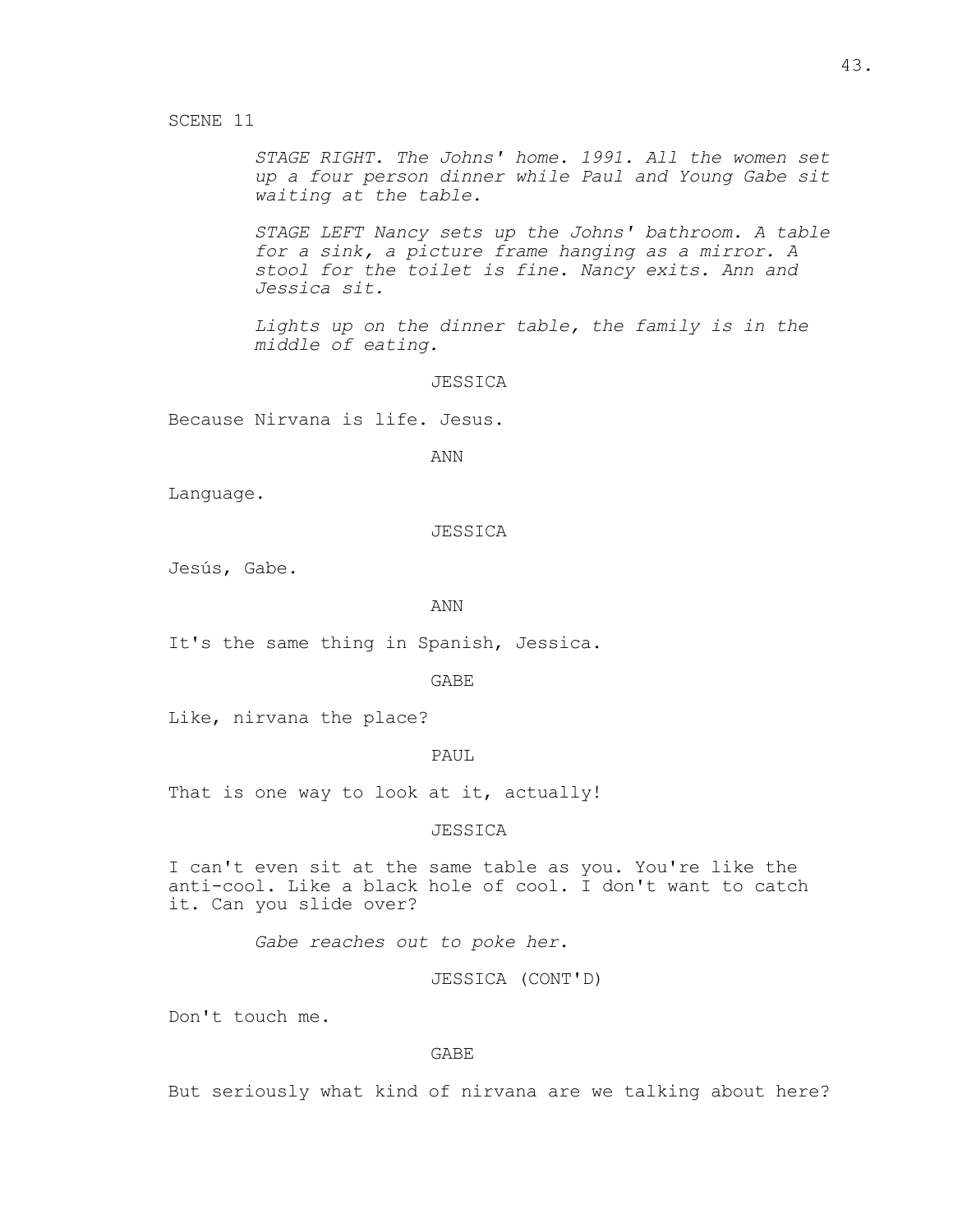SCENE 11

*STAGE RIGHT. The Johns' home. 1991. All the women set up a four person dinner while Paul and Young Gabe sit waiting at the table.*

*STAGE LEFT Nancy sets up the Johns' bathroom. A table for a sink, a picture frame hanging as a mirror. A stool for the toilet is fine. Nancy exits. Ann and Jessica sit.*

*Lights up on the dinner table, the family is in the middle of eating.*

JESSICA

Because Nirvana is life. Jesus.

ANN

Language.

JESSICA

Jesús, Gabe.

ANN

It's the same thing in Spanish, Jessica.

GABE

Like, nirvana the place?

PAUL

That is one way to look at it, actually!

JESSICA

I can't even sit at the same table as you. You're like the anti-cool. Like a black hole of cool. I don't want to catch it. Can you slide over?

*Gabe reaches out to poke her.*

JESSICA (CONT'D)

Don't touch me.

GABE

But seriously what kind of nirvana are we talking about here?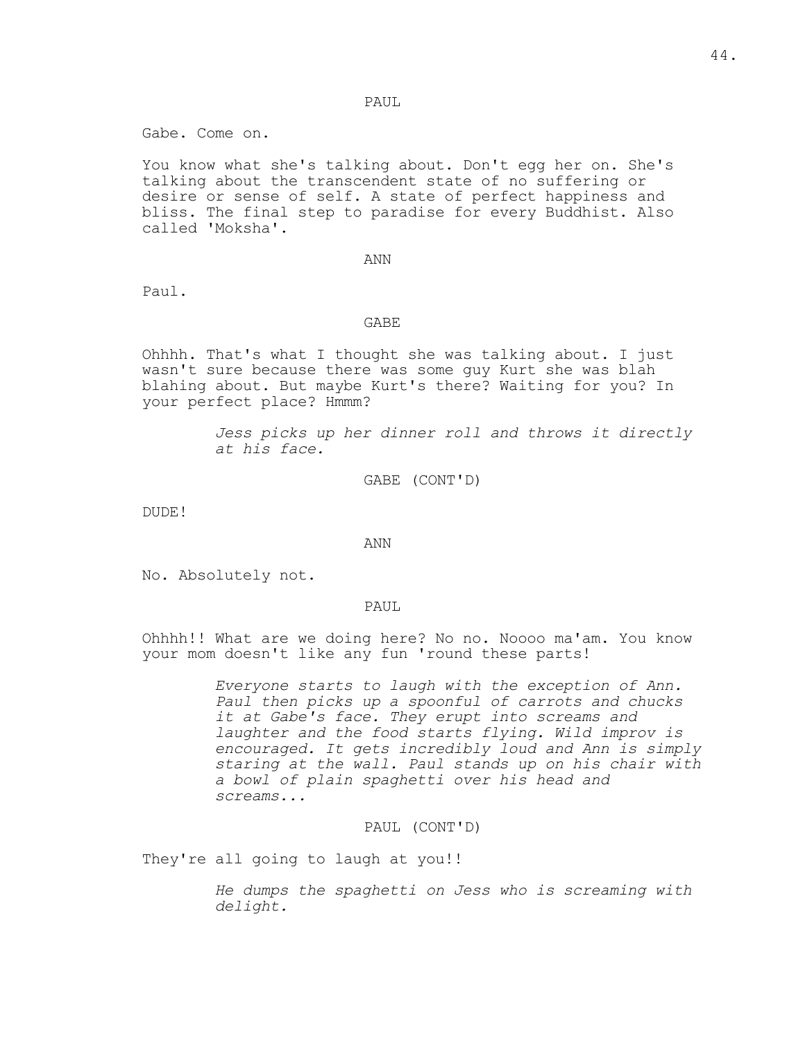PAUL

Gabe. Come on.

You know what she's talking about. Don't egg her on. She's talking about the transcendent state of no suffering or desire or sense of self. A state of perfect happiness and bliss. The final step to paradise for every Buddhist. Also called 'Moksha'.

ANN

Paul.

GABE

Ohhhh. That's what I thought she was talking about. I just wasn't sure because there was some guy Kurt she was blah blahing about. But maybe Kurt's there? Waiting for you? In your perfect place? Hmmm?

*Jess picks up her dinner roll and throws it directly at his face.*

GABE (CONT'D)

DUDE!

ANN

No. Absolutely not.

PAUL

Ohhhh!! What are we doing here? No no. Noooo ma'am. You know your mom doesn't like any fun 'round these parts!

*Everyone starts to laugh with the exception of Ann. Paul then picks up a spoonful of carrots and chucks it at Gabe's face. They erupt into screams and laughter and the food starts flying. Wild improv is encouraged. It gets incredibly loud and Ann is simply staring at the wall. Paul stands up on his chair with a bowl of plain spaghetti over his head and screams...*

PAUL (CONT'D)

They're all going to laugh at you!!

*He dumps the spaghetti on Jess who is screaming with delight.*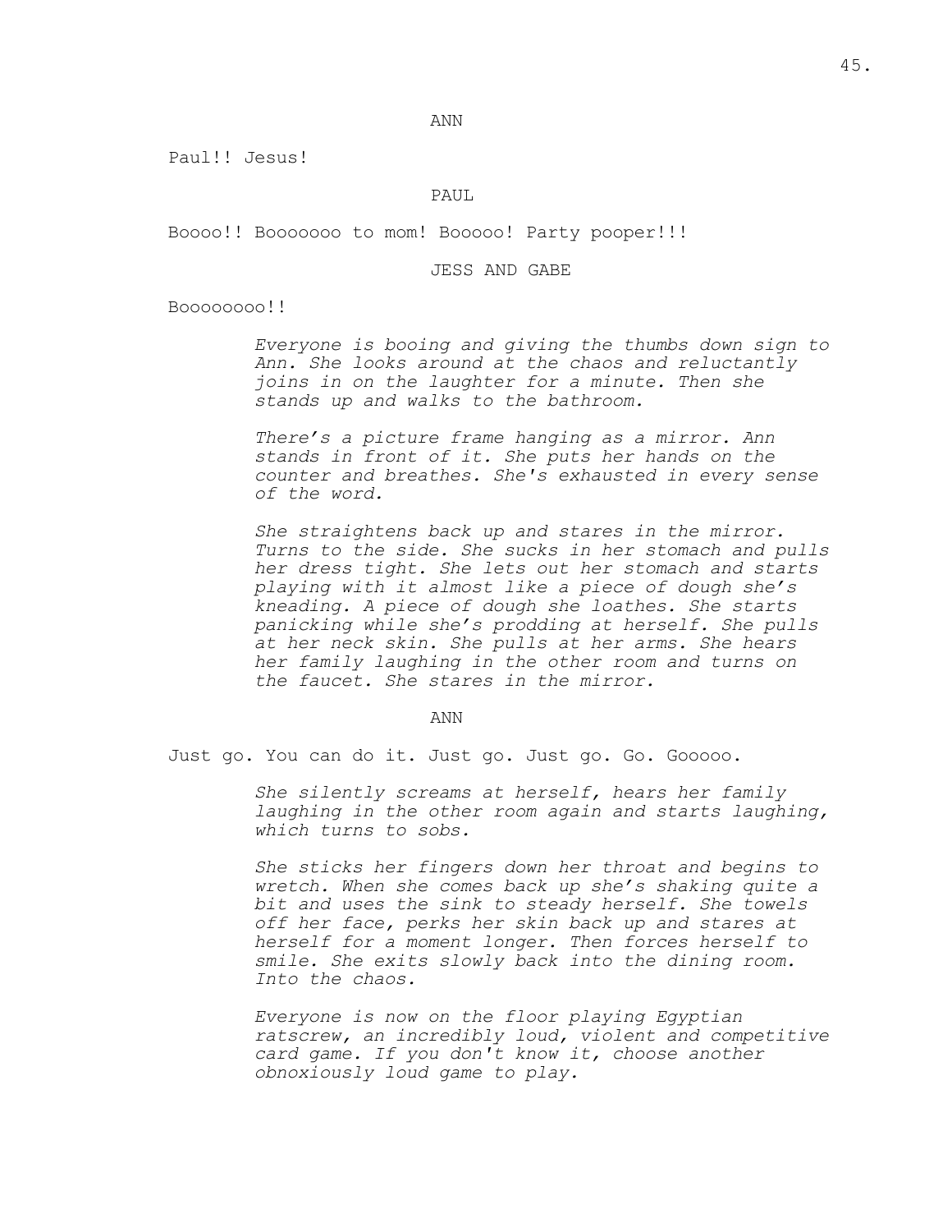ANN

Paul!! Jesus!

PAUL

Boooo!! Boooooooo to mom! Booooo! Party pooper!!!

JESS AND GABE

Booooooooo!!

*Everyone is booing and giving the thumbs down sign to Ann. She looks around at the chaos and reluctantly joins in on the laughter for a minute. Then she stands up and walks to the bathroom.*

*There's a picture frame hanging as a mirror. Ann stands in front of it. She puts her hands on the counter and breathes. She's exhausted in every sense of the word.*

*She straightens back up and stares in the mirror. Turns to the side. She sucks in her stomach and pulls her dress tight. She lets out her stomach and starts playing with it almost like a piece of dough she's kneading. A piece of dough she loathes. She starts panicking while she's prodding at herself. She pulls at her neck skin. She pulls at her arms. She hears her family laughing in the other room and turns on the faucet. She stares in the mirror.*

ANN

Just go. You can do it. Just go. Just go. Go. Gooooo.

*She silently screams at herself, hears her family laughing in the other room again and starts laughing, which turns to sobs.*

*She sticks her fingers down her throat and begins to wretch. When she comes back up she's shaking quite a bit and uses the sink to steady herself. She towels off her face, perks her skin back up and stares at herself for a moment longer. Then forces herself to smile. She exits slowly back into the dining room. Into the chaos.*

*Everyone is now on the floor playing Egyptian ratscrew, an incredibly loud, violent and competitive card game. If you don't know it, choose another obnoxiously loud game to play.*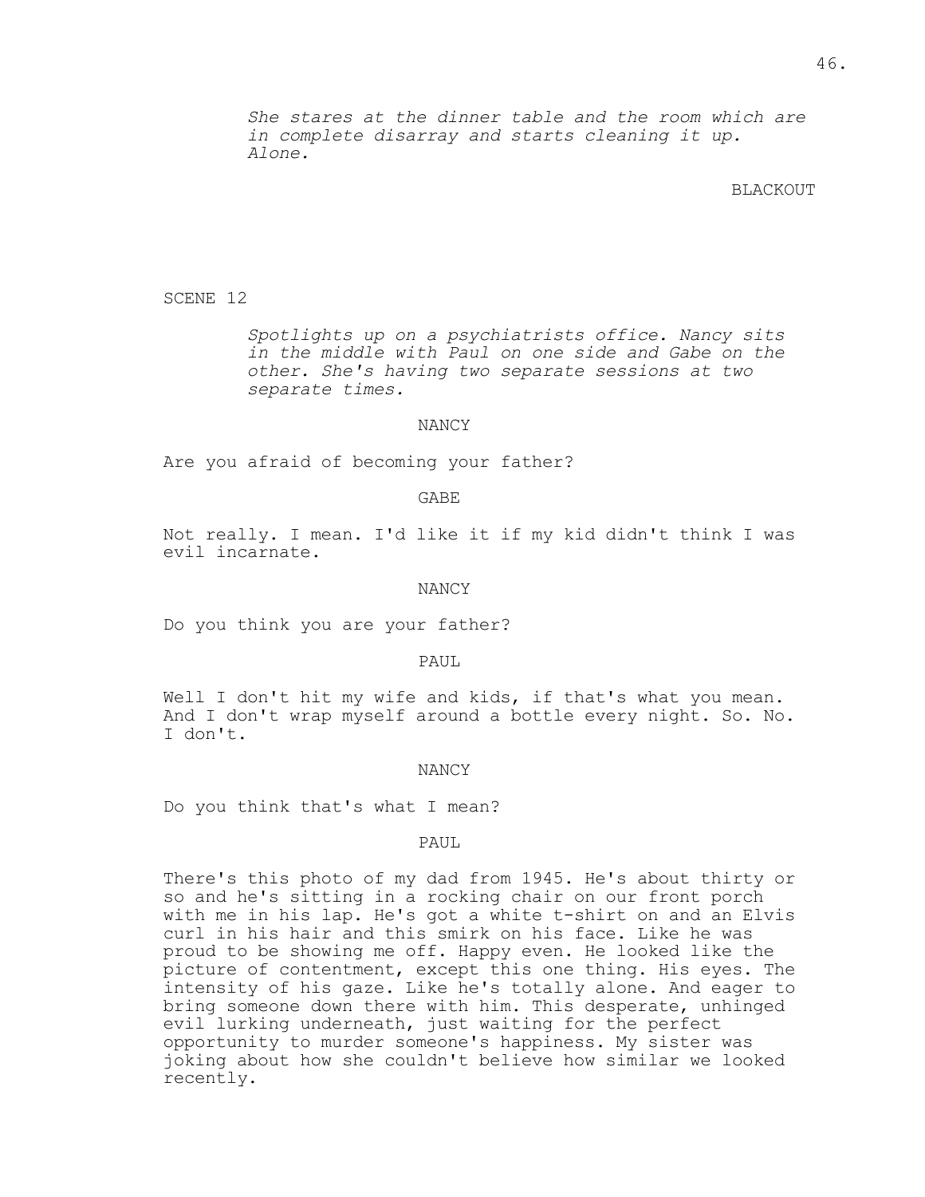*She stares at the dinner table and the room which are in complete disarray and starts cleaning it up. Alone.*

BLACKOUT

SCENE 12

*Spotlights up on a psychiatrists office. Nancy sits in the middle with Paul on one side and Gabe on the other. She's having two separate sessions at two separate times.*

NANCY

Are you afraid of becoming your father?

GABE

Not really. I mean. I'd like it if my kid didn't think I was evil incarnate.

NANCY

Do you think you are your father?

PAUL

Well I don't hit my wife and kids, if that's what you mean. And I don't wrap myself around a bottle every night. So. No. I don't.

NANCY

Do you think that's what I mean?

PAUL

There's this photo of my dad from 1945. He's about thirty or so and he's sitting in a rocking chair on our front porch with me in his lap. He's got a white t-shirt on and an Elvis curl in his hair and this smirk on his face. Like he was proud to be showing me off. Happy even. He looked like the picture of contentment, except this one thing. His eyes. The intensity of his gaze. Like he's totally alone. And eager to bring someone down there with him. This desperate, unhinged evil lurking underneath, just waiting for the perfect opportunity to murder someone's happiness. My sister was joking about how she couldn't believe how similar we looked recently.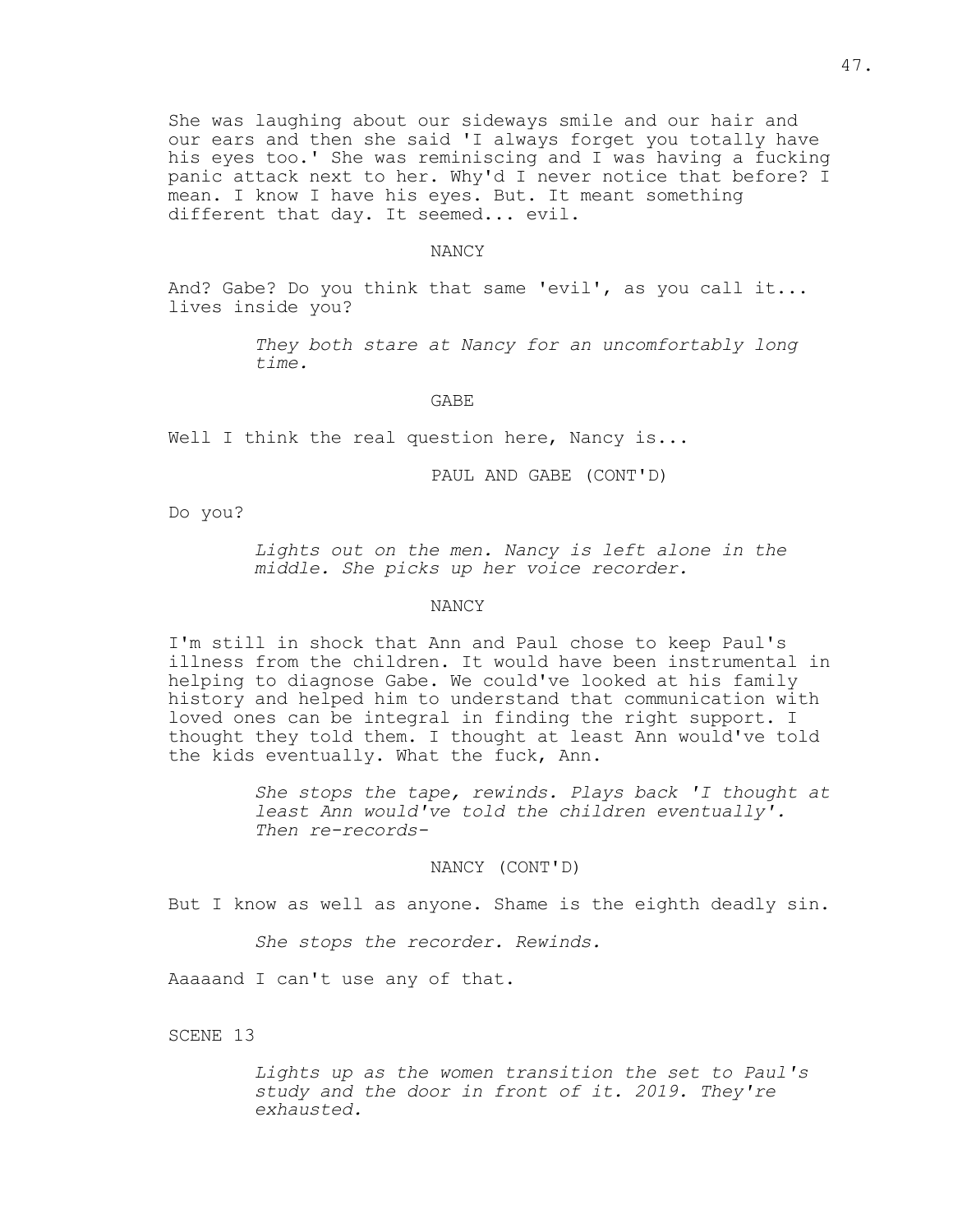She was laughing about our sideways smile and our hair and our ears and then she said 'I always forget you totally have his eyes too.' She was reminiscing and I was having a fucking panic attack next to her. Why'd I never notice that before? I mean. I know I have his eyes. But. It meant something different that day. It seemed... evil.

NANCY

And? Gabe? Do you think that same 'evil', as you call it... lives inside you?

*They both stare at Nancy for an uncomfortably long time.*

GABE

Well I think the real question here, Nancy is...

PAUL AND GABE (CONT'D)

Do you?

*Lights out on the men. Nancy is left alone in the middle. She picks up her voice recorder.*

NANCY

I'm still in shock that Ann and Paul chose to keep Paul's illness from the children. It would have been instrumental in helping to diagnose Gabe. We could've looked at his family history and helped him to understand that communication with loved ones can be integral in finding the right support. I thought they told them. I thought at least Ann would've told the kids eventually. What the fuck, Ann.

*She stops the tape, rewinds. Plays back 'I thought at least Ann would've told the children eventually'. Then re-records-*

NANCY (CONT'D)

But I know as well as anyone. Shame is the eighth deadly sin.

*She stops the recorder. Rewinds.*

Aaaaand I can't use any of that.

SCENE 13

*Lights up as the women transition the set to Paul's study and the door in front of it. 2019. They're exhausted.*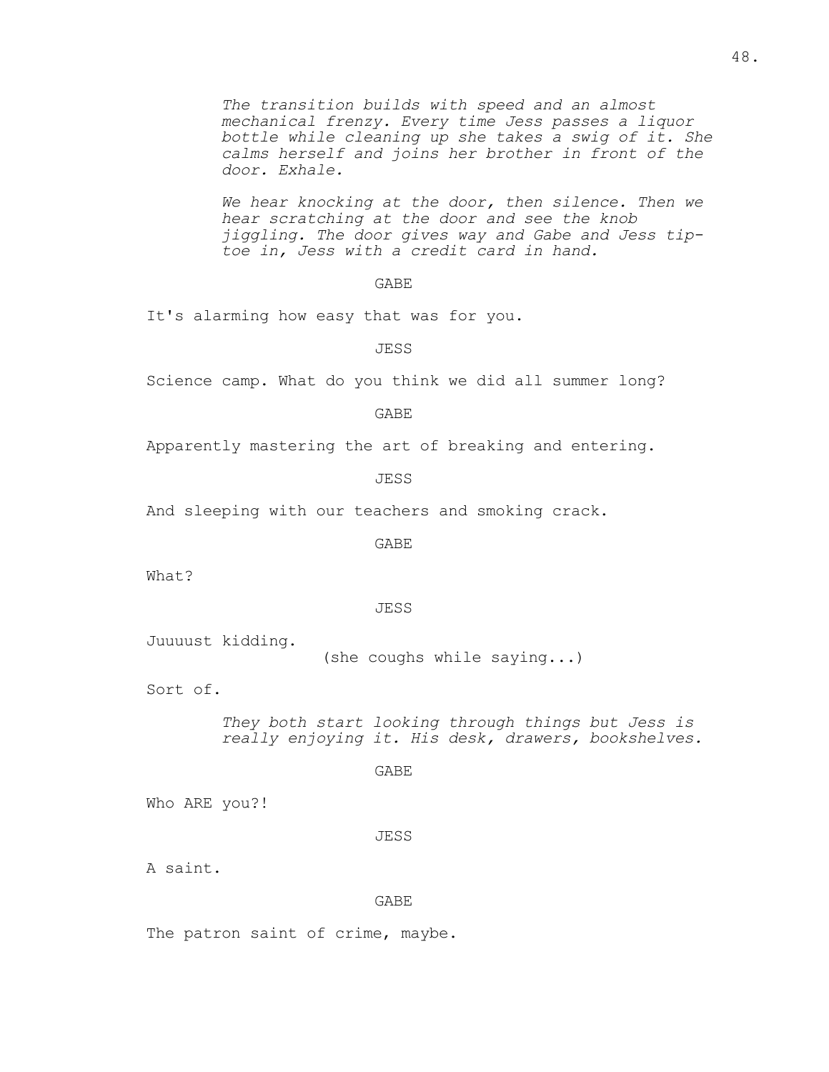*The transition builds with speed and an almost mechanical frenzy. Every time Jess passes a liquor bottle while cleaning up she takes a swig of it. She calms herself and joins her brother in front of the door. Exhale.*

*We hear knocking at the door, then silence. Then we hear scratching at the door and see the knob jiggling. The door gives way and Gabe and Jess tip-toe in, Jess with a credit card in hand.*

GABE

It's alarming how easy that was for you.

JESS

Science camp. What do you think we did all summer long?

GABE

Apparently mastering the art of breaking and entering.

JESS

And sleeping with our teachers and smoking crack.

GABE

What?

JESS

Juuuust kidding.

(she coughs while saying...)

Sort of.

*They both start looking through things but Jess is really enjoying it. His desk, drawers, bookshelves.*

GABE

Who ARE you?!

JESS

A saint.

GABE

The patron saint of crime, maybe.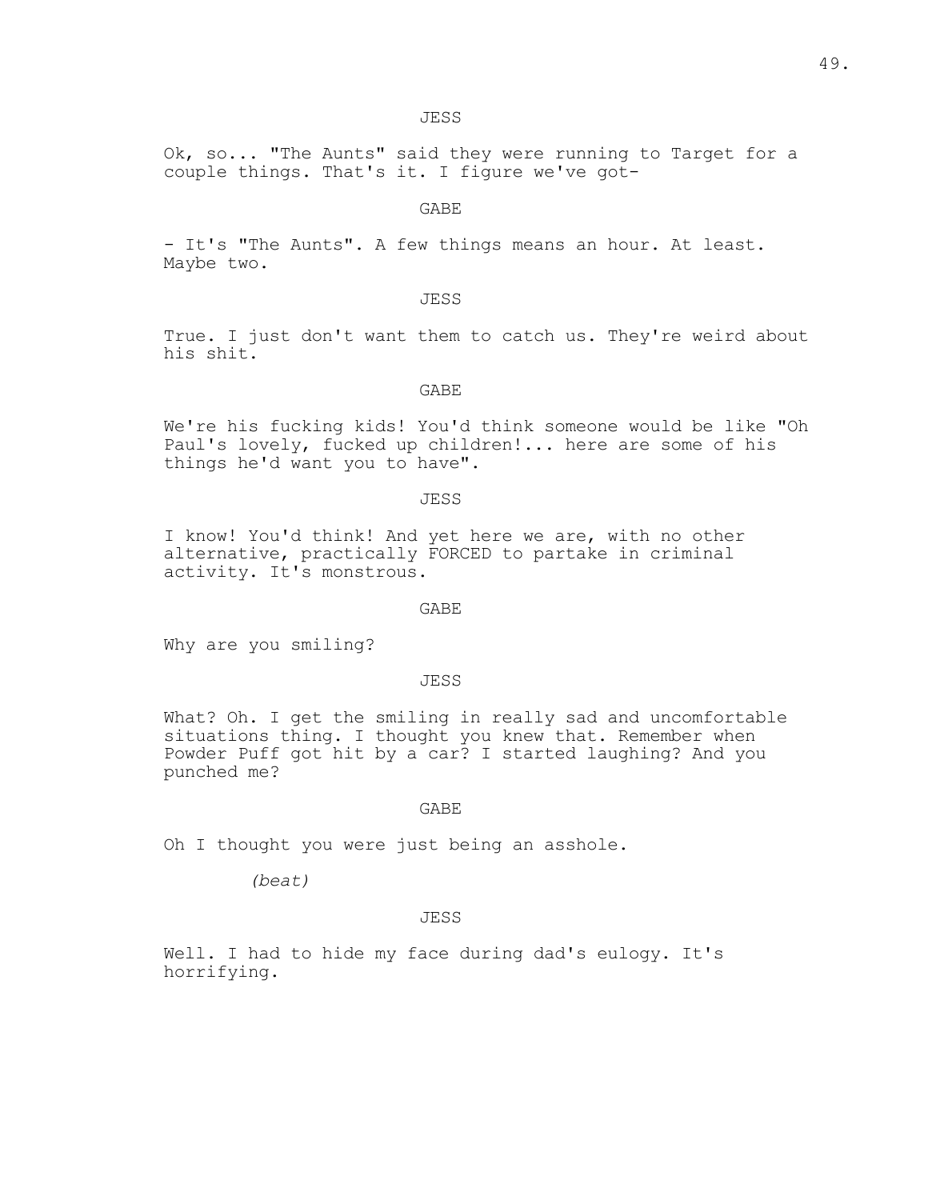JESS

Ok, so... "The Aunts" said they were running to Target for a couple things. That's it. I figure we've got-

GABE

- It's "The Aunts". A few things means an hour. At least. Maybe two.

JESS

True. I just don't want them to catch us. They're weird about his shit.

GABE

We're his fucking kids! You'd think someone would be like "Oh Paul's lovely, fucked up children!... here are some of his things he'd want you to have".

JESS

I know! You'd think! And yet here we are, with no other alternative, practically FORCED to partake in criminal activity. It's monstrous.

GABE

Why are you smiling?

JESS

What? Oh. I get the smiling in really sad and uncomfortable situations thing. I thought you knew that. Remember when Powder Puff got hit by a car? I started laughing? And you punched me?

GABE

Oh I thought you were just being an asshole.

*(beat)*

JESS

Well. I had to hide my face during dad's eulogy. It's horrifying.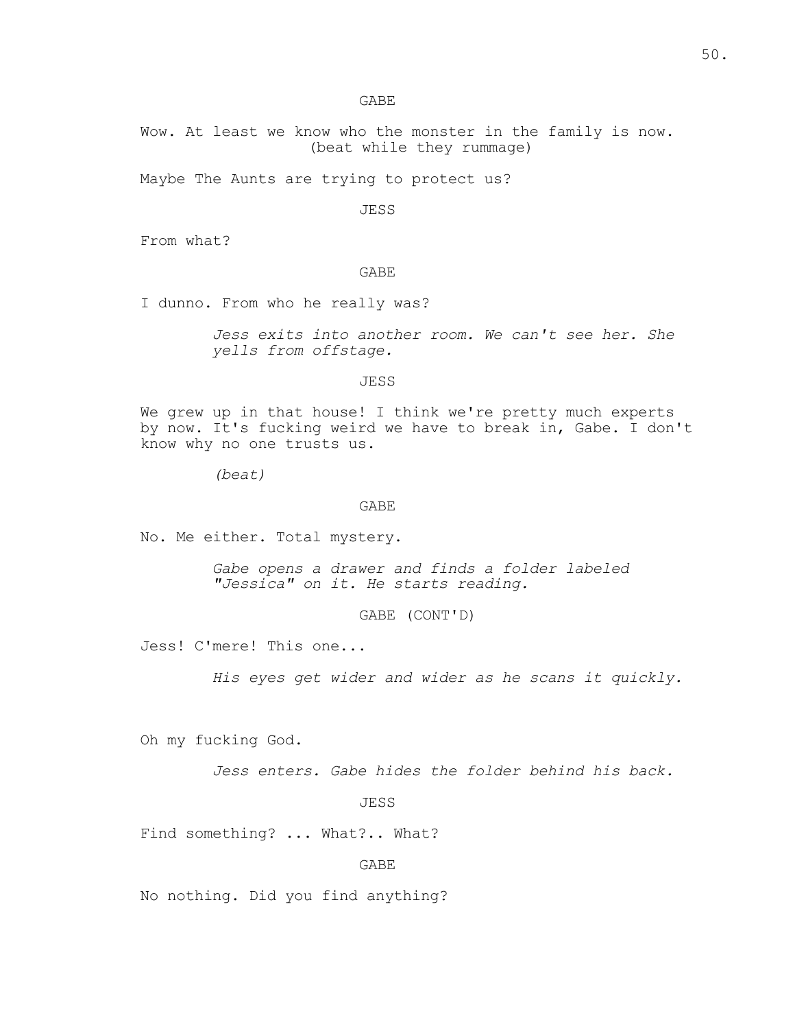GABE

Wow. At least we know who the monster in the family is now.
(beat while they rummage)

Maybe The Aunts are trying to protect us?

JESS

From what?

GABE

I dunno. From who he really was?

*Jess exits into another room. We can't see her. She yells from offstage.*

JESS

We grew up in that house! I think we're pretty much experts by now. It's fucking weird we have to break in, Gabe. I don't know why no one trusts us.

*(beat)*

GABE

No. Me either. Total mystery.

*Gabe opens a drawer and finds a folder labeled "Jessica" on it. He starts reading.*

GABE (CONT'D)

Jess! C'mere! This one...

*His eyes get wider and wider as he scans it quickly.*

Oh my fucking God.

*Jess enters. Gabe hides the folder behind his back.*

JESS

Find something? ... What?.. What?

GABE

No nothing. Did you find anything?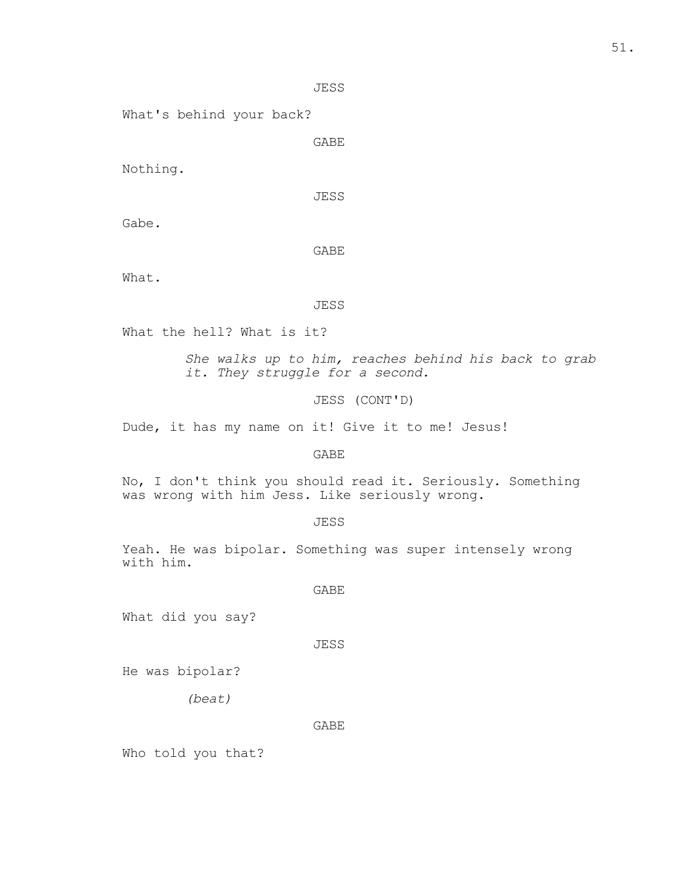JESS

What's behind your back?

GABE

Nothing.

JESS

Gabe.

GABE

What.

JESS

What the hell? What is it?

*She walks up to him, reaches behind his back to grab it. They struggle for a second.*

JESS (CONT'D)

Dude, it has my name on it! Give it to me! Jesus!

GABE

No, I don't think you should read it. Seriously. Something was wrong with him Jess. Like seriously wrong.

JESS

Yeah. He was bipolar. Something was super intensely wrong with him.

GABE

What did you say?

JESS

He was bipolar?

*(beat)*

GABE

Who told you that?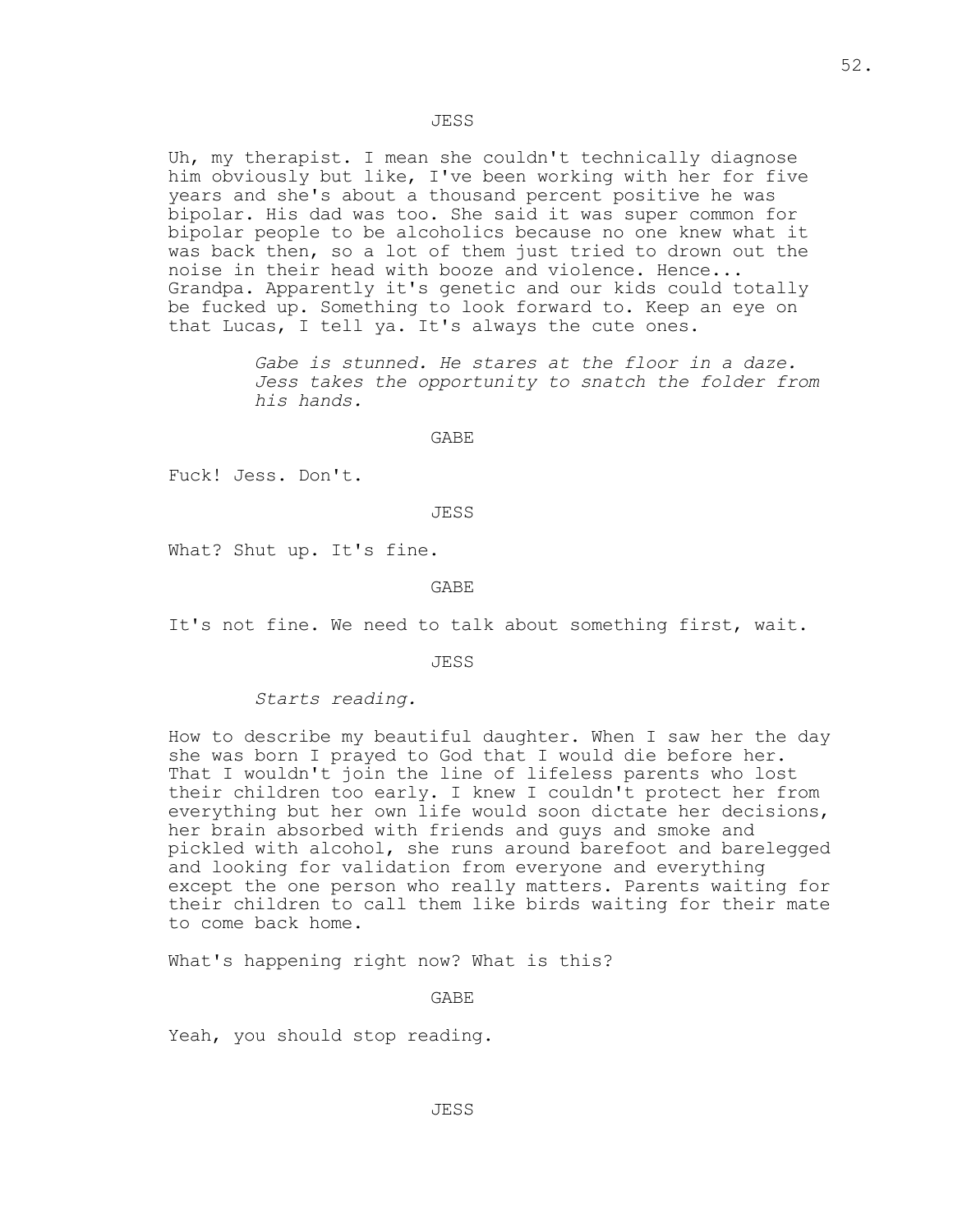JESS

Uh, my therapist. I mean she couldn't technically diagnose him obviously but like, I've been working with her for five years and she's about a thousand percent positive he was bipolar. His dad was too. She said it was super common for bipolar people to be alcoholics because no one knew what it was back then, so a lot of them just tried to drown out the noise in their head with booze and violence. Hence... Grandpa. Apparently it's genetic and our kids could totally be fucked up. Something to look forward to. Keep an eye on that Lucas, I tell ya. It's always the cute ones.

*Gabe is stunned. He stares at the floor in a daze. Jess takes the opportunity to snatch the folder from his hands.*

GABE

Fuck! Jess. Don't.

JESS

What? Shut up. It's fine.

GABE

It's not fine. We need to talk about something first, wait.

JESS

*Starts reading.*

How to describe my beautiful daughter. When I saw her the day she was born I prayed to God that I would die before her. That I wouldn't join the line of lifeless parents who lost their children too early. I knew I couldn't protect her from everything but her own life would soon dictate her decisions, her brain absorbed with friends and guys and smoke and pickled with alcohol, she runs around barefoot and barelegged and looking for validation from everyone and everything except the one person who really matters. Parents waiting for their children to call them like birds waiting for their mate to come back home.

What's happening right now? What is this?

GABE

Yeah, you should stop reading.

JESS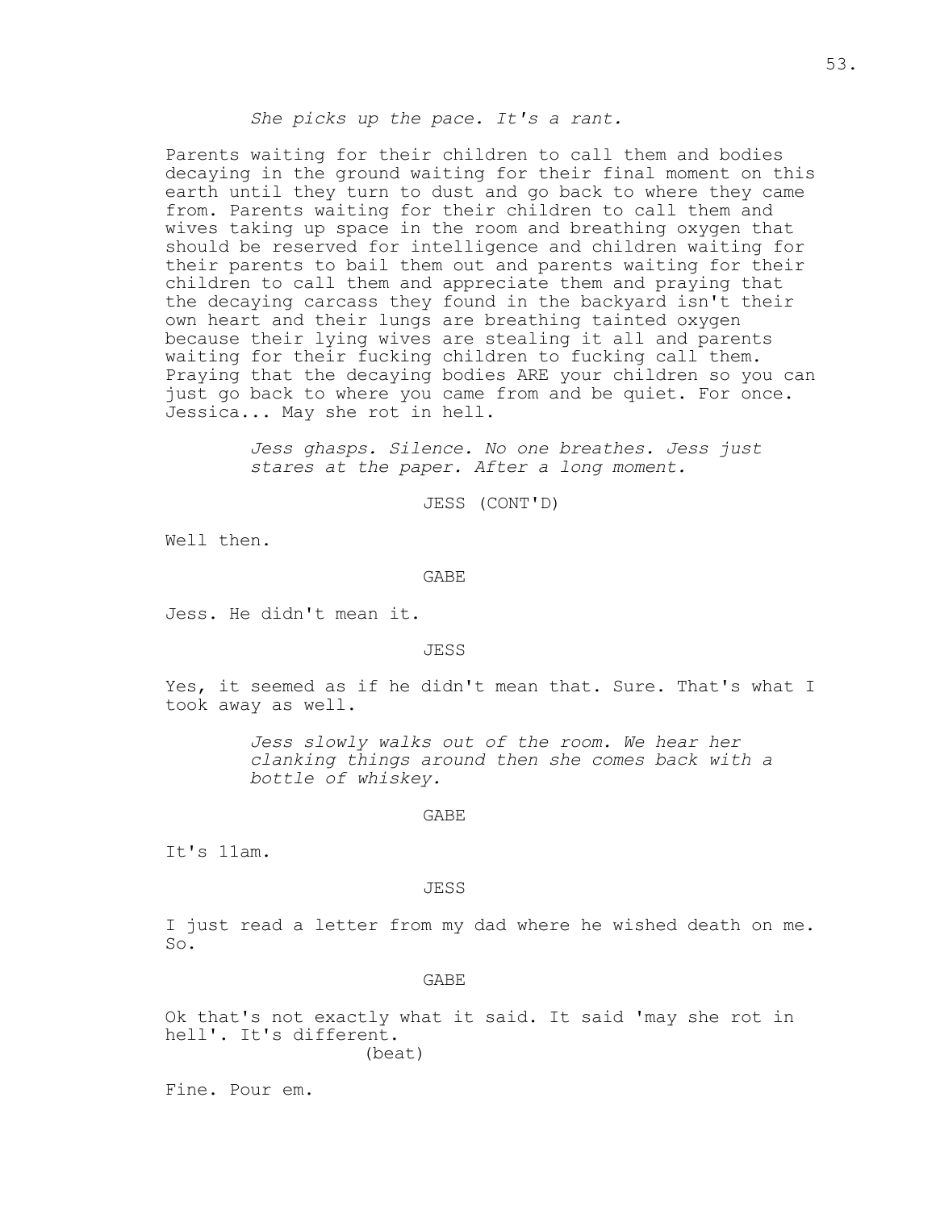*She picks up the pace. It's a rant.*

Parents waiting for their children to call them and bodies decaying in the ground waiting for their final moment on this earth until they turn to dust and go back to where they came from. Parents waiting for their children to call them and wives taking up space in the room and breathing oxygen that should be reserved for intelligence and children waiting for their parents to bail them out and parents waiting for their children to call them and appreciate them and praying that the decaying carcass they found in the backyard isn't their own heart and their lungs are breathing tainted oxygen because their lying wives are stealing it all and parents waiting for their fucking children to fucking call them. Praying that the decaying bodies ARE your children so you can just go back to where you came from and be quiet. For once. Jessica... May she rot in hell.

*Jess ghasps. Silence. No one breathes. Jess just stares at the paper. After a long moment.*

JESS (CONT'D)

Well then.

GABE

Jess. He didn't mean it.

JESS

Yes, it seemed as if he didn't mean that. Sure. That's what I took away as well.

*Jess slowly walks out of the room. We hear her clanking things around then she comes back with a bottle of whiskey.*

GABE

It's 11am.

JESS

I just read a letter from my dad where he wished death on me. So.

GABE

Ok that's not exactly what it said. It said 'may she rot in hell'. It's different.

(beat)

Fine. Pour em.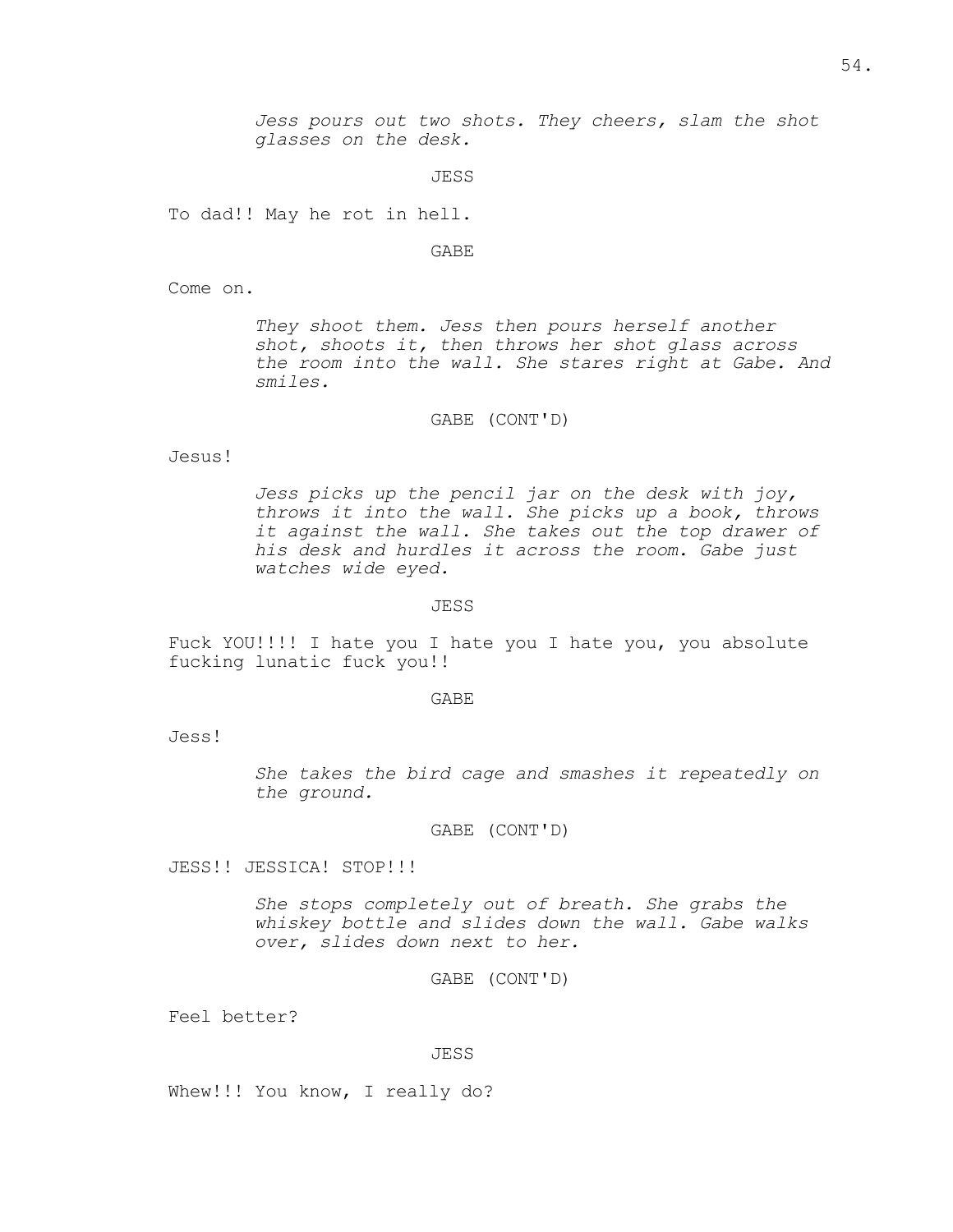*Jess pours out two shots. They cheers, slam the shot glasses on the desk.*

JESS

To dad!! May he rot in hell.

GABE

Come on.

*They shoot them. Jess then pours herself another shot, shoots it, then throws her shot glass across the room into the wall. She stares right at Gabe. And smiles.*

GABE (CONT'D)

Jesus!

*Jess picks up the pencil jar on the desk with joy, throws it into the wall. She picks up a book, throws it against the wall. She takes out the top drawer of his desk and hurdles it across the room. Gabe just watches wide eyed.*

JESS

Fuck YOU!!!! I hate you I hate you I hate you, you absolute fucking lunatic fuck you!!

GABE

Jess!

*She takes the bird cage and smashes it repeatedly on the ground.*

GABE (CONT'D)

JESS!! JESSICA! STOP!!!

*She stops completely out of breath. She grabs the whiskey bottle and slides down the wall. Gabe walks over, slides down next to her.*

GABE (CONT'D)

Feel better?

JESS

Whew!!! You know, I really do?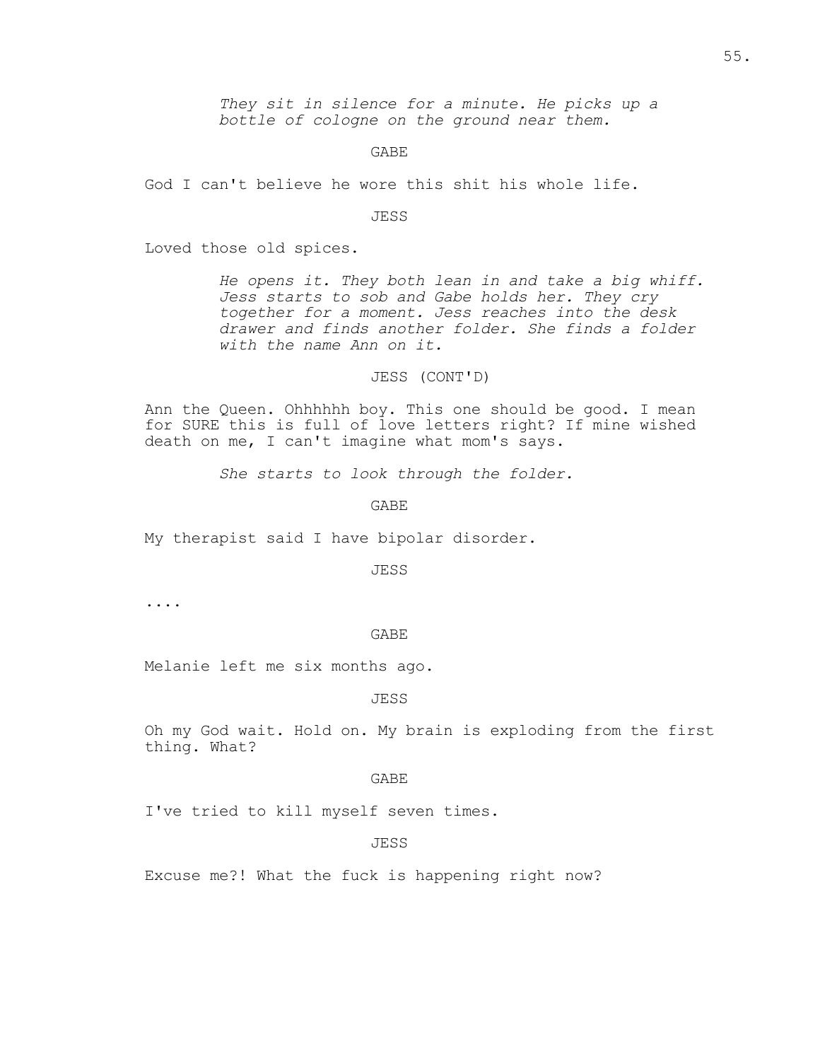*They sit in silence for a minute. He picks up a bottle of cologne on the ground near them.*

GABE

God I can't believe he wore this shit his whole life.

JESS

Loved those old spices.

*He opens it. They both lean in and take a big whiff. Jess starts to sob and Gabe holds her. They cry together for a moment. Jess reaches into the desk drawer and finds another folder. She finds a folder with the name Ann on it.*

JESS (CONT'D)

Ann the Queen. Ohhhhhh boy. This one should be good. I mean for SURE this is full of love letters right? If mine wished death on me, I can't imagine what mom's says.

*She starts to look through the folder.*

GABE

My therapist said I have bipolar disorder.

JESS

....

GABE

Melanie left me six months ago.

JESS

Oh my God wait. Hold on. My brain is exploding from the first thing. What?

GABE

I've tried to kill myself seven times.

JESS

Excuse me?! What the fuck is happening right now?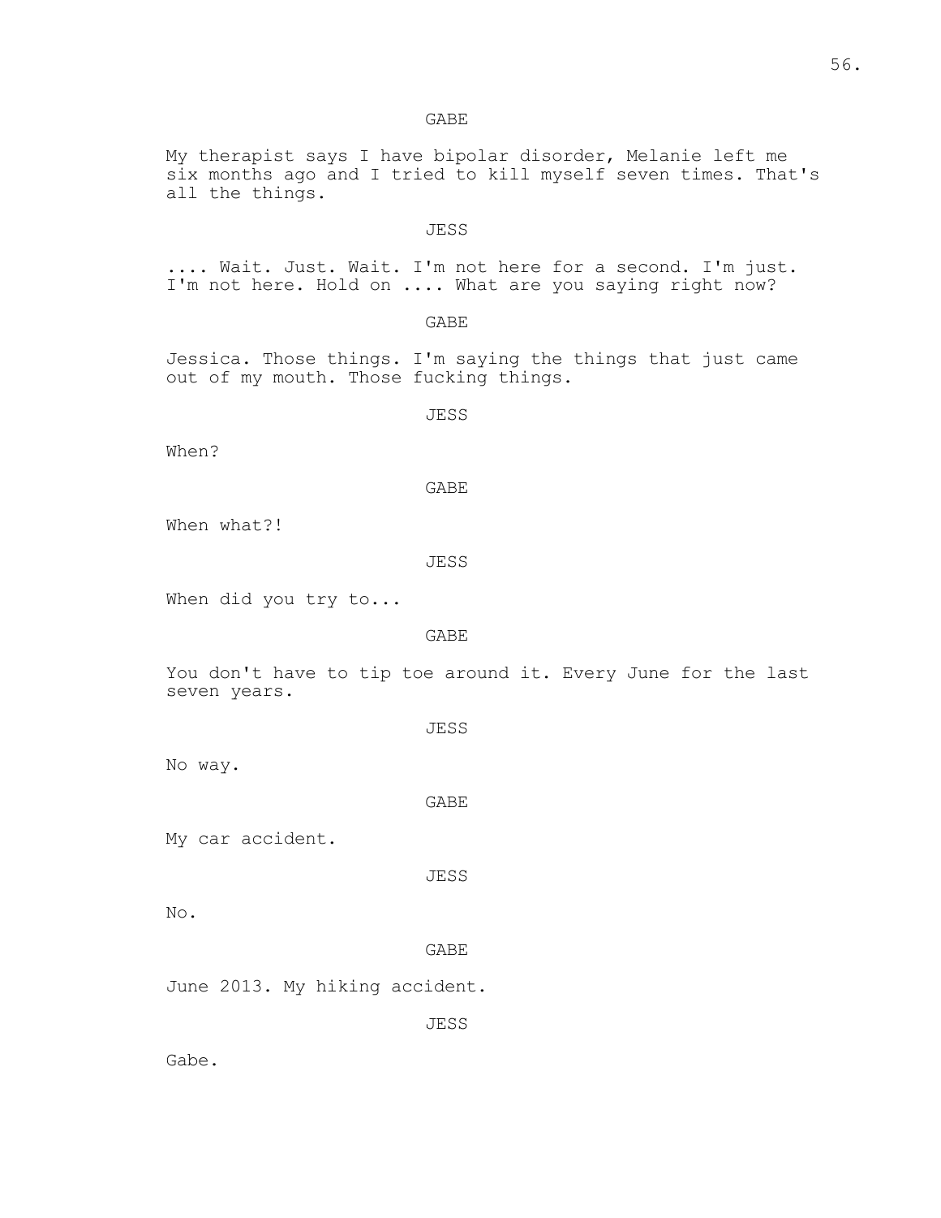GABE

My therapist says I have bipolar disorder, Melanie left me six months ago and I tried to kill myself seven times. That's all the things.

JESS

.... Wait. Just. Wait. I'm not here for a second. I'm just. I'm not here. Hold on .... What are you saying right now?

GABE

Jessica. Those things. I'm saying the things that just came out of my mouth. Those fucking things.

JESS

When?

GABE

When what?!

JESS

When did you try to...

GABE

You don't have to tip toe around it. Every June for the last seven years.

JESS

No way.

GABE

My car accident.

JESS

No.

GABE

June 2013. My hiking accident.

JESS

Gabe.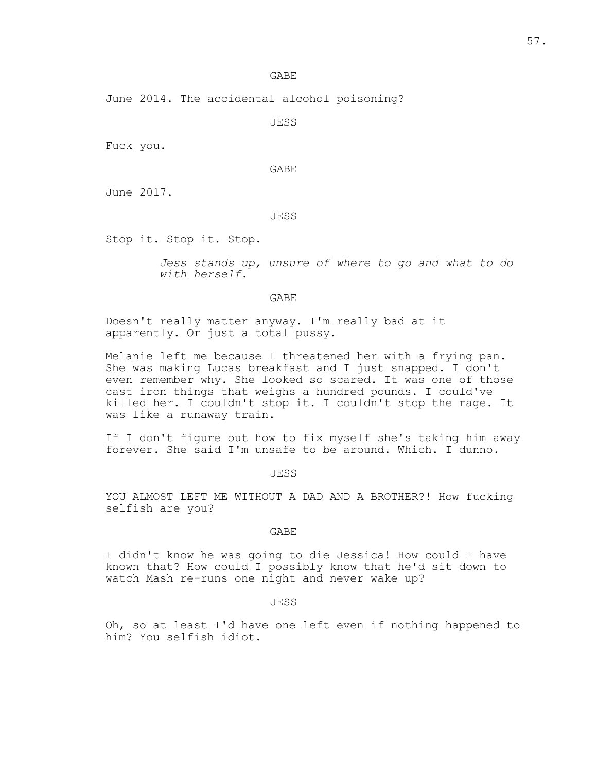GABE

June 2014. The accidental alcohol poisoning?

JESS

Fuck you.

GABE

June 2017.

JESS

Stop it. Stop it. Stop.

*Jess stands up, unsure of where to go and what to do with herself.*

GABE

Doesn't really matter anyway. I'm really bad at it apparently. Or just a total pussy.

Melanie left me because I threatened her with a frying pan. She was making Lucas breakfast and I just snapped. I don't even remember why. She looked so scared. It was one of those cast iron things that weighs a hundred pounds. I could've killed her. I couldn't stop it. I couldn't stop the rage. It was like a runaway train.

If I don't figure out how to fix myself she's taking him away forever. She said I'm unsafe to be around. Which. I dunno.

JESS

YOU ALMOST LEFT ME WITHOUT A DAD AND A BROTHER?! How fucking selfish are you?

GABE

I didn't know he was going to die Jessica! How could I have known that? How could I possibly know that he'd sit down to watch Mash re-runs one night and never wake up?

JESS

Oh, so at least I'd have one left even if nothing happened to him? You selfish idiot.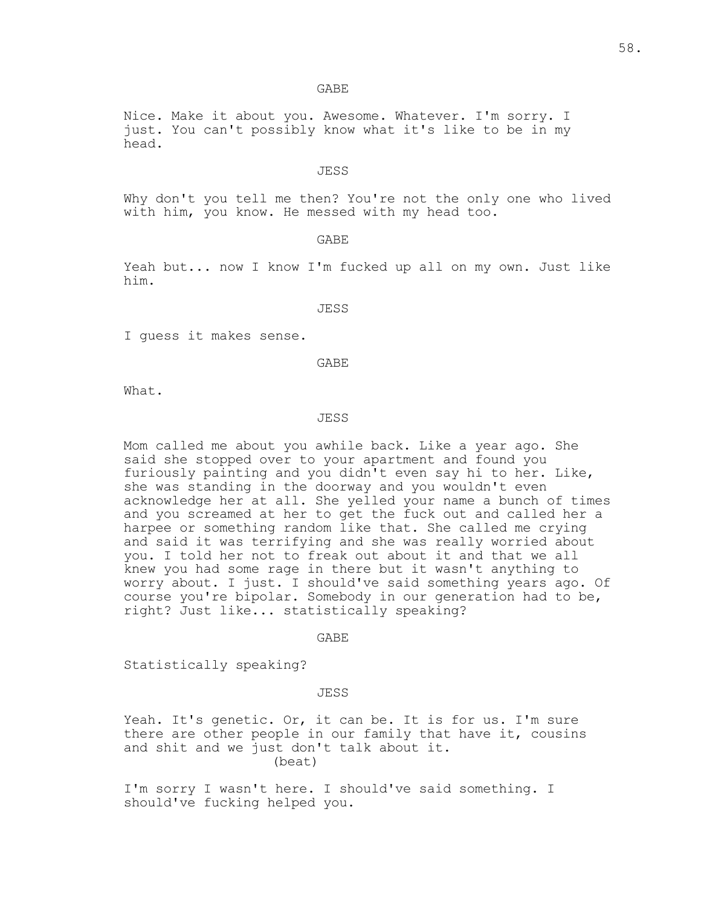GABE

Nice. Make it about you. Awesome. Whatever. I'm sorry. I just. You can't possibly know what it's like to be in my head.

JESS

Why don't you tell me then? You're not the only one who lived with him, you know. He messed with my head too.

GABE

Yeah but... now I know I'm fucked up all on my own. Just like him.

JESS

I guess it makes sense.

GABE

What.

JESS

Mom called me about you awhile back. Like a year ago. She said she stopped over to your apartment and found you furiously painting and you didn't even say hi to her. Like, she was standing in the doorway and you wouldn't even acknowledge her at all. She yelled your name a bunch of times and you screamed at her to get the fuck out and called her a harpee or something random like that. She called me crying and said it was terrifying and she was really worried about you. I told her not to freak out about it and that we all knew you had some rage in there but it wasn't anything to worry about. I just. I should've said something years ago. Of course you're bipolar. Somebody in our generation had to be, right? Just like... statistically speaking?

GABE

Statistically speaking?

JESS

Yeah. It's genetic. Or, it can be. It is for us. I'm sure there are other people in our family that have it, cousins and shit and we just don't talk about it.

(beat)

I'm sorry I wasn't here. I should've said something. I should've fucking helped you.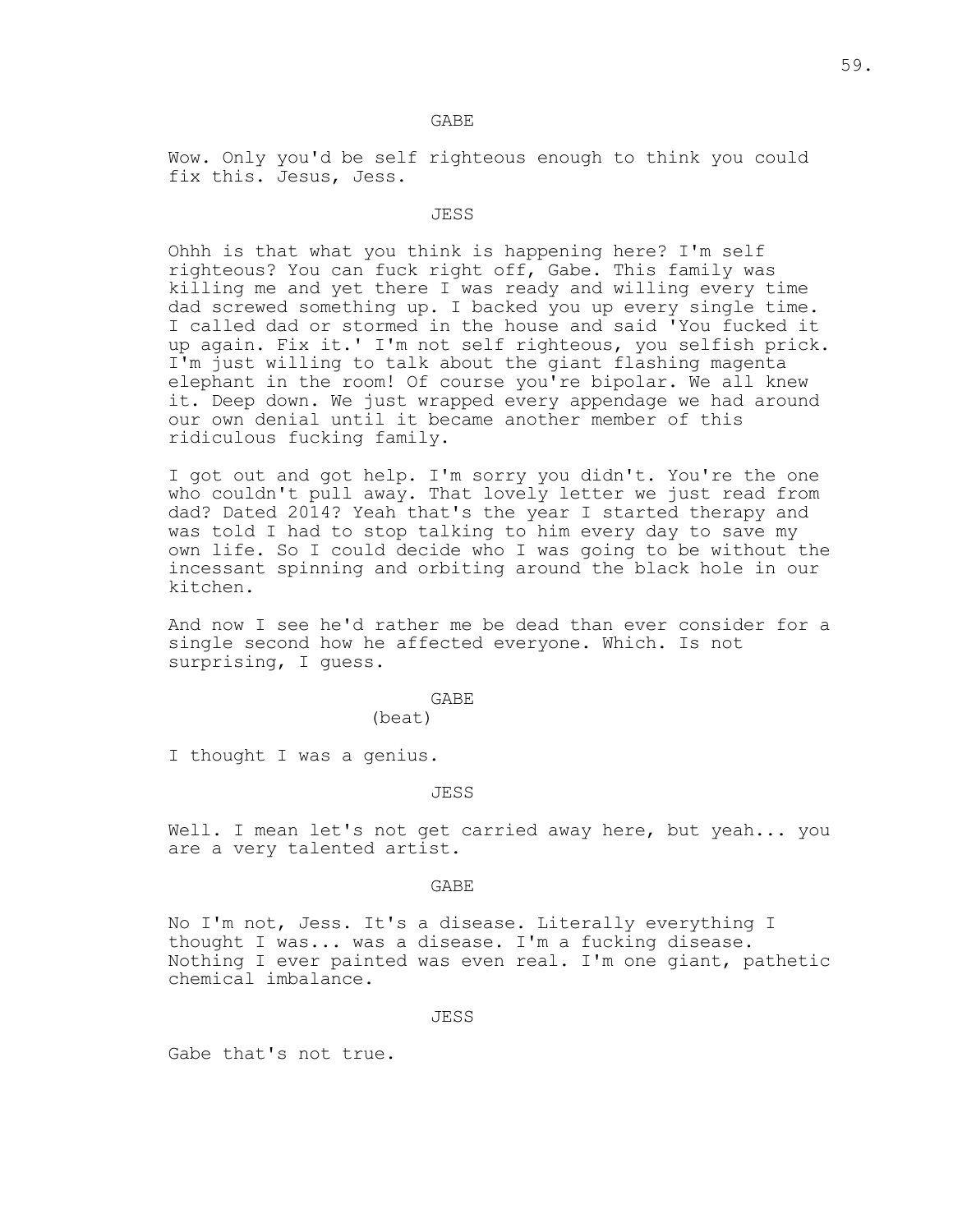GABE

Wow. Only you'd be self righteous enough to think you could fix this. Jesus, Jess.

JESS

Ohhh is that what you think is happening here? I'm self righteous? You can fuck right off, Gabe. This family was killing me and yet there I was ready and willing every time dad screwed something up. I backed you up every single time. I called dad or stormed in the house and said 'You fucked it up again. Fix it.' I'm not self righteous, you selfish prick. I'm just willing to talk about the giant flashing magenta elephant in the room! Of course you're bipolar. We all knew it. Deep down. We just wrapped every appendage we had around our own denial until it became another member of this ridiculous fucking family.

I got out and got help. I'm sorry you didn't. You're the one who couldn't pull away. That lovely letter we just read from dad? Dated 2014? Yeah that's the year I started therapy and was told I had to stop talking to him every day to save my own life. So I could decide who I was going to be without the incessant spinning and orbiting around the black hole in our kitchen.

And now I see he'd rather me be dead than ever consider for a single second how he affected everyone. Which. Is not surprising, I guess.

GABE
(beat)

I thought I was a genius.

JESS

Well. I mean let's not get carried away here, but yeah... you are a very talented artist.

GABE

No I'm not, Jess. It's a disease. Literally everything I thought I was... was a disease. I'm a fucking disease. Nothing I ever painted was even real. I'm one giant, pathetic chemical imbalance.

JESS

Gabe that's not true.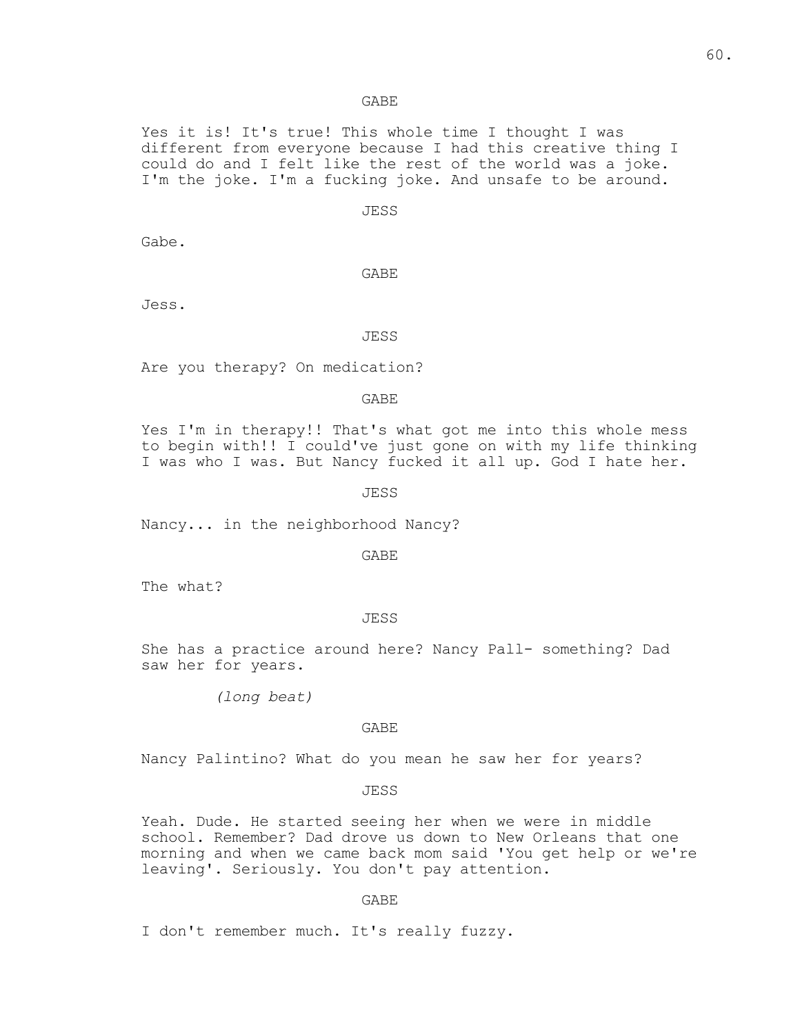GABE

Yes it is! It's true! This whole time I thought I was different from everyone because I had this creative thing I could do and I felt like the rest of the world was a joke. I'm the joke. I'm a fucking joke. And unsafe to be around.

JESS

Gabe.

GABE

Jess.

JESS

Are you therapy? On medication?

GABE

Yes I'm in therapy!! That's what got me into this whole mess to begin with!! I could've just gone on with my life thinking I was who I was. But Nancy fucked it all up. God I hate her.

JESS

Nancy... in the neighborhood Nancy?

GABE

The what?

JESS

She has a practice around here? Nancy Pall- something? Dad saw her for years.

*(long beat)*

GABE

Nancy Palintino? What do you mean he saw her for years?

JESS

Yeah. Dude. He started seeing her when we were in middle school. Remember? Dad drove us down to New Orleans that one morning and when we came back mom said 'You get help or we're leaving'. Seriously. You don't pay attention.

GABE

I don't remember much. It's really fuzzy.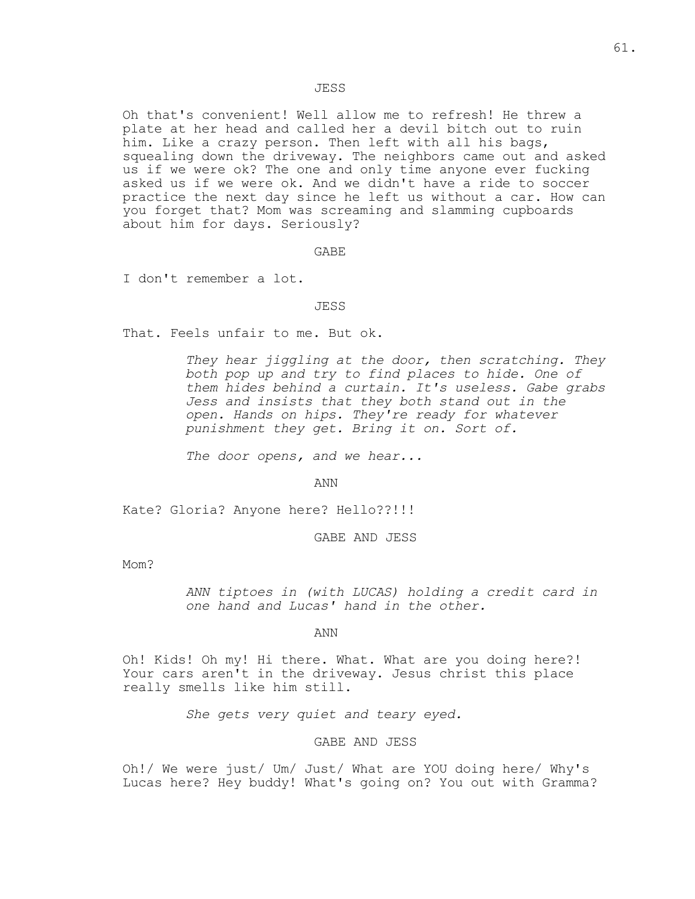JESS

Oh that's convenient! Well allow me to refresh! He threw a plate at her head and called her a devil bitch out to ruin him. Like a crazy person. Then left with all his bags, squealing down the driveway. The neighbors came out and asked us if we were ok? The one and only time anyone ever fucking asked us if we were ok. And we didn't have a ride to soccer practice the next day since he left us without a car. How can you forget that? Mom was screaming and slamming cupboards about him for days. Seriously?

GABE

I don't remember a lot.

JESS

That. Feels unfair to me. But ok.

*They hear jiggling at the door, then scratching. They both pop up and try to find places to hide. One of them hides behind a curtain. It's useless. Gabe grabs Jess and insists that they both stand out in the open. Hands on hips. They're ready for whatever punishment they get. Bring it on. Sort of.*

*The door opens, and we hear...*

ANN

Kate? Gloria? Anyone here? Hello??!!!

GABE AND JESS

Mom?

*ANN tiptoes in (with LUCAS) holding a credit card in one hand and Lucas' hand in the other.*

ANN

Oh! Kids! Oh my! Hi there. What. What are you doing here?! Your cars aren't in the driveway. Jesus christ this place really smells like him still.

*She gets very quiet and teary eyed.*

GABE AND JESS

Oh!/ We were just/ Um/ Just/ What are YOU doing here/ Why's Lucas here? Hey buddy! What's going on? You out with Gramma?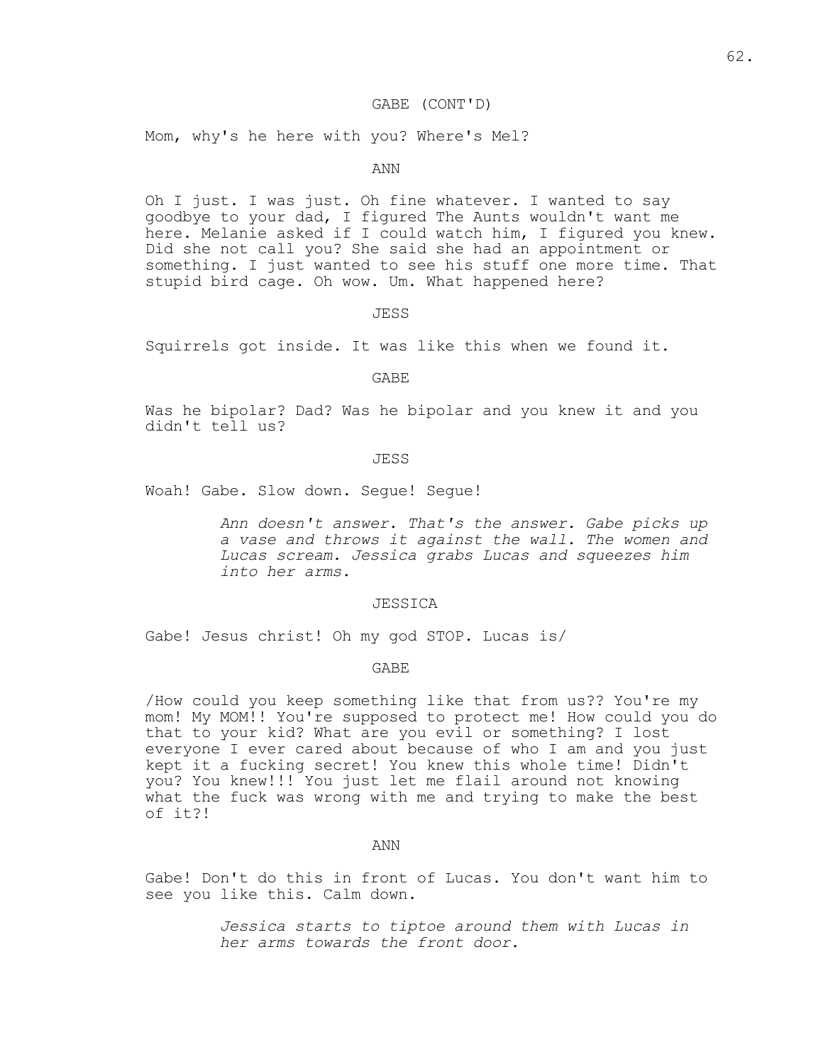GABE (CONT'D)

Mom, why's he here with you? Where's Mel?

ANN

Oh I just. I was just. Oh fine whatever. I wanted to say goodbye to your dad, I figured The Aunts wouldn't want me here. Melanie asked if I could watch him, I figured you knew. Did she not call you? She said she had an appointment or something. I just wanted to see his stuff one more time. That stupid bird cage. Oh wow. Um. What happened here?

JESS

Squirrels got inside. It was like this when we found it.

GABE

Was he bipolar? Dad? Was he bipolar and you knew it and you didn't tell us?

JESS

Woah! Gabe. Slow down. Segue! Segue!

*Ann doesn't answer. That's the answer. Gabe picks up a vase and throws it against the wall. The women and Lucas scream. Jessica grabs Lucas and squeezes him into her arms.*

JESSICA

Gabe! Jesus christ! Oh my god STOP. Lucas is/

GABE

/How could you keep something like that from us?? You're my mom! My MOM!! You're supposed to protect me! How could you do that to your kid? What are you evil or something? I lost everyone I ever cared about because of who I am and you just kept it a fucking secret! You knew this whole time! Didn't you? You knew!!! You just let me flail around not knowing what the fuck was wrong with me and trying to make the best of it?!

ANN

Gabe! Don't do this in front of Lucas. You don't want him to see you like this. Calm down.

*Jessica starts to tiptoe around them with Lucas in her arms towards the front door.*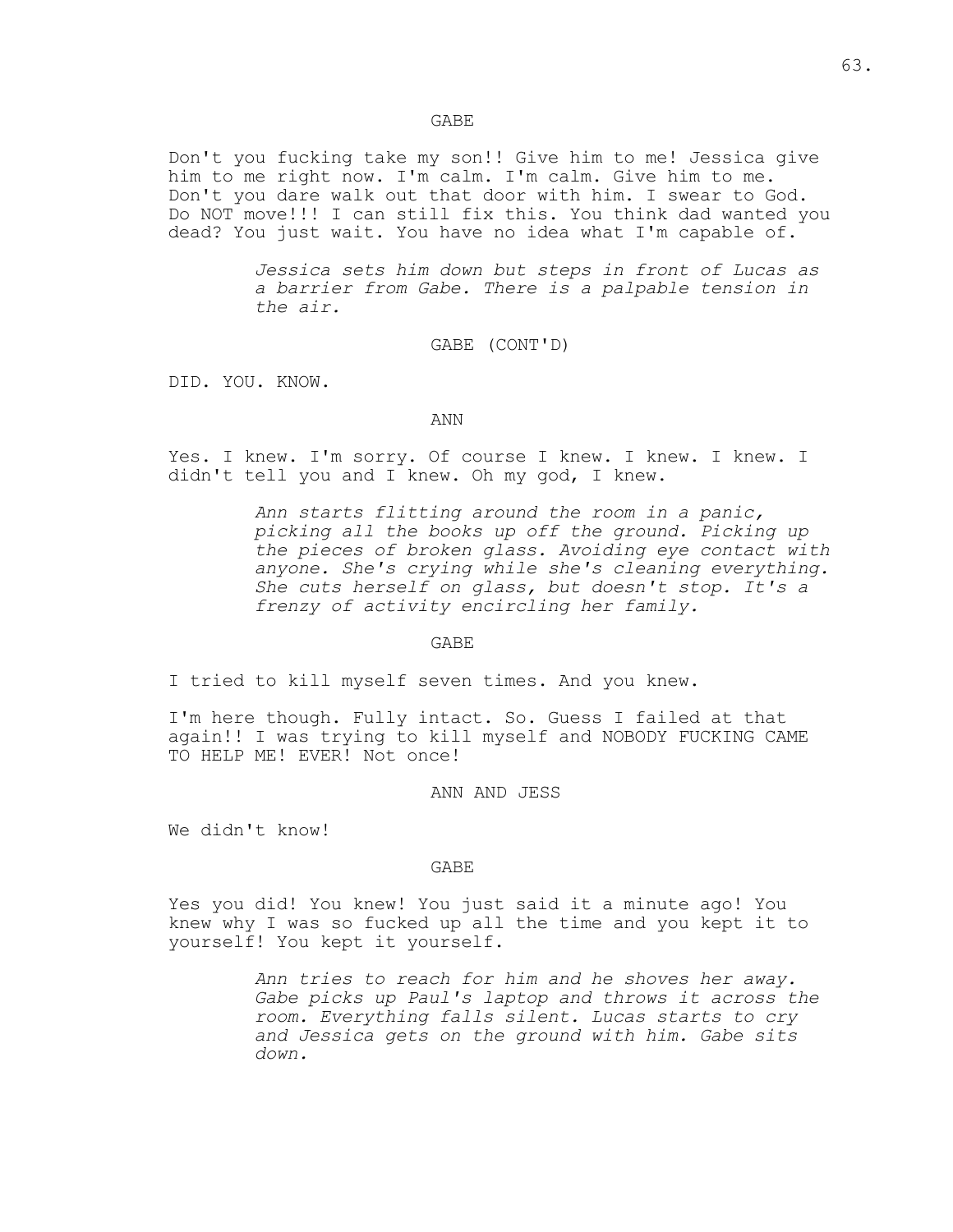GABE

Don't you fucking take my son!! Give him to me! Jessica give him to me right now. I'm calm. I'm calm. Give him to me. Don't you dare walk out that door with him. I swear to God. Do NOT move!!! I can still fix this. You think dad wanted you dead? You just wait. You have no idea what I'm capable of.

*Jessica sets him down but steps in front of Lucas as a barrier from Gabe. There is a palpable tension in the air.*

GABE (CONT'D)

DID. YOU. KNOW.

ANN

Yes. I knew. I'm sorry. Of course I knew. I knew. I knew. I didn't tell you and I knew. Oh my god, I knew.

*Ann starts flitting around the room in a panic, picking all the books up off the ground. Picking up the pieces of broken glass. Avoiding eye contact with anyone. She's crying while she's cleaning everything. She cuts herself on glass, but doesn't stop. It's a frenzy of activity encircling her family.*

GABE

I tried to kill myself seven times. And you knew.

I'm here though. Fully intact. So. Guess I failed at that again!! I was trying to kill myself and NOBODY FUCKING CAME TO HELP ME! EVER! Not once!

ANN AND JESS

We didn't know!

GABE

Yes you did! You knew! You just said it a minute ago! You knew why I was so fucked up all the time and you kept it to yourself! You kept it yourself.

*Ann tries to reach for him and he shoves her away. Gabe picks up Paul's laptop and throws it across the room. Everything falls silent. Lucas starts to cry and Jessica gets on the ground with him. Gabe sits down.*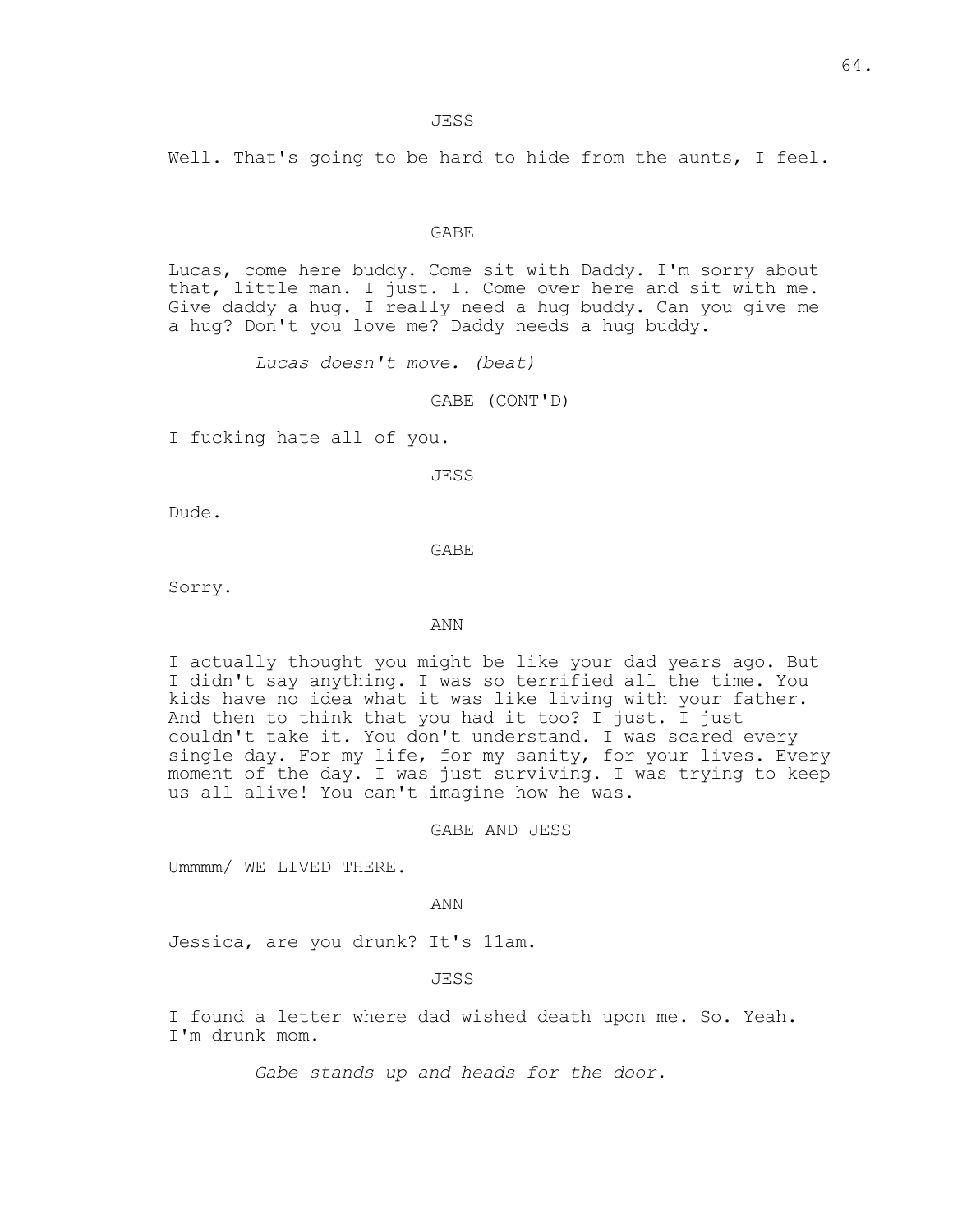JESS

Well. That's going to be hard to hide from the aunts, I feel.

GABE

Lucas, come here buddy. Come sit with Daddy. I'm sorry about that, little man. I just. I. Come over here and sit with me. Give daddy a hug. I really need a hug buddy. Can you give me a hug? Don't you love me? Daddy needs a hug buddy.

*Lucas doesn't move. (beat)*

GABE (CONT'D)

I fucking hate all of you.

JESS

Dude.

GABE

Sorry.

ANN

I actually thought you might be like your dad years ago. But I didn't say anything. I was so terrified all the time. You kids have no idea what it was like living with your father. And then to think that you had it too? I just. I just couldn't take it. You don't understand. I was scared every single day. For my life, for my sanity, for your lives. Every moment of the day. I was just surviving. I was trying to keep us all alive! You can't imagine how he was.

GABE AND JESS

Ummmm/ WE LIVED THERE.

ANN

Jessica, are you drunk? It's 11am.

JESS

I found a letter where dad wished death upon me. So. Yeah. I'm drunk mom.

*Gabe stands up and heads for the door.*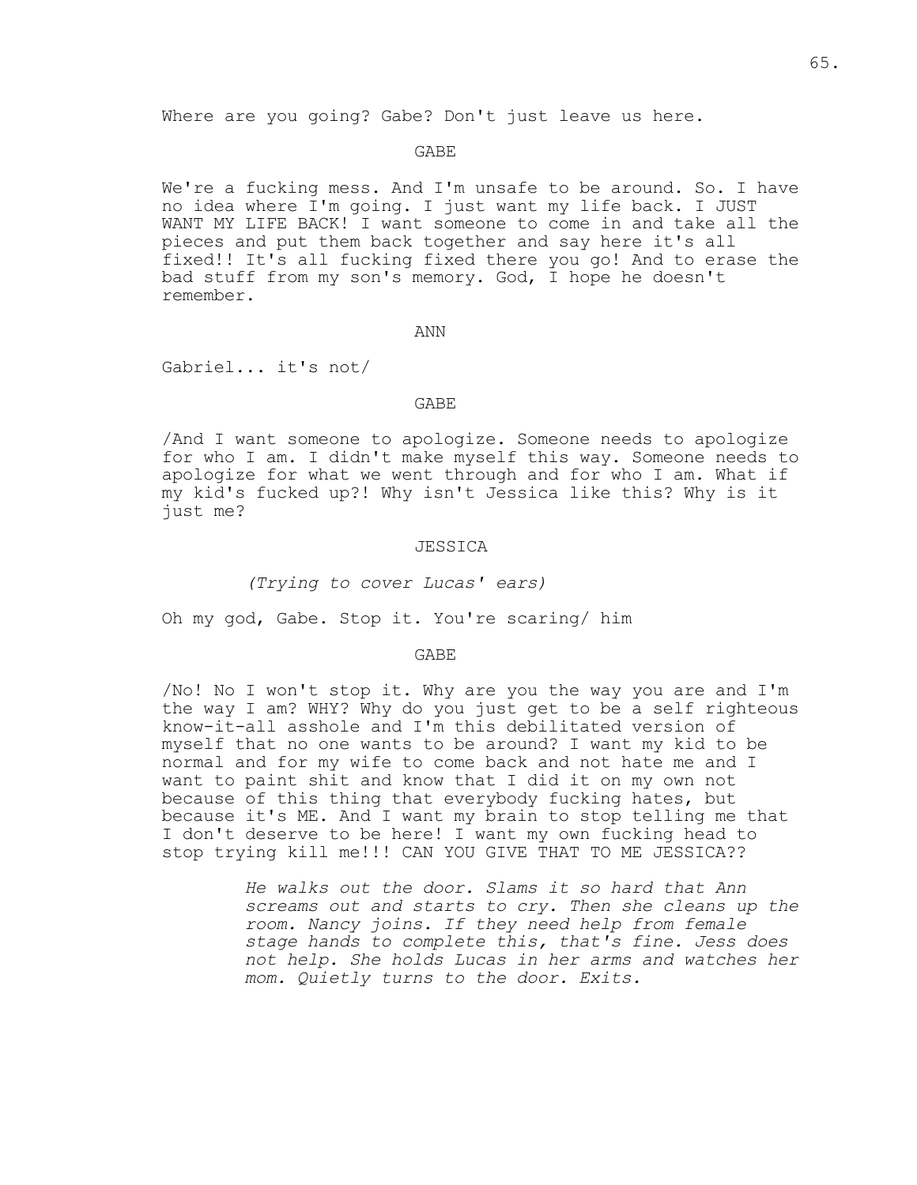Where are you going? Gabe? Don't just leave us here.

GABE

We're a fucking mess. And I'm unsafe to be around. So. I have no idea where I'm going. I just want my life back. I JUST WANT MY LIFE BACK! I want someone to come in and take all the pieces and put them back together and say here it's all fixed!! It's all fucking fixed there you go! And to erase the bad stuff from my son's memory. God, I hope he doesn't remember.

ANN

Gabriel... it's not/

GABE

/And I want someone to apologize. Someone needs to apologize for who I am. I didn't make myself this way. Someone needs to apologize for what we went through and for who I am. What if my kid's fucked up?! Why isn't Jessica like this? Why is it just me?

JESSICA

*(Trying to cover Lucas' ears)*

Oh my god, Gabe. Stop it. You're scaring/ him

GABE

/No! No I won't stop it. Why are you the way you are and I'm the way I am? WHY? Why do you just get to be a self righteous know-it-all asshole and I'm this debilitated version of myself that no one wants to be around? I want my kid to be normal and for my wife to come back and not hate me and I want to paint shit and know that I did it on my own not because of this thing that everybody fucking hates, but because it's ME. And I want my brain to stop telling me that I don't deserve to be here! I want my own fucking head to stop trying kill me!!! CAN YOU GIVE THAT TO ME JESSICA??

*He walks out the door. Slams it so hard that Ann screams out and starts to cry. Then she cleans up the room. Nancy joins. If they need help from female stage hands to complete this, that's fine. Jess does not help. She holds Lucas in her arms and watches her mom. Quietly turns to the door. Exits.*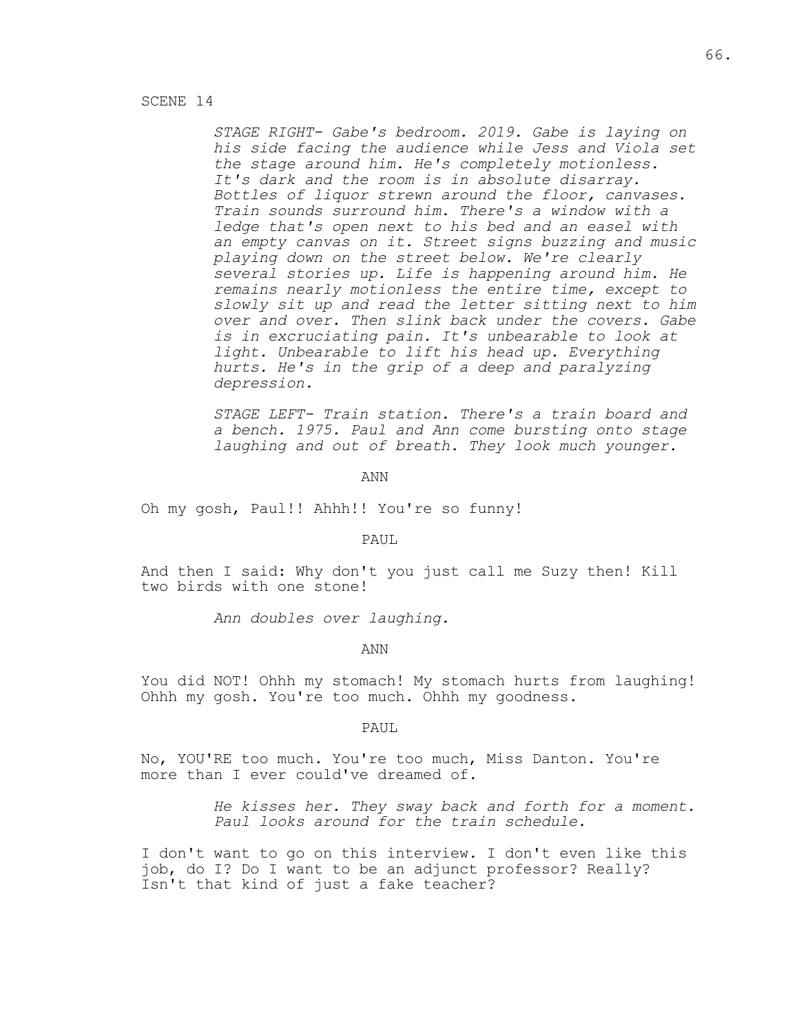SCENE 14

*STAGE RIGHT- Gabe's bedroom. 2019. Gabe is laying on his side facing the audience while Jess and Viola set the stage around him. He's completely motionless. It's dark and the room is in absolute disarray. Bottles of liquor strewn around the floor, canvases. Train sounds surround him. There's a window with a ledge that's open next to his bed and an easel with an empty canvas on it. Street signs buzzing and music playing down on the street below. We're clearly several stories up. Life is happening around him. He remains nearly motionless the entire time, except to slowly sit up and read the letter sitting next to him over and over. Then slink back under the covers. Gabe is in excruciating pain. It's unbearable to look at light. Unbearable to lift his head up. Everything hurts. He's in the grip of a deep and paralyzing depression.*

*STAGE LEFT- Train station. There's a train board and a bench. 1975. Paul and Ann come bursting onto stage laughing and out of breath. They look much younger.*

ANN

Oh my gosh, Paul!! Ahhh!! You're so funny!

PAUL

And then I said: Why don't you just call me Suzy then! Kill two birds with one stone!

*Ann doubles over laughing.*

ANN

You did NOT! Ohhh my stomach! My stomach hurts from laughing! Ohhh my gosh. You're too much. Ohhh my goodness.

PAUL

No, YOU'RE too much. You're too much, Miss Danton. You're more than I ever could've dreamed of.

*He kisses her. They sway back and forth for a moment. Paul looks around for the train schedule.*

I don't want to go on this interview. I don't even like this job, do I? Do I want to be an adjunct professor? Really? Isn't that kind of just a fake teacher?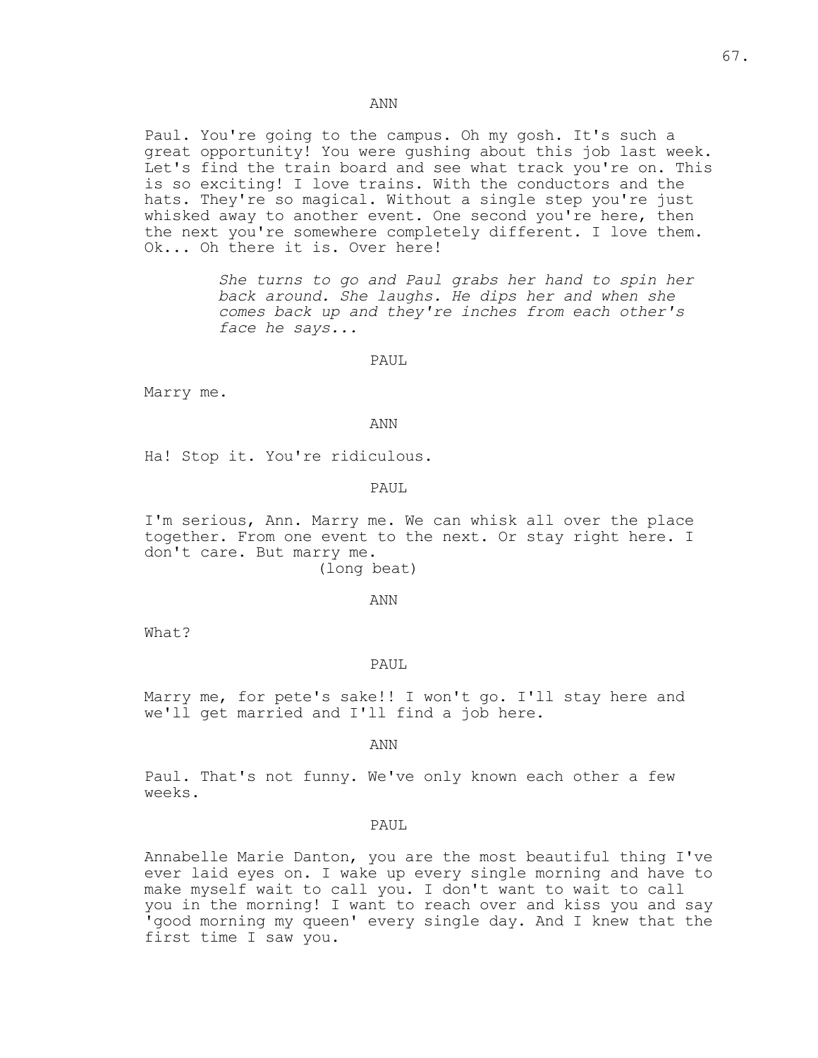ANN

Paul. You're going to the campus. Oh my gosh. It's such a great opportunity! You were gushing about this job last week. Let's find the train board and see what track you're on. This is so exciting! I love trains. With the conductors and the hats. They're so magical. Without a single step you're just whisked away to another event. One second you're here, then the next you're somewhere completely different. I love them. Ok... Oh there it is. Over here!

*She turns to go and Paul grabs her hand to spin her back around. She laughs. He dips her and when she comes back up and they're inches from each other's face he says...*

PAUL

Marry me.

ANN

Ha! Stop it. You're ridiculous.

PAUL

I'm serious, Ann. Marry me. We can whisk all over the place together. From one event to the next. Or stay right here. I don't care. But marry me.
(long beat)

ANN

What?

PAUL

Marry me, for pete's sake!! I won't go. I'll stay here and we'll get married and I'll find a job here.

ANN

Paul. That's not funny. We've only known each other a few weeks.

PAUL

Annabelle Marie Danton, you are the most beautiful thing I've ever laid eyes on. I wake up every single morning and have to make myself wait to call you. I don't want to wait to call you in the morning! I want to reach over and kiss you and say 'good morning my queen' every single day. And I knew that the first time I saw you.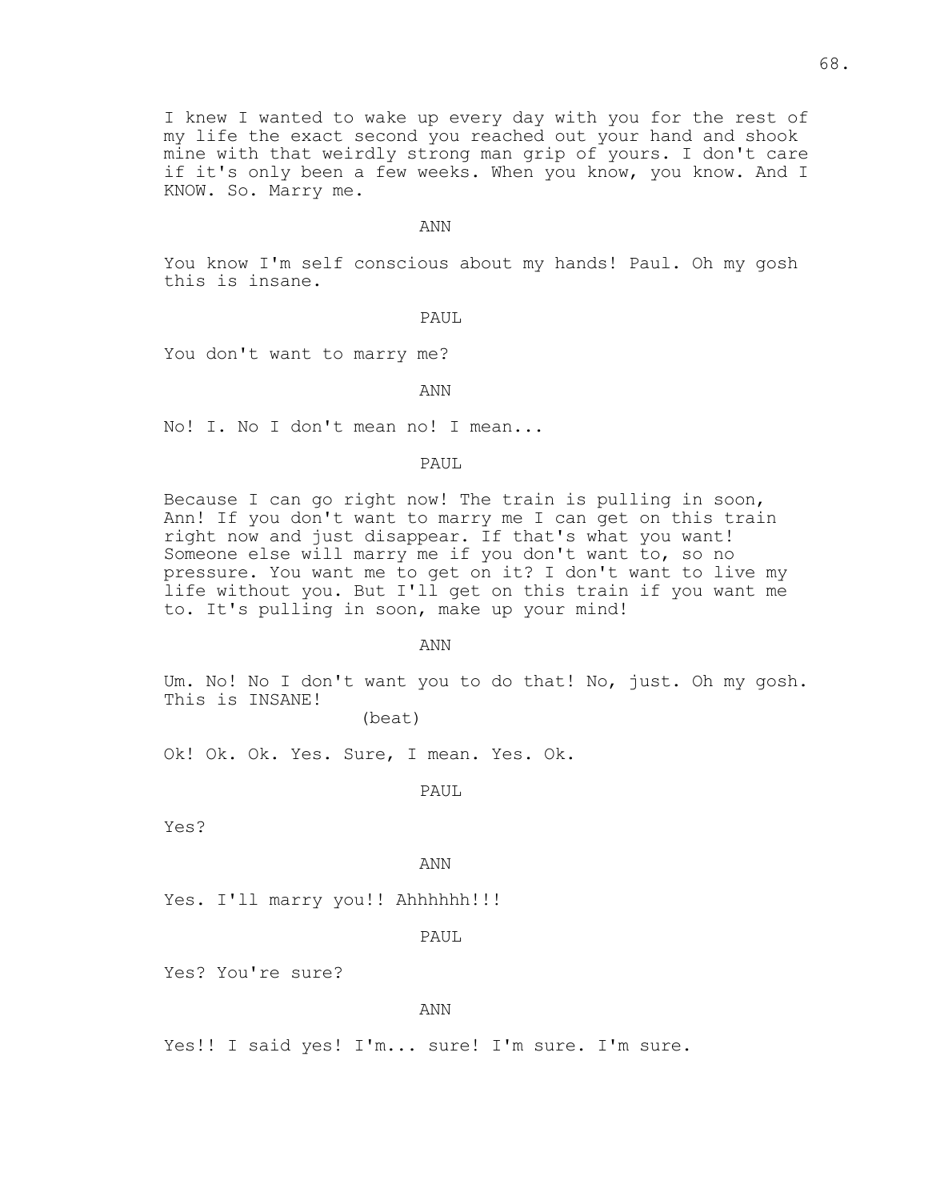I knew I wanted to wake up every day with you for the rest of my life the exact second you reached out your hand and shook mine with that weirdly strong man grip of yours. I don't care if it's only been a few weeks. When you know, you know. And I KNOW. So. Marry me.

ANN

You know I'm self conscious about my hands! Paul. Oh my gosh this is insane.

PAUL

You don't want to marry me?

ANN

No! I. No I don't mean no! I mean...

PAUL

Because I can go right now! The train is pulling in soon, Ann! If you don't want to marry me I can get on this train right now and just disappear. If that's what you want! Someone else will marry me if you don't want to, so no pressure. You want me to get on it? I don't want to live my life without you. But I'll get on this train if you want me to. It's pulling in soon, make up your mind!

ANN

Um. No! No I don't want you to do that! No, just. Oh my gosh. This is INSANE!

(beat)

Ok! Ok. Ok. Yes. Sure, I mean. Yes. Ok.

PAUL

Yes?

ANN

Yes. I'll marry you!! Ahhhhhh!!!

PAUL

Yes? You're sure?

ANN

Yes!! I said yes! I'm... sure! I'm sure. I'm sure.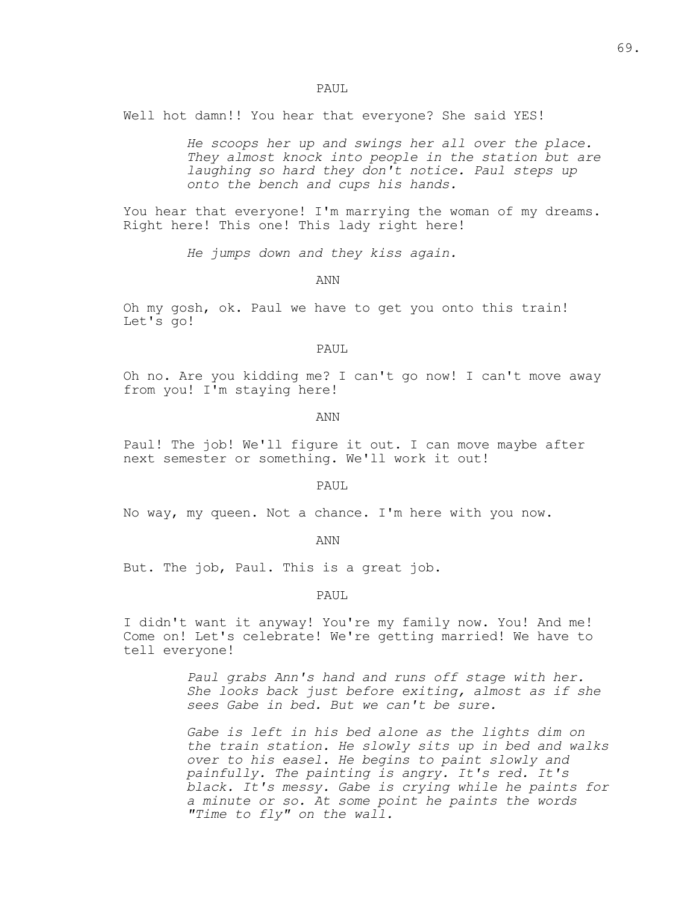PAUL

Well hot damn!! You hear that everyone? She said YES!

*He scoops her up and swings her all over the place. They almost knock into people in the station but are laughing so hard they don't notice. Paul steps up onto the bench and cups his hands.*

You hear that everyone! I'm marrying the woman of my dreams. Right here! This one! This lady right here!

*He jumps down and they kiss again.*

ANN

Oh my gosh, ok. Paul we have to get you onto this train! Let's go!

PAUL

Oh no. Are you kidding me? I can't go now! I can't move away from you! I'm staying here!

ANN

Paul! The job! We'll figure it out. I can move maybe after next semester or something. We'll work it out!

PAUL

No way, my queen. Not a chance. I'm here with you now.

ANN

But. The job, Paul. This is a great job.

PAUL

I didn't want it anyway! You're my family now. You! And me! Come on! Let's celebrate! We're getting married! We have to tell everyone!

*Paul grabs Ann's hand and runs off stage with her. She looks back just before exiting, almost as if she sees Gabe in bed. But we can't be sure.*

*Gabe is left in his bed alone as the lights dim on the train station. He slowly sits up in bed and walks over to his easel. He begins to paint slowly and painfully. The painting is angry. It's red. It's black. It's messy. Gabe is crying while he paints for a minute or so. At some point he paints the words "Time to fly" on the wall.*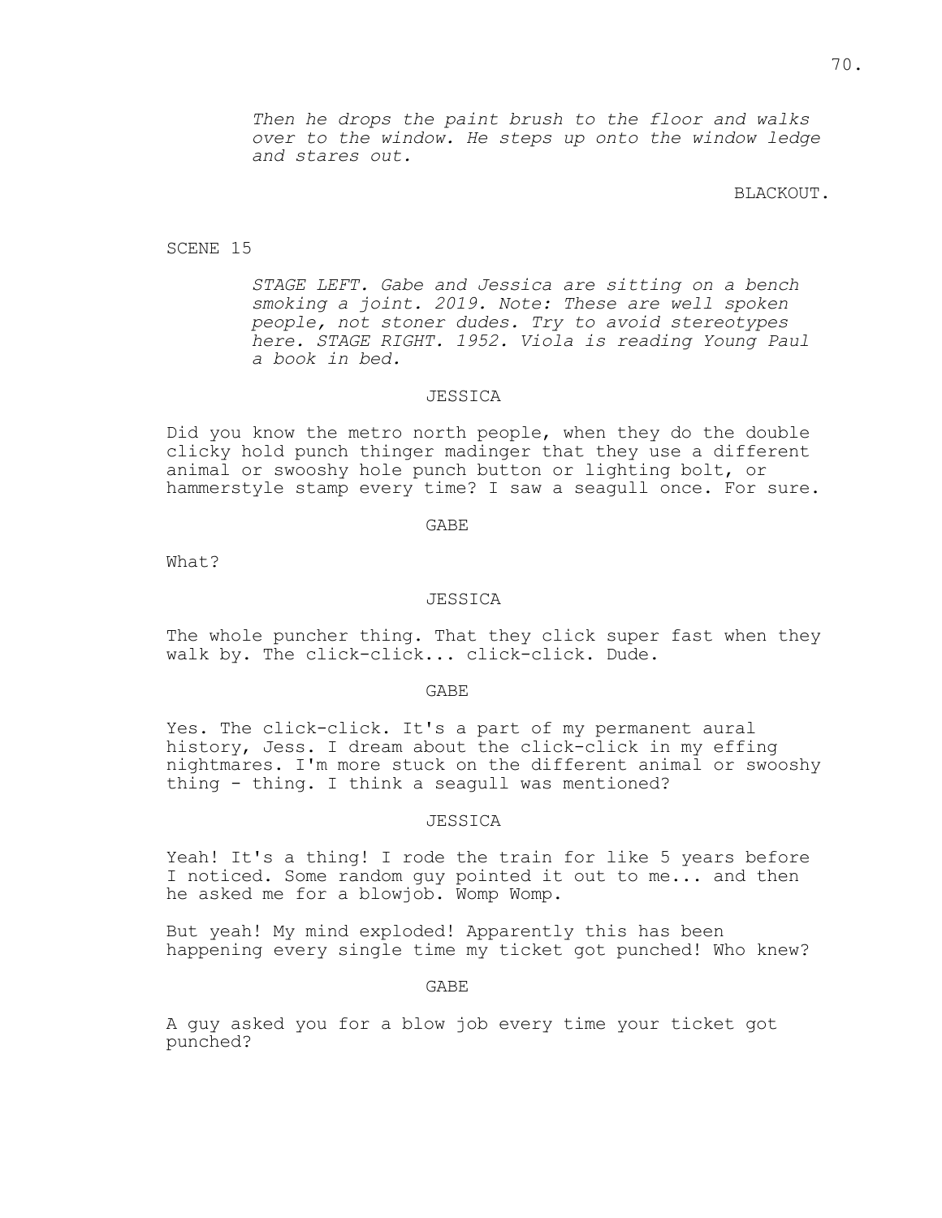*Then he drops the paint brush to the floor and walks over to the window. He steps up onto the window ledge and stares out.*

BLACKOUT.

SCENE 15

*STAGE LEFT. Gabe and Jessica are sitting on a bench smoking a joint. 2019. Note: These are well spoken people, not stoner dudes. Try to avoid stereotypes here. STAGE RIGHT. 1952. Viola is reading Young Paul a book in bed.*

JESSICA

Did you know the metro north people, when they do the double clicky hold punch thinger madinger that they use a different animal or swooshy hole punch button or lighting bolt, or hammerstyle stamp every time? I saw a seagull once. For sure.

GABE

What?

JESSICA

The whole puncher thing. That they click super fast when they walk by. The click-click... click-click. Dude.

GABE

Yes. The click-click. It's a part of my permanent aural history, Jess. I dream about the click-click in my effing nightmares. I'm more stuck on the different animal or swooshy thing - thing. I think a seagull was mentioned?

JESSICA

Yeah! It's a thing! I rode the train for like 5 years before I noticed. Some random guy pointed it out to me... and then he asked me for a blowjob. Womp Womp.

But yeah! My mind exploded! Apparently this has been happening every single time my ticket got punched! Who knew?

GABE

A guy asked you for a blow job every time your ticket got punched?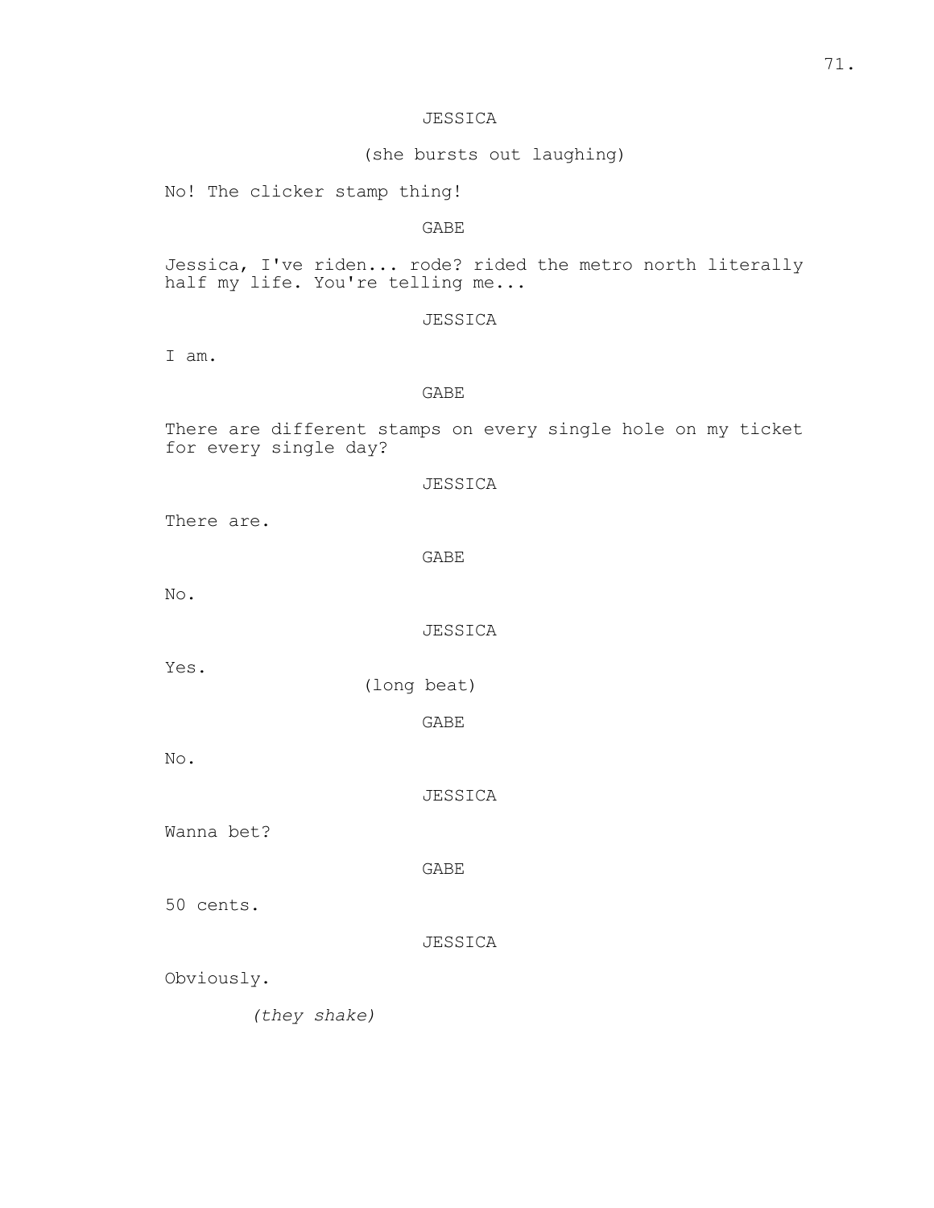JESSICA

(she bursts out laughing)

No! The clicker stamp thing!

GABE

Jessica, I've riden... rode? rided the metro north literally half my life. You're telling me...

JESSICA

I am.

GABE

There are different stamps on every single hole on my ticket for every single day?

JESSICA

There are.

GABE

No.

JESSICA

Yes.

(long beat)

GABE

No.

JESSICA

Wanna bet?

GABE

50 cents.

JESSICA

Obviously.

*(they shake)*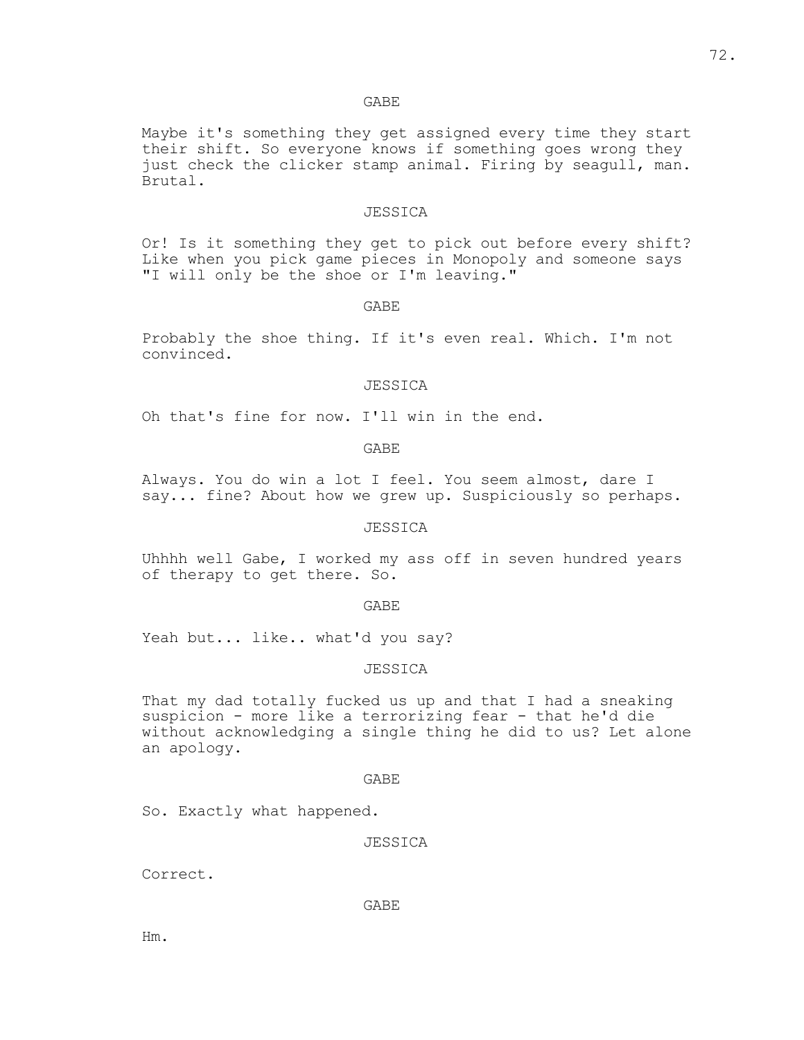GABE

Maybe it's something they get assigned every time they start their shift. So everyone knows if something goes wrong they just check the clicker stamp animal. Firing by seagull, man. Brutal.

JESSICA

Or! Is it something they get to pick out before every shift? Like when you pick game pieces in Monopoly and someone says "I will only be the shoe or I'm leaving."

GABE

Probably the shoe thing. If it's even real. Which. I'm not convinced.

JESSICA

Oh that's fine for now. I'll win in the end.

GABE

Always. You do win a lot I feel. You seem almost, dare I say... fine? About how we grew up. Suspiciously so perhaps.

JESSICA

Uhhhh well Gabe, I worked my ass off in seven hundred years of therapy to get there. So.

GABE

Yeah but... like.. what'd you say?

JESSICA

That my dad totally fucked us up and that I had a sneaking suspicion - more like a terrorizing fear - that he'd die without acknowledging a single thing he did to us? Let alone an apology.

GABE

So. Exactly what happened.

JESSICA

Correct.

GABE

Hm.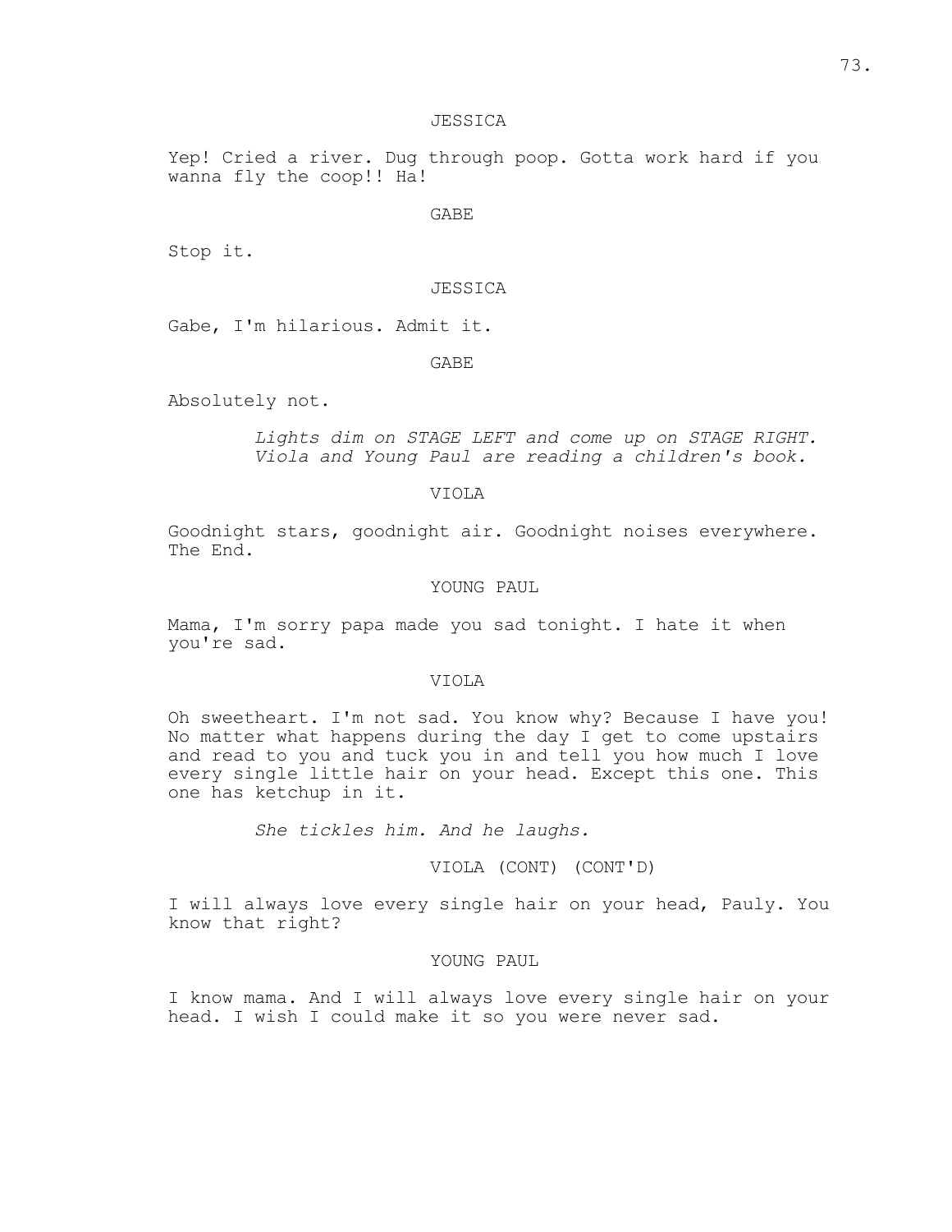JESSICA

Yep! Cried a river. Dug through poop. Gotta work hard if you wanna fly the coop!! Ha!

GABE

Stop it.

JESSICA

Gabe, I'm hilarious. Admit it.

GABE

Absolutely not.

*Lights dim on STAGE LEFT and come up on STAGE RIGHT. Viola and Young Paul are reading a children's book.*

VIOLA

Goodnight stars, goodnight air. Goodnight noises everywhere. The End.

YOUNG PAUL

Mama, I'm sorry papa made you sad tonight. I hate it when you're sad.

VIOLA

Oh sweetheart. I'm not sad. You know why? Because I have you! No matter what happens during the day I get to come upstairs and read to you and tuck you in and tell you how much I love every single little hair on your head. Except this one. This one has ketchup in it.

*She tickles him. And he laughs.*

VIOLA (CONT) (CONT'D)

I will always love every single hair on your head, Pauly. You know that right?

YOUNG PAUL

I know mama. And I will always love every single hair on your head. I wish I could make it so you were never sad.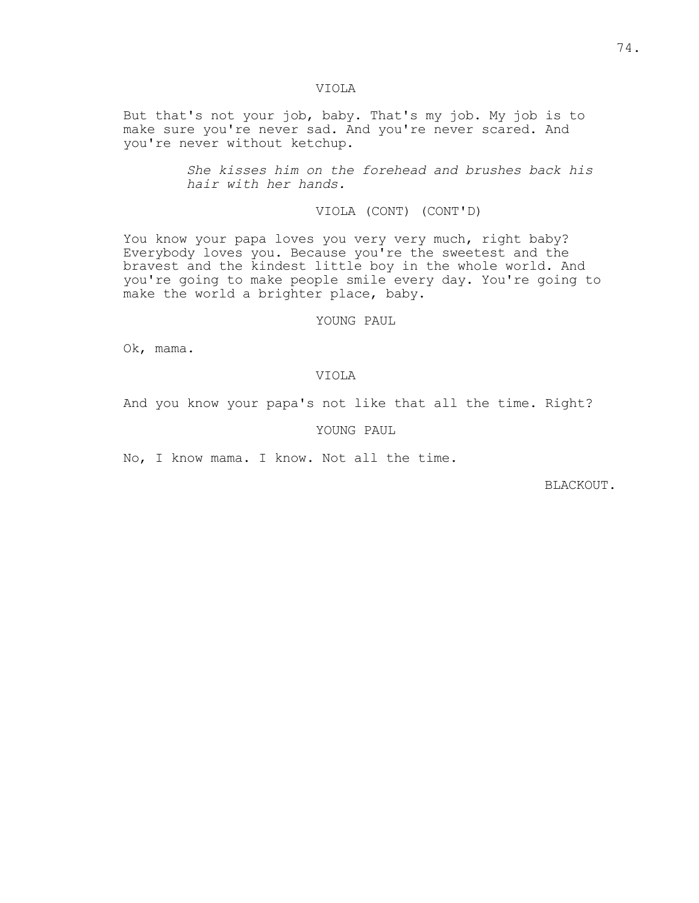VIOLA

But that's not your job, baby. That's my job. My job is to make sure you're never sad. And you're never scared. And you're never without ketchup.

*She kisses him on the forehead and brushes back his hair with her hands.*

VIOLA (CONT) (CONT'D)

You know your papa loves you very very much, right baby? Everybody loves you. Because you're the sweetest and the bravest and the kindest little boy in the whole world. And you're going to make people smile every day. You're going to make the world a brighter place, baby.

YOUNG PAUL

Ok, mama.

VIOLA

And you know your papa's not like that all the time. Right?

YOUNG PAUL

No, I know mama. I know. Not all the time.

BLACKOUT.